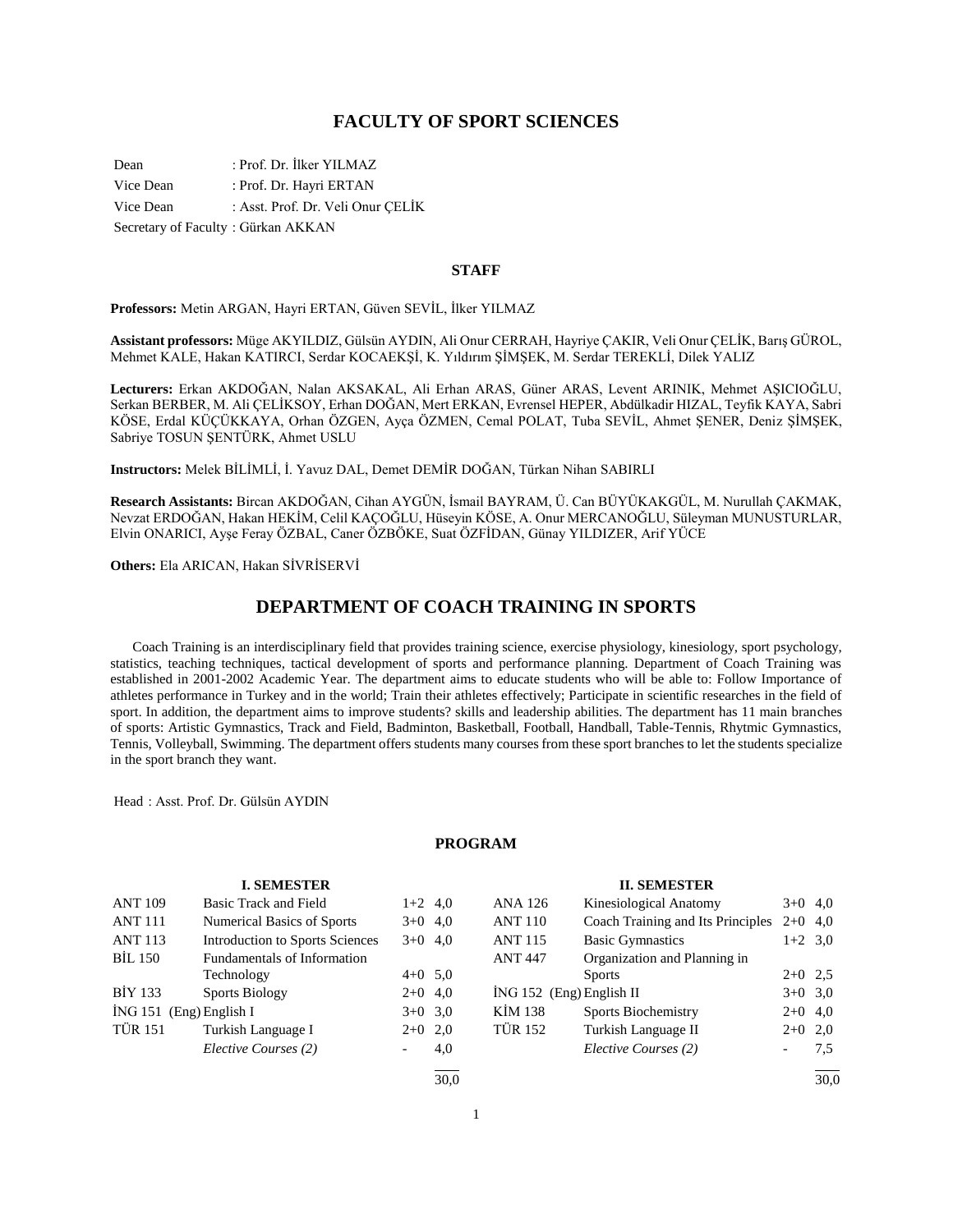# FACULTY OF SPORT SCIENCES

Dean : Prof. Dr. İlker YILMAZ
Vice Dean : Prof. Dr. Hayri ERTAN
Vice Dean : Asst. Prof. Dr. Veli Onur ÇELİK
Secretary of Faculty : Gürkan AKKAN

## STAFF

**Professors:** Metin ARGAN, Hayri ERTAN, Güven SEVİL, İlker YILMAZ

**Assistant professors:** Müge AKYILDIZ, Gülsün AYDIN, Ali Onur CERRAH, Hayriye ÇAKIR, Veli Onur ÇELİK, Barış GÜROL, Mehmet KALE, Hakan KATIRCI, Serdar KOCAEKŞİ, K. Yıldırım ŞİMŞEK, M. Serdar TEREKLİ, Dilek YALIZ

**Lecturers:** Erkan AKDOĞAN, Nalan AKSAKAL, Ali Erhan ARAS, Güner ARAS, Levent ARINIK, Mehmet AŞICIOĞLU, Serkan BERBER, M. Ali ÇELİKSOY, Erhan DOĞAN, Mert ERKAN, Evrensel HEPER, Abdülkadir HIZAL, Teyfik KAYA, Sabri KÖSE, Erdal KÜÇÜKKAYA, Orhan ÖZGEN, Ayça ÖZMEN, Cemal POLAT, Tuba SEVİL, Ahmet ŞENER, Deniz ŞİMŞEK, Sabriye TOSUN ŞENTÜRK, Ahmet USLU

**Instructors:** Melek BİLİMLİ, İ. Yavuz DAL, Demet DEMİR DOĞAN, Türkan Nihan SABIRLI

**Research Assistants:** Bircan AKDOĞAN, Cihan AYGÜN, İsmail BAYRAM, Ü. Can BÜYÜKAKGÜL, M. Nurullah ÇAKMAK, Nevzat ERDOĞAN, Hakan HEKİM, Celil KAÇOĞLU, Hüseyin KÖSE, A. Onur MERCANOĞLU, Süleyman MUNUSTURLAR, Elvin ONARICI, Ayşe Feray ÖZBAL, Caner ÖZBÖKE, Suat ÖZFİDAN, Günay YILDIZER, Arif YÜCE

**Others:** Ela ARICAN, Hakan SİVRİSERVİ

## DEPARTMENT OF COACH TRAINING IN SPORTS

Coach Training is an interdisciplinary field that provides training science, exercise physiology, kinesiology, sport psychology, statistics, teaching techniques, tactical development of sports and performance planning. Department of Coach Training was established in 2001-2002 Academic Year. The department aims to educate students who will be able to: Follow Importance of athletes performance in Turkey and in the world; Train their athletes effectively; Participate in scientific researches in the field of sport. In addition, the department aims to improve students? skills and leadership abilities. The department has 11 main branches of sports: Artistic Gymnastics, Track and Field, Badminton, Basketball, Football, Handball, Table-Tennis, Rhytmic Gymnastics, Tennis, Volleyball, Swimming. The department offers students many courses from these sport branches to let the students specialize in the sport branch they want.

Head : Asst. Prof. Dr. Gülsün AYDIN

### PROGRAM

**I. SEMESTER**

| Code | Course | Hours | Credits |
|---|---|---|---|
| ANT 109 | Basic Track and Field | 1+2 | 4,0 |
| ANT 111 | Numerical Basics of Sports | 3+0 | 4,0 |
| ANT 113 | Introduction to Sports Sciences | 3+0 | 4,0 |
| BİL 150 | Fundamentals of Information Technology | 4+0 | 5,0 |
| BİY 133 | Sports Biology | 2+0 | 4,0 |
| İNG 151 (Eng) | English I | 3+0 | 3,0 |
| TÜR 151 | Turkish Language I | 2+0 | 2,0 |
| | *Elective Courses (2)* | - | 4,0 |
| | | | 30,0 |

**II. SEMESTER**

| Code | Course | Hours | Credits |
|---|---|---|---|
| ANA 126 | Kinesiological Anatomy | 3+0 | 4,0 |
| ANT 110 | Coach Training and Its Principles | 2+0 | 4,0 |
| ANT 115 | Basic Gymnastics | 1+2 | 3,0 |
| ANT 447 | Organization and Planning in Sports | 2+0 | 2,5 |
| İNG 152 (Eng) | English II | 3+0 | 3,0 |
| KİM 138 | Sports Biochemistry | 2+0 | 4,0 |
| TÜR 152 | Turkish Language II | 2+0 | 2,0 |
| | *Elective Courses (2)* | - | 7,5 |
| | | | 30,0 |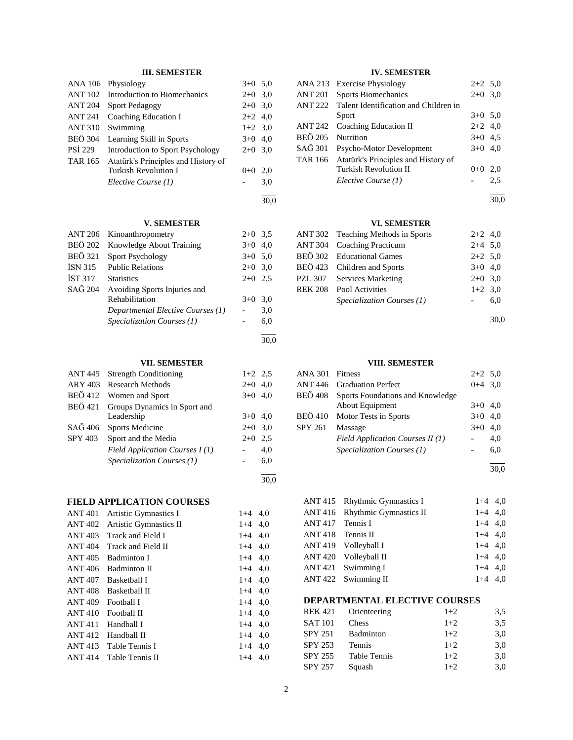### III. SEMESTER

| Code | Course | Hours | ECTS |
|---|---|---|---|
| ANA 106 | Physiology | 3+0 | 5,0 |
| ANT 102 | Introduction to Biomechanics | 2+0 | 3,0 |
| ANT 204 | Sport Pedagogy | 2+0 | 3,0 |
| ANT 241 | Coaching Education I | 2+2 | 4,0 |
| ANT 310 | Swimming | 1+2 | 3,0 |
| BEÖ 304 | Learning Skill in Sports | 3+0 | 4,0 |
| PSİ 229 | Introduction to Sport Psychology | 2+0 | 3,0 |
| TAR 165 | Atatürk's Principles and History of Turkish Revolution I | 0+0 | 2,0 |
| | *Elective Course (1)* | - | 3,0 |
| | | | 30,0 |

### IV. SEMESTER

| Code | Course | Hours | ECTS |
|---|---|---|---|
| ANA 213 | Exercise Physiology | 2+2 | 5,0 |
| ANT 201 | Sports Biomechanics | 2+0 | 3,0 |
| ANT 222 | Talent Identification and Children in Sport | 3+0 | 5,0 |
| ANT 242 | Coaching Education II | 2+2 | 4,0 |
| BEÖ 205 | Nutrition | 3+0 | 4,5 |
| SAĞ 301 | Psycho-Motor Development | 3+0 | 4,0 |
| TAR 166 | Atatürk's Principles and History of Turkish Revolution II | 0+0 | 2,0 |
| | *Elective Course (1)* | - | 2,5 |
| | | | 30,0 |

### V. SEMESTER

| Code | Course | Hours | ECTS |
|---|---|---|---|
| ANT 206 | Kinoanthropometry | 2+0 | 3,5 |
| BEÖ 202 | Knowledge About Training | 3+0 | 4,0 |
| BEÖ 321 | Sport Psychology | 3+0 | 5,0 |
| İSN 315 | Public Relations | 2+0 | 3,0 |
| İST 317 | Statistics | 2+0 | 2,5 |
| SAĞ 204 | Avoiding Sports Injuries and Rehabilitation | 3+0 | 3,0 |
| | *Departmental Elective Courses (1)* | - | 3,0 |
| | *Specialization Courses (1)* | - | 6,0 |
| | | | 30,0 |

### VI. SEMESTER

| Code | Course | Hours | ECTS |
|---|---|---|---|
| ANT 302 | Teaching Methods in Sports | 2+2 | 4,0 |
| ANT 304 | Coaching Practicum | 2+4 | 5,0 |
| BEÖ 302 | Educational Games | 2+2 | 5,0 |
| BEÖ 423 | Children and Sports | 3+0 | 4,0 |
| PZL 307 | Services Marketing | 2+0 | 3,0 |
| REK 208 | Pool Activities | 1+2 | 3,0 |
| | *Specialization Courses (1)* | - | 6,0 |
| | | | 30,0 |

### VII. SEMESTER

| Code | Course | Hours | ECTS |
|---|---|---|---|
| ANT 445 | Strength Conditioning | 1+2 | 2,5 |
| ARY 403 | Research Methods | 2+0 | 4,0 |
| BEÖ 412 | Women and Sport | 3+0 | 4,0 |
| BEÖ 421 | Groups Dynamics in Sport and Leadership | 3+0 | 4,0 |
| SAĞ 406 | Sports Medicine | 2+0 | 3,0 |
| SPY 403 | Sport and the Media | 2+0 | 2,5 |
| | *Field Application Courses I (1)* | - | 4,0 |
| | *Specialization Courses (1)* | - | 6,0 |
| | | | 30,0 |

### VIII. SEMESTER

| Code | Course | Hours | ECTS |
|---|---|---|---|
| ANA 301 | Fitness | 2+2 | 5,0 |
| ANT 446 | Graduation Perfect | 0+4 | 3,0 |
| BEÖ 408 | Sports Foundations and Knowledge About Equipment | 3+0 | 4,0 |
| BEÖ 410 | Motor Tests in Sports | 3+0 | 4,0 |
| SPY 261 | Massage | 3+0 | 4,0 |
| | *Field Application Courses II (1)* | - | 4,0 |
| | *Specialization Courses (1)* | - | 6,0 |
| | | | 30,0 |

### FIELD APPLICATION COURSES

| Code | Course | Hours | ECTS |
|---|---|---|---|
| ANT 401 | Artistic Gymnastics I | 1+4 | 4,0 |
| ANT 402 | Artistic Gymnastics II | 1+4 | 4,0 |
| ANT 403 | Track and Field I | 1+4 | 4,0 |
| ANT 404 | Track and Field II | 1+4 | 4,0 |
| ANT 405 | Badminton I | 1+4 | 4,0 |
| ANT 406 | Badminton II | 1+4 | 4,0 |
| ANT 407 | Basketball I | 1+4 | 4,0 |
| ANT 408 | Basketball II | 1+4 | 4,0 |
| ANT 409 | Football I | 1+4 | 4,0 |
| ANT 410 | Football II | 1+4 | 4,0 |
| ANT 411 | Handball I | 1+4 | 4,0 |
| ANT 412 | Handball II | 1+4 | 4,0 |
| ANT 413 | Table Tennis I | 1+4 | 4,0 |
| ANT 414 | Table Tennis II | 1+4 | 4,0 |
| ANT 415 | Rhythmic Gymnastics I | 1+4 | 4,0 |
| ANT 416 | Rhythmic Gymnastics II | 1+4 | 4,0 |
| ANT 417 | Tennis I | 1+4 | 4,0 |
| ANT 418 | Tennis II | 1+4 | 4,0 |
| ANT 419 | Volleyball I | 1+4 | 4,0 |
| ANT 420 | Volleyball II | 1+4 | 4,0 |
| ANT 421 | Swimming I | 1+4 | 4,0 |
| ANT 422 | Swimming II | 1+4 | 4,0 |

### DEPARTMENTAL ELECTIVE COURSES

| Code | Course | Hours | ECTS |
|---|---|---|---|
| REK 421 | Orienteering | 1+2 | 3,5 |
| SAT 101 | Chess | 1+2 | 3,5 |
| SPY 251 | Badminton | 1+2 | 3,0 |
| SPY 253 | Tennis | 1+2 | 3,0 |
| SPY 255 | Table Tennis | 1+2 | 3,0 |
| SPY 257 | Squash | 1+2 | 3,0 |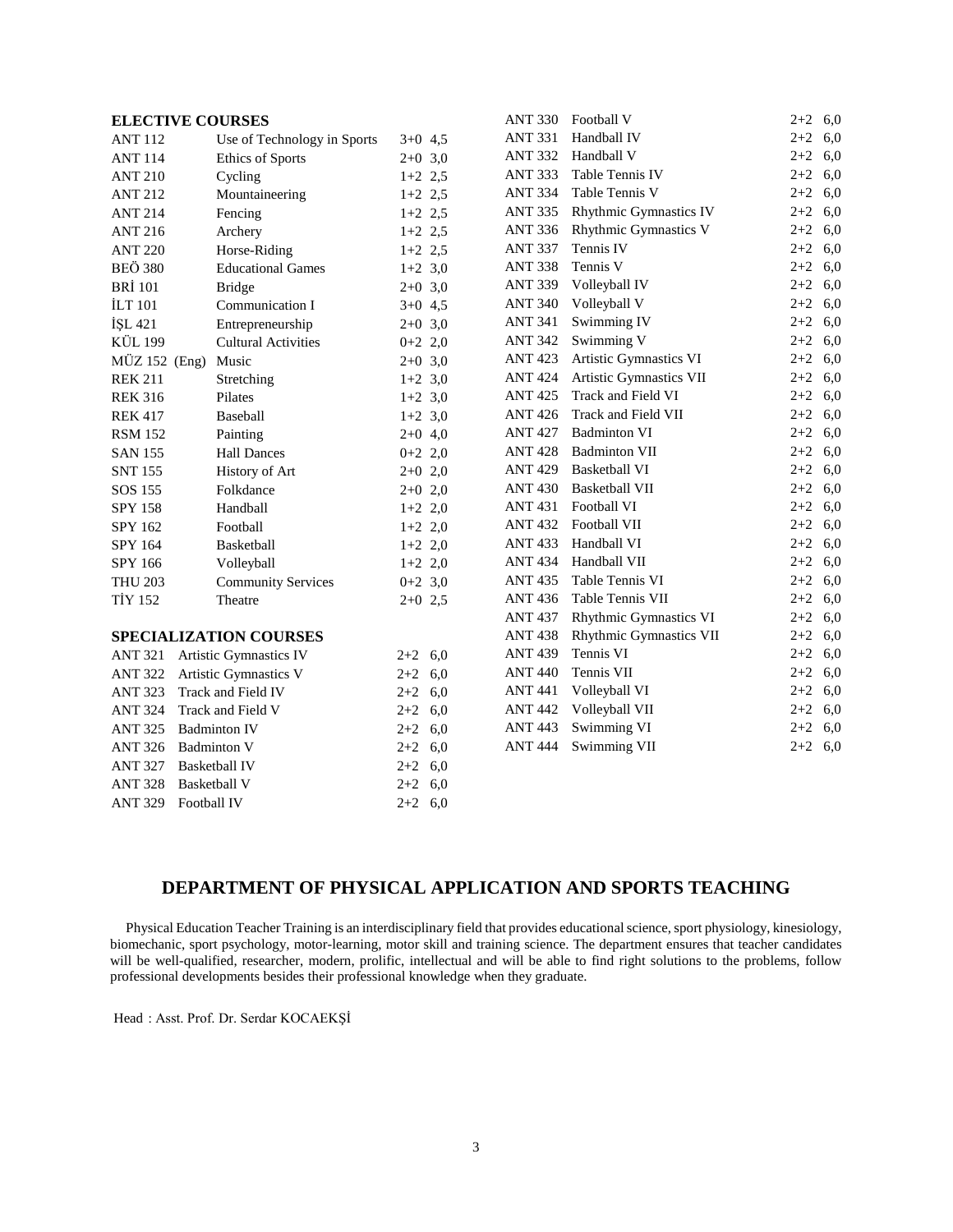## ELECTIVE COURSES

| Code | Course | Hours | Credit |
|---|---|---|---|
| ANT 112 | Use of Technology in Sports | 3+0 | 4,5 |
| ANT 114 | Ethics of Sports | 2+0 | 3,0 |
| ANT 210 | Cycling | 1+2 | 2,5 |
| ANT 212 | Mountaineering | 1+2 | 2,5 |
| ANT 214 | Fencing | 1+2 | 2,5 |
| ANT 216 | Archery | 1+2 | 2,5 |
| ANT 220 | Horse-Riding | 1+2 | 2,5 |
| BEÖ 380 | Educational Games | 1+2 | 3,0 |
| BRİ 101 | Bridge | 2+0 | 3,0 |
| İLT 101 | Communication I | 3+0 | 4,5 |
| İŞL 421 | Entrepreneurship | 2+0 | 3,0 |
| KÜL 199 | Cultural Activities | 0+2 | 2,0 |
| MÜZ 152 (Eng) | Music | 2+0 | 3,0 |
| REK 211 | Stretching | 1+2 | 3,0 |
| REK 316 | Pilates | 1+2 | 3,0 |
| REK 417 | Baseball | 1+2 | 3,0 |
| RSM 152 | Painting | 2+0 | 4,0 |
| SAN 155 | Hall Dances | 0+2 | 2,0 |
| SNT 155 | History of Art | 2+0 | 2,0 |
| SOS 155 | Folkdance | 2+0 | 2,0 |
| SPY 158 | Handball | 1+2 | 2,0 |
| SPY 162 | Football | 1+2 | 2,0 |
| SPY 164 | Basketball | 1+2 | 2,0 |
| SPY 166 | Volleyball | 1+2 | 2,0 |
| THU 203 | Community Services | 0+2 | 3,0 |
| TİY 152 | Theatre | 2+0 | 2,5 |

## SPECIALIZATION COURSES

| Code | Course | Hours | Credit |
|---|---|---|---|
| ANT 321 | Artistic Gymnastics IV | 2+2 | 6,0 |
| ANT 322 | Artistic Gymnastics V | 2+2 | 6,0 |
| ANT 323 | Track and Field IV | 2+2 | 6,0 |
| ANT 324 | Track and Field V | 2+2 | 6,0 |
| ANT 325 | Badminton IV | 2+2 | 6,0 |
| ANT 326 | Badminton V | 2+2 | 6,0 |
| ANT 327 | Basketball IV | 2+2 | 6,0 |
| ANT 328 | Basketball V | 2+2 | 6,0 |
| ANT 329 | Football IV | 2+2 | 6,0 |
| ANT 330 | Football V | 2+2 | 6,0 |
| ANT 331 | Handball IV | 2+2 | 6,0 |
| ANT 332 | Handball V | 2+2 | 6,0 |
| ANT 333 | Table Tennis IV | 2+2 | 6,0 |
| ANT 334 | Table Tennis V | 2+2 | 6,0 |
| ANT 335 | Rhythmic Gymnastics IV | 2+2 | 6,0 |
| ANT 336 | Rhythmic Gymnastics V | 2+2 | 6,0 |
| ANT 337 | Tennis IV | 2+2 | 6,0 |
| ANT 338 | Tennis V | 2+2 | 6,0 |
| ANT 339 | Volleyball IV | 2+2 | 6,0 |
| ANT 340 | Volleyball V | 2+2 | 6,0 |
| ANT 341 | Swimming IV | 2+2 | 6,0 |
| ANT 342 | Swimming V | 2+2 | 6,0 |
| ANT 423 | Artistic Gymnastics VI | 2+2 | 6,0 |
| ANT 424 | Artistic Gymnastics VII | 2+2 | 6,0 |
| ANT 425 | Track and Field VI | 2+2 | 6,0 |
| ANT 426 | Track and Field VII | 2+2 | 6,0 |
| ANT 427 | Badminton VI | 2+2 | 6,0 |
| ANT 428 | Badminton VII | 2+2 | 6,0 |
| ANT 429 | Basketball VI | 2+2 | 6,0 |
| ANT 430 | Basketball VII | 2+2 | 6,0 |
| ANT 431 | Football VI | 2+2 | 6,0 |
| ANT 432 | Football VII | 2+2 | 6,0 |
| ANT 433 | Handball VI | 2+2 | 6,0 |
| ANT 434 | Handball VII | 2+2 | 6,0 |
| ANT 435 | Table Tennis VI | 2+2 | 6,0 |
| ANT 436 | Table Tennis VII | 2+2 | 6,0 |
| ANT 437 | Rhythmic Gymnastics VI | 2+2 | 6,0 |
| ANT 438 | Rhythmic Gymnastics VII | 2+2 | 6,0 |
| ANT 439 | Tennis VI | 2+2 | 6,0 |
| ANT 440 | Tennis VII | 2+2 | 6,0 |
| ANT 441 | Volleyball VI | 2+2 | 6,0 |
| ANT 442 | Volleyball VII | 2+2 | 6,0 |
| ANT 443 | Swimming VI | 2+2 | 6,0 |
| ANT 444 | Swimming VII | 2+2 | 6,0 |

# DEPARTMENT OF PHYSICAL APPLICATION AND SPORTS TEACHING

Physical Education Teacher Training is an interdisciplinary field that provides educational science, sport physiology, kinesiology, biomechanic, sport psychology, motor-learning, motor skill and training science. The department ensures that teacher candidates will be well-qualified, researcher, modern, prolific, intellectual and will be able to find right solutions to the problems, follow professional developments besides their professional knowledge when they graduate.

Head : Asst. Prof. Dr. Serdar KOCAEKŞİ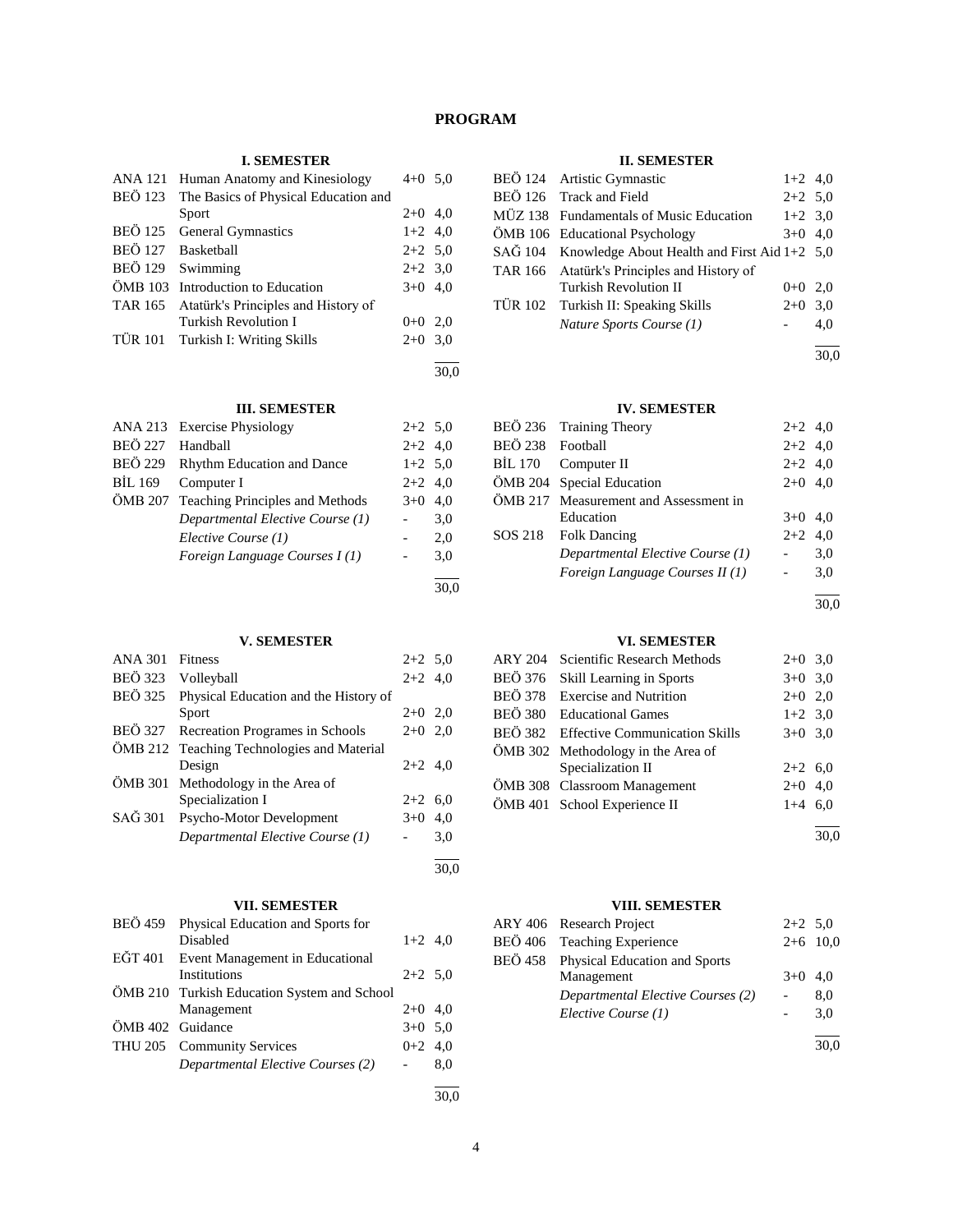# PROGRAM

### I. SEMESTER

| | | | |
|---|---|---|---|
| ANA 121 | Human Anatomy and Kinesiology | 4+0 | 5,0 |
| BEÖ 123 | The Basics of Physical Education and Sport | 2+0 | 4,0 |
| BEÖ 125 | General Gymnastics | 1+2 | 4,0 |
| BEÖ 127 | Basketball | 2+2 | 5,0 |
| BEÖ 129 | Swimming | 2+2 | 3,0 |
| ÖMB 103 | Introduction to Education | 3+0 | 4,0 |
| TAR 165 | Atatürk's Principles and History of Turkish Revolution I | 0+0 | 2,0 |
| TÜR 101 | Turkish I: Writing Skills | 2+0 | 3,0 |
| | | | 30,0 |

### II. SEMESTER

| | | | |
|---|---|---|---|
| BEÖ 124 | Artistic Gymnastic | 1+2 | 4,0 |
| BEÖ 126 | Track and Field | 2+2 | 5,0 |
| MÜZ 138 | Fundamentals of Music Education | 1+2 | 3,0 |
| ÖMB 106 | Educational Psychology | 3+0 | 4,0 |
| SAĞ 104 | Knowledge About Health and First Aid | 1+2 | 5,0 |
| TAR 166 | Atatürk's Principles and History of Turkish Revolution II | 0+0 | 2,0 |
| TÜR 102 | Turkish II: Speaking Skills | 2+0 | 3,0 |
| | *Nature Sports Course (1)* | - | 4,0 |
| | | | 30,0 |

### III. SEMESTER

| | | | |
|---|---|---|---|
| ANA 213 | Exercise Physiology | 2+2 | 5,0 |
| BEÖ 227 | Handball | 2+2 | 4,0 |
| BEÖ 229 | Rhythm Education and Dance | 1+2 | 5,0 |
| BİL 169 | Computer I | 2+2 | 4,0 |
| ÖMB 207 | Teaching Principles and Methods | 3+0 | 4,0 |
| | *Departmental Elective Course (1)* | - | 3,0 |
| | *Elective Course (1)* | - | 2,0 |
| | *Foreign Language Courses I (1)* | - | 3,0 |
| | | | 30,0 |

### IV. SEMESTER

| | | | |
|---|---|---|---|
| BEÖ 236 | Training Theory | 2+2 | 4,0 |
| BEÖ 238 | Football | 2+2 | 4,0 |
| BİL 170 | Computer II | 2+2 | 4,0 |
| ÖMB 204 | Special Education | 2+0 | 4,0 |
| ÖMB 217 | Measurement and Assessment in Education | 3+0 | 4,0 |
| SOS 218 | Folk Dancing | 2+2 | 4,0 |
| | *Departmental Elective Course (1)* | - | 3,0 |
| | *Foreign Language Courses II (1)* | - | 3,0 |
| | | | 30,0 |

### V. SEMESTER

| | | | |
|---|---|---|---|
| ANA 301 | Fitness | 2+2 | 5,0 |
| BEÖ 323 | Volleyball | 2+2 | 4,0 |
| BEÖ 325 | Physical Education and the History of Sport | 2+0 | 2,0 |
| BEÖ 327 | Recreation Programes in Schools | 2+0 | 2,0 |
| ÖMB 212 | Teaching Technologies and Material Design | 2+2 | 4,0 |
| ÖMB 301 | Methodology in the Area of Specialization I | 2+2 | 6,0 |
| SAĞ 301 | Psycho-Motor Development | 3+0 | 4,0 |
| | *Departmental Elective Course (1)* | - | 3,0 |
| | | | 30,0 |

### VI. SEMESTER

| | | | |
|---|---|---|---|
| ARY 204 | Scientific Research Methods | 2+0 | 3,0 |
| BEÖ 376 | Skill Learning in Sports | 3+0 | 3,0 |
| BEÖ 378 | Exercise and Nutrition | 2+0 | 2,0 |
| BEÖ 380 | Educational Games | 1+2 | 3,0 |
| BEÖ 382 | Effective Communication Skills | 3+0 | 3,0 |
| ÖMB 302 | Methodology in the Area of Specialization II | 2+2 | 6,0 |
| ÖMB 308 | Classroom Management | 2+0 | 4,0 |
| ÖMB 401 | School Experience II | 1+4 | 6,0 |
| | | | 30,0 |

### VII. SEMESTER

| | | | |
|---|---|---|---|
| BEÖ 459 | Physical Education and Sports for Disabled | 1+2 | 4,0 |
| EĞT 401 | Event Management in Educational Institutions | 2+2 | 5,0 |
| ÖMB 210 | Turkish Education System and School Management | 2+0 | 4,0 |
| ÖMB 402 | Guidance | 3+0 | 5,0 |
| THU 205 | Community Services | 0+2 | 4,0 |
| | *Departmental Elective Courses (2)* | - | 8,0 |
| | | | 30,0 |

### VIII. SEMESTER

| | | | |
|---|---|---|---|
| ARY 406 | Research Project | 2+2 | 5,0 |
| BEÖ 406 | Teaching Experience | 2+6 | 10,0 |
| BEÖ 458 | Physical Education and Sports Management | 3+0 | 4,0 |
| | *Departmental Elective Courses (2)* | - | 8,0 |
| | *Elective Course (1)* | - | 3,0 |
| | | | 30,0 |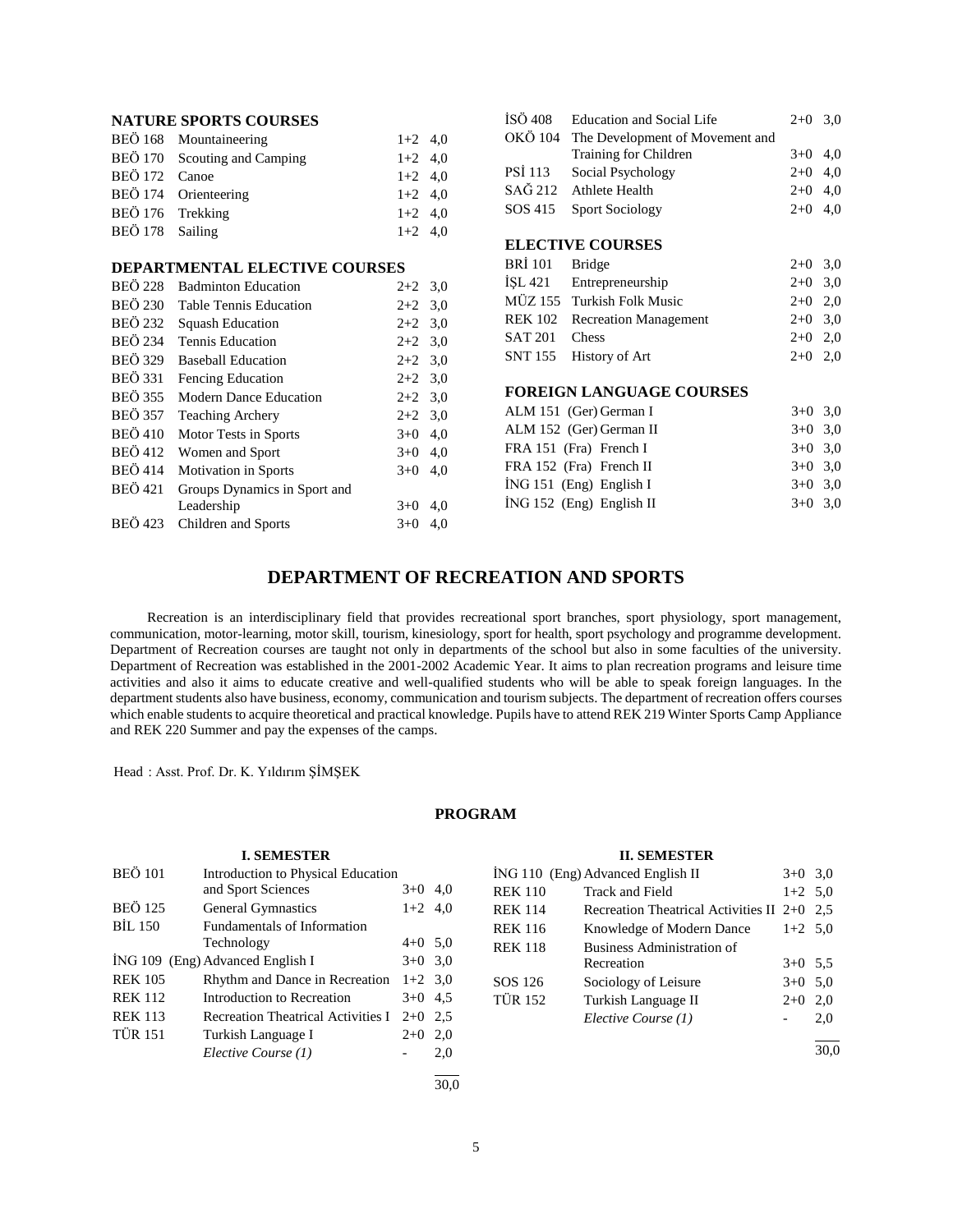### NATURE SPORTS COURSES

| | | | |
|---|---|---|---|
| BEÖ 168 | Mountaineering | 1+2 | 4,0 |
| BEÖ 170 | Scouting and Camping | 1+2 | 4,0 |
| BEÖ 172 | Canoe | 1+2 | 4,0 |
| BEÖ 174 | Orienteering | 1+2 | 4,0 |
| BEÖ 176 | Trekking | 1+2 | 4,0 |
| BEÖ 178 | Sailing | 1+2 | 4,0 |

### DEPARTMENTAL ELECTIVE COURSES

| | | | |
|---|---|---|---|
| BEÖ 228 | Badminton Education | 2+2 | 3,0 |
| BEÖ 230 | Table Tennis Education | 2+2 | 3,0 |
| BEÖ 232 | Squash Education | 2+2 | 3,0 |
| BEÖ 234 | Tennis Education | 2+2 | 3,0 |
| BEÖ 329 | Baseball Education | 2+2 | 3,0 |
| BEÖ 331 | Fencing Education | 2+2 | 3,0 |
| BEÖ 355 | Modern Dance Education | 2+2 | 3,0 |
| BEÖ 357 | Teaching Archery | 2+2 | 3,0 |
| BEÖ 410 | Motor Tests in Sports | 3+0 | 4,0 |
| BEÖ 412 | Women and Sport | 3+0 | 4,0 |
| BEÖ 414 | Motivation in Sports | 3+0 | 4,0 |
| BEÖ 421 | Groups Dynamics in Sport and Leadership | 3+0 | 4,0 |
| BEÖ 423 | Children and Sports | 3+0 | 4,0 |
| İSÖ 408 | Education and Social Life | 2+0 | 3,0 |
| OKÖ 104 | The Development of Movement and Training for Children | 3+0 | 4,0 |
| PSİ 113 | Social Psychology | 2+0 | 4,0 |
| SAĞ 212 | Athlete Health | 2+0 | 4,0 |
| SOS 415 | Sport Sociology | 2+0 | 4,0 |

### ELECTIVE COURSES

| | | | |
|---|---|---|---|
| BRİ 101 | Bridge | 2+0 | 3,0 |
| İŞL 421 | Entrepreneurship | 2+0 | 3,0 |
| MÜZ 155 | Turkish Folk Music | 2+0 | 2,0 |
| REK 102 | Recreation Management | 2+0 | 3,0 |
| SAT 201 | Chess | 2+0 | 2,0 |
| SNT 155 | History of Art | 2+0 | 2,0 |

### FOREIGN LANGUAGE COURSES

| | | | |
|---|---|---|---|
| ALM 151 | (Ger) German I | 3+0 | 3,0 |
| ALM 152 | (Ger) German II | 3+0 | 3,0 |
| FRA 151 | (Fra) French I | 3+0 | 3,0 |
| FRA 152 | (Fra) French II | 3+0 | 3,0 |
| İNG 151 | (Eng) English I | 3+0 | 3,0 |
| İNG 152 | (Eng) English II | 3+0 | 3,0 |

## DEPARTMENT OF RECREATION AND SPORTS

Recreation is an interdisciplinary field that provides recreational sport branches, sport physiology, sport management, communication, motor-learning, motor skill, tourism, kinesiology, sport for health, sport psychology and programme development. Department of Recreation courses are taught not only in departments of the school but also in some faculties of the university. Department of Recreation was established in the 2001-2002 Academic Year. It aims to plan recreation programs and leisure time activities and also it aims to educate creative and well-qualified students who will be able to speak foreign languages. In the department students also have business, economy, communication and tourism subjects. The department of recreation offers courses which enable students to acquire theoretical and practical knowledge. Pupils have to attend REK 219 Winter Sports Camp Appliance and REK 220 Summer and pay the expenses of the camps.

Head : Asst. Prof. Dr. K. Yıldırım ŞİMŞEK

### PROGRAM

#### I. SEMESTER

| | | | |
|---|---|---|---|
| BEÖ 101 | Introduction to Physical Education and Sport Sciences | 3+0 | 4,0 |
| BEÖ 125 | General Gymnastics | 1+2 | 4,0 |
| BİL 150 | Fundamentals of Information Technology | 4+0 | 5,0 |
| İNG 109 | (Eng) Advanced English I | 3+0 | 3,0 |
| REK 105 | Rhythm and Dance in Recreation | 1+2 | 3,0 |
| REK 112 | Introduction to Recreation | 3+0 | 4,5 |
| REK 113 | Recreation Theatrical Activities I | 2+0 | 2,5 |
| TÜR 151 | Turkish Language I | 2+0 | 2,0 |
| | *Elective Course (1)* | - | 2,0 |
| | | | 30,0 |

#### II. SEMESTER

| | | | |
|---|---|---|---|
| İNG 110 | (Eng) Advanced English II | 3+0 | 3,0 |
| REK 110 | Track and Field | 1+2 | 5,0 |
| REK 114 | Recreation Theatrical Activities II | 2+0 | 2,5 |
| REK 116 | Knowledge of Modern Dance | 1+2 | 5,0 |
| REK 118 | Business Administration of Recreation | 3+0 | 5,5 |
| SOS 126 | Sociology of Leisure | 3+0 | 5,0 |
| TÜR 152 | Turkish Language II | 2+0 | 2,0 |
| | *Elective Course (1)* | - | 2,0 |
| | | | 30,0 |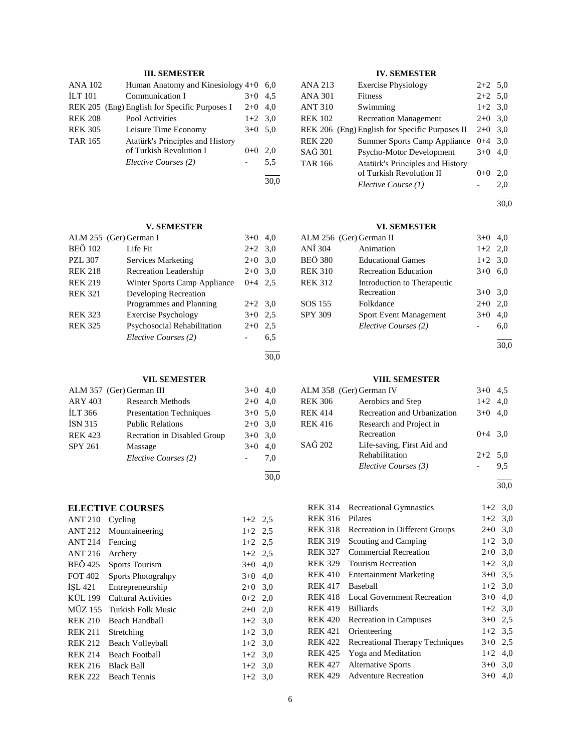### III. SEMESTER

| Code | Course | Hours | ECTS |
|---|---|---|---|
| ANA 102 | Human Anatomy and Kinesiology | 4+0 | 6,0 |
| İLT 101 | Communication I | 3+0 | 4,5 |
| REK 205 (Eng) | English for Specific Purposes I | 2+0 | 4,0 |
| REK 208 | Pool Activities | 1+2 | 3,0 |
| REK 305 | Leisure Time Economy | 3+0 | 5,0 |
| TAR 165 | Atatürk's Principles and History of Turkish Revolution I | 0+0 | 2,0 |
| | *Elective Courses (2)* | - | 5,5 |
| | | | 30,0 |

### IV. SEMESTER

| Code | Course | Hours | ECTS |
|---|---|---|---|
| ANA 213 | Exercise Physiology | 2+2 | 5,0 |
| ANA 301 | Fitness | 2+2 | 5,0 |
| ANT 310 | Swimming | 1+2 | 3,0 |
| REK 102 | Recreation Management | 2+0 | 3,0 |
| REK 206 (Eng) | English for Specific Purposes II | 2+0 | 3,0 |
| REK 220 | Summer Sports Camp Appliance | 0+4 | 3,0 |
| SAĞ 301 | Psycho-Motor Development | 3+0 | 4,0 |
| TAR 166 | Atatürk's Principles and History of Turkish Revolution II | 0+0 | 2,0 |
| | *Elective Course (1)* | - | 2,0 |
| | | | 30,0 |

### V. SEMESTER

| Code | Course | Hours | ECTS |
|---|---|---|---|
| ALM 255 (Ger) | German I | 3+0 | 4,0 |
| BEÖ 102 | Life Fit | 2+2 | 3,0 |
| PZL 307 | Services Marketing | 2+0 | 3,0 |
| REK 218 | Recreation Leadership | 2+0 | 3,0 |
| REK 219 | Winter Sports Camp Appliance | 0+4 | 2,5 |
| REK 321 | Developing Recreation Programmes and Planning | 2+2 | 3,0 |
| REK 323 | Exercise Psychology | 3+0 | 2,5 |
| REK 325 | Psychosocial Rehabilitation | 2+0 | 2,5 |
| | *Elective Courses (2)* | - | 6,5 |
| | | | 30,0 |

### VI. SEMESTER

| Code | Course | Hours | ECTS |
|---|---|---|---|
| ALM 256 (Ger) | German II | 3+0 | 4,0 |
| ANİ 304 | Animation | 1+2 | 2,0 |
| BEÖ 380 | Educational Games | 1+2 | 3,0 |
| REK 310 | Recreation Education | 3+0 | 6,0 |
| REK 312 | Introduction to Therapeutic Recreation | 3+0 | 3,0 |
| SOS 155 | Folkdance | 2+0 | 2,0 |
| SPY 309 | Sport Event Management | 3+0 | 4,0 |
| | *Elective Courses (2)* | - | 6,0 |
| | | | 30,0 |

### VII. SEMESTER

| Code | Course | Hours | ECTS |
|---|---|---|---|
| ALM 357 (Ger) | German III | 3+0 | 4,0 |
| ARY 403 | Research Methods | 2+0 | 4,0 |
| İLT 366 | Presentation Techniques | 3+0 | 5,0 |
| İSN 315 | Public Relations | 2+0 | 3,0 |
| REK 423 | Recration in Disabled Group | 3+0 | 3,0 |
| SPY 261 | Massage | 3+0 | 4,0 |
| | *Elective Courses (2)* | - | 7,0 |
| | | | 30,0 |

### VIII. SEMESTER

| Code | Course | Hours | ECTS |
|---|---|---|---|
| ALM 358 (Ger) | German IV | 3+0 | 4,5 |
| REK 306 | Aerobics and Step | 1+2 | 4,0 |
| REK 414 | Recreation and Urbanization | 3+0 | 4,0 |
| REK 416 | Research and Project in Recreation | 0+4 | 3,0 |
| SAĞ 202 | Life-saving, First Aid and Rehabilitation | 2+2 | 5,0 |
| | *Elective Courses (3)* | - | 9,5 |
| | | | 30,0 |

### ELECTIVE COURSES

| Code | Course | Hours | ECTS |
|---|---|---|---|
| ANT 210 | Cycling | 1+2 | 2,5 |
| ANT 212 | Mountaineering | 1+2 | 2,5 |
| ANT 214 | Fencing | 1+2 | 2,5 |
| ANT 216 | Archery | 1+2 | 2,5 |
| BEÖ 425 | Sports Tourism | 3+0 | 4,0 |
| FOT 402 | Sports Photograhpy | 3+0 | 4,0 |
| İŞL 421 | Entrepreneurship | 2+0 | 3,0 |
| KÜL 199 | Cultural Activities | 0+2 | 2,0 |
| MÜZ 155 | Turkish Folk Music | 2+0 | 2,0 |
| REK 210 | Beach Handball | 1+2 | 3,0 |
| REK 211 | Stretching | 1+2 | 3,0 |
| REK 212 | Beach Volleyball | 1+2 | 3,0 |
| REK 214 | Beach Football | 1+2 | 3,0 |
| REK 216 | Black Ball | 1+2 | 3,0 |
| REK 222 | Beach Tennis | 1+2 | 3,0 |
| REK 314 | Recreational Gymnastics | 1+2 | 3,0 |
| REK 316 | Pilates | 1+2 | 3,0 |
| REK 318 | Recreation in Different Groups | 2+0 | 3,0 |
| REK 319 | Scouting and Camping | 1+2 | 3,0 |
| REK 327 | Commercial Recreation | 2+0 | 3,0 |
| REK 329 | Tourism Recreation | 1+2 | 3,0 |
| REK 410 | Entertainment Marketing | 3+0 | 3,5 |
| REK 417 | Baseball | 1+2 | 3,0 |
| REK 418 | Local Government Recreation | 3+0 | 4,0 |
| REK 419 | Billiards | 1+2 | 3,0 |
| REK 420 | Recreation in Campuses | 3+0 | 2,5 |
| REK 421 | Orienteering | 1+2 | 3,5 |
| REK 422 | Recreational Therapy Techniques | 3+0 | 2,5 |
| REK 425 | Yoga and Meditation | 1+2 | 4,0 |
| REK 427 | Alternative Sports | 3+0 | 3,0 |
| REK 429 | Adventure Recreation | 3+0 | 4,0 |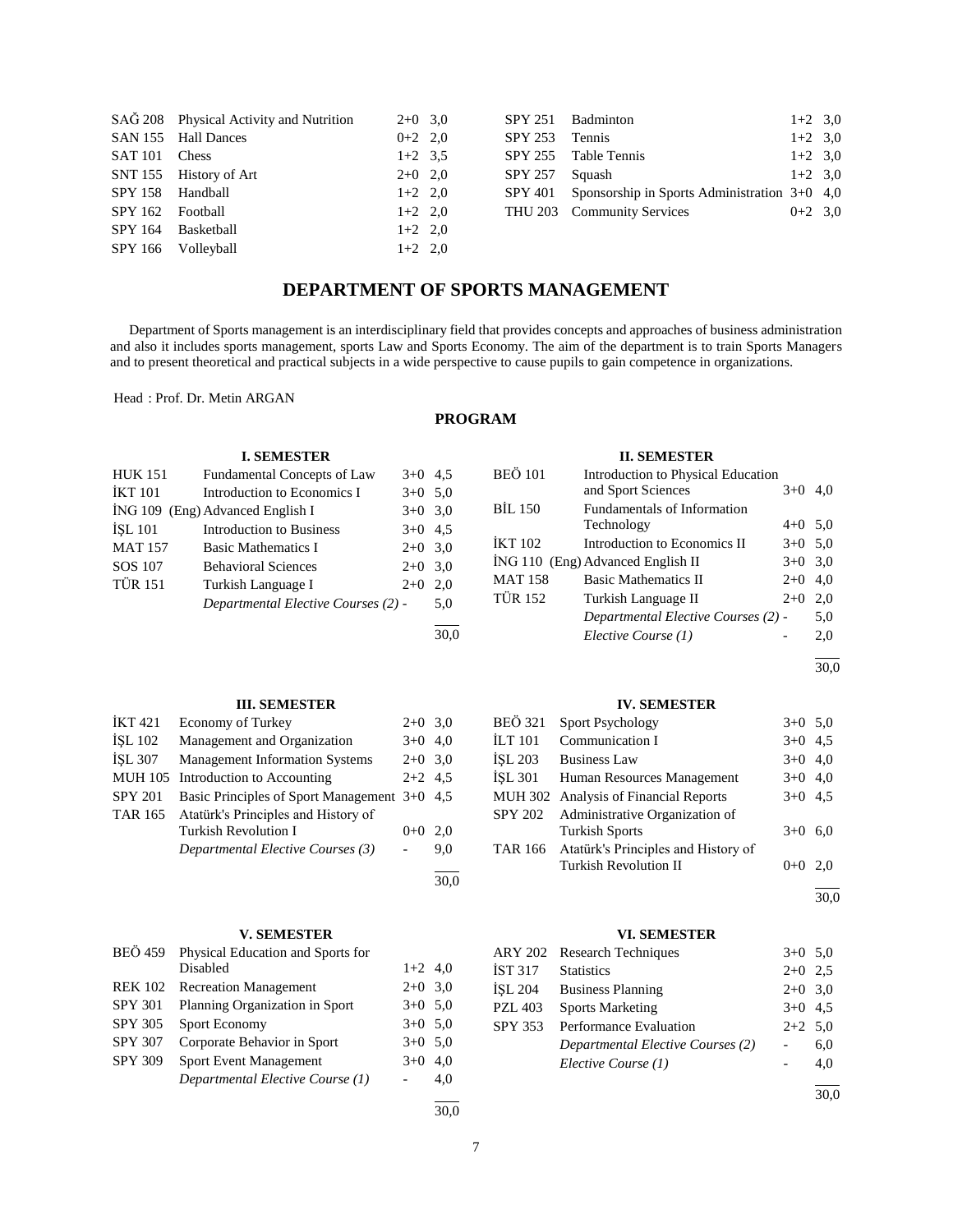| | | | |
|---|---|---|---|
| SAĞ 208 | Physical Activity and Nutrition | 2+0 | 3,0 |
| SAN 155 | Hall Dances | 0+2 | 2,0 |
| SAT 101 | Chess | 1+2 | 3,5 |
| SNT 155 | History of Art | 2+0 | 2,0 |
| SPY 158 | Handball | 1+2 | 2,0 |
| SPY 162 | Football | 1+2 | 2,0 |
| SPY 164 | Basketball | 1+2 | 2,0 |
| SPY 166 | Volleyball | 1+2 | 2,0 |
| SPY 251 | Badminton | 1+2 | 3,0 |
| SPY 253 | Tennis | 1+2 | 3,0 |
| SPY 255 | Table Tennis | 1+2 | 3,0 |
| SPY 257 | Squash | 1+2 | 3,0 |
| SPY 401 | Sponsorship in Sports Administration | 3+0 | 4,0 |
| THU 203 | Community Services | 0+2 | 3,0 |

# DEPARTMENT OF SPORTS MANAGEMENT

Department of Sports management is an interdisciplinary field that provides concepts and approaches of business administration and also it includes sports management, sports Law and Sports Economy. The aim of the department is to train Sports Managers and to present theoretical and practical subjects in a wide perspective to cause pupils to gain competence in organizations.

Head : Prof. Dr. Metin ARGAN

## PROGRAM

### I. SEMESTER

| | | | |
|---|---|---|---|
| HUK 151 | Fundamental Concepts of Law | 3+0 | 4,5 |
| İKT 101 | Introduction to Economics I | 3+0 | 5,0 |
| İNG 109 | (Eng) Advanced English I | 3+0 | 3,0 |
| İŞL 101 | Introduction to Business | 3+0 | 4,5 |
| MAT 157 | Basic Mathematics I | 2+0 | 3,0 |
| SOS 107 | Behavioral Sciences | 2+0 | 3,0 |
| TÜR 151 | Turkish Language I | 2+0 | 2,0 |
| | *Departmental Elective Courses (2)* | - | 5,0 |
| | | | 30,0 |

### II. SEMESTER

| | | | |
|---|---|---|---|
| BEÖ 101 | Introduction to Physical Education and Sport Sciences | 3+0 | 4,0 |
| BİL 150 | Fundamentals of Information Technology | 4+0 | 5,0 |
| İKT 102 | Introduction to Economics II | 3+0 | 5,0 |
| İNG 110 | (Eng) Advanced English II | 3+0 | 3,0 |
| MAT 158 | Basic Mathematics II | 2+0 | 4,0 |
| TÜR 152 | Turkish Language II | 2+0 | 2,0 |
| | *Departmental Elective Courses (2)* | - | 5,0 |
| | *Elective Course (1)* | - | 2,0 |
| | | | 30,0 |

### III. SEMESTER

| | | | |
|---|---|---|---|
| İKT 421 | Economy of Turkey | 2+0 | 3,0 |
| İŞL 102 | Management and Organization | 3+0 | 4,0 |
| İŞL 307 | Management Information Systems | 2+0 | 3,0 |
| MUH 105 | Introduction to Accounting | 2+2 | 4,5 |
| SPY 201 | Basic Principles of Sport Management | 3+0 | 4,5 |
| TAR 165 | Atatürk's Principles and History of Turkish Revolution I | 0+0 | 2,0 |
| | *Departmental Elective Courses (3)* | - | 9,0 |
| | | | 30,0 |

### IV. SEMESTER

| | | | |
|---|---|---|---|
| BEÖ 321 | Sport Psychology | 3+0 | 5,0 |
| İLT 101 | Communication I | 3+0 | 4,5 |
| İŞL 203 | Business Law | 3+0 | 4,0 |
| İŞL 301 | Human Resources Management | 3+0 | 4,0 |
| MUH 302 | Analysis of Financial Reports | 3+0 | 4,5 |
| SPY 202 | Administrative Organization of Turkish Sports | 3+0 | 6,0 |
| TAR 166 | Atatürk's Principles and History of Turkish Revolution II | 0+0 | 2,0 |
| | | | 30,0 |

### V. SEMESTER

| | | | |
|---|---|---|---|
| BEÖ 459 | Physical Education and Sports for Disabled | 1+2 | 4,0 |
| REK 102 | Recreation Management | 2+0 | 3,0 |
| SPY 301 | Planning Organization in Sport | 3+0 | 5,0 |
| SPY 305 | Sport Economy | 3+0 | 5,0 |
| SPY 307 | Corporate Behavior in Sport | 3+0 | 5,0 |
| SPY 309 | Sport Event Management | 3+0 | 4,0 |
| | *Departmental Elective Course (1)* | - | 4,0 |
| | | | 30,0 |

### VI. SEMESTER

| | | | |
|---|---|---|---|
| ARY 202 | Research Techniques | 3+0 | 5,0 |
| İST 317 | Statistics | 2+0 | 2,5 |
| İŞL 204 | Business Planning | 2+0 | 3,0 |
| PZL 403 | Sports Marketing | 3+0 | 4,5 |
| SPY 353 | Performance Evaluation | 2+2 | 5,0 |
| | *Departmental Elective Courses (2)* | - | 6,0 |
| | *Elective Course (1)* | - | 4,0 |
| | | | 30,0 |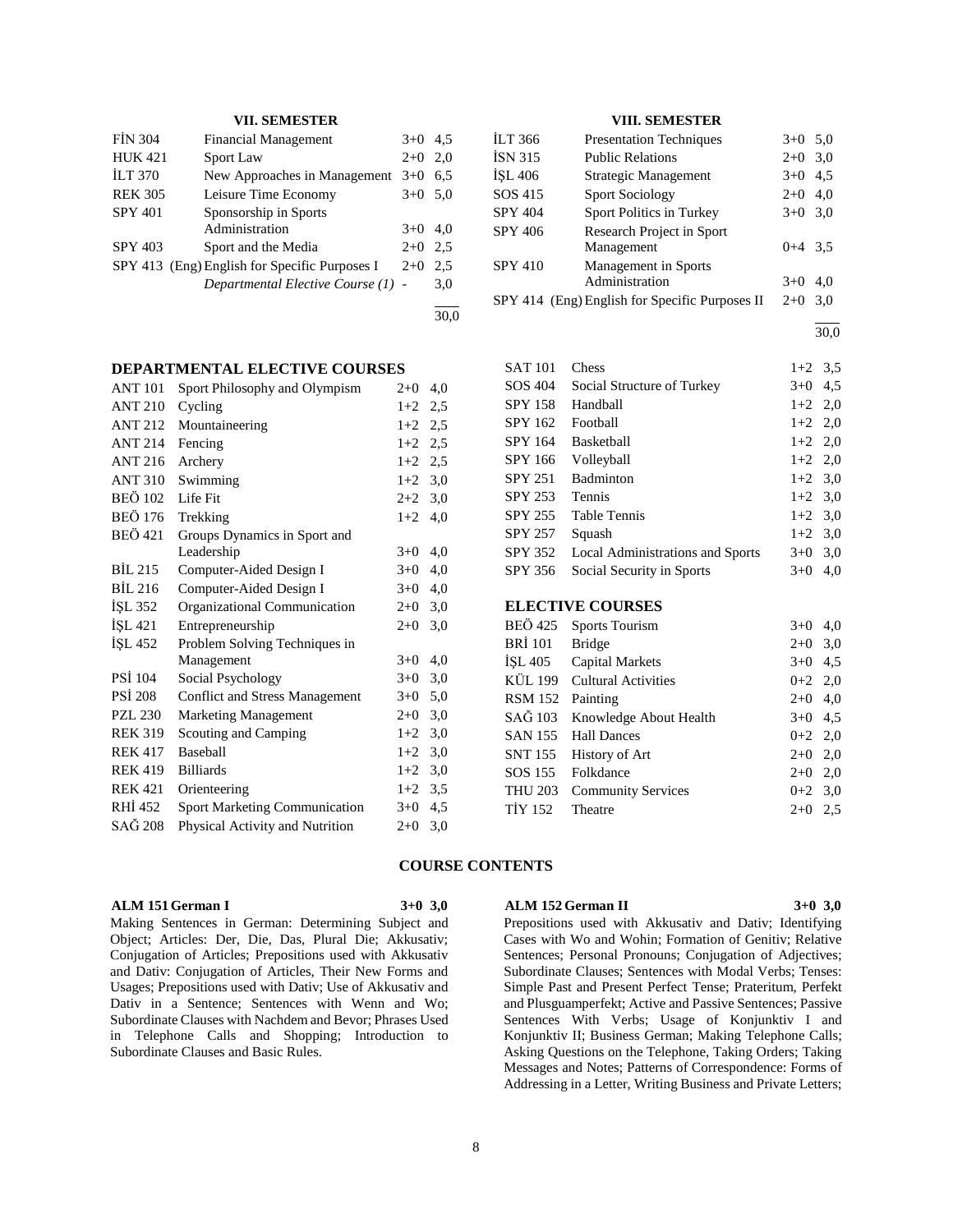### VII. SEMESTER

| | | | |
|---|---|---|---|
| FİN 304 | Financial Management | 3+0 | 4,5 |
| HUK 421 | Sport Law | 2+0 | 2,0 |
| İLT 370 | New Approaches in Management | 3+0 | 6,5 |
| REK 305 | Leisure Time Economy | 3+0 | 5,0 |
| SPY 401 | Sponsorship in Sports Administration | 3+0 | 4,0 |
| SPY 403 | Sport and the Media | 2+0 | 2,5 |
| SPY 413 | (Eng) English for Specific Purposes I | 2+0 | 2,5 |
| | *Departmental Elective Course (1)* | - | 3,0 |
| | | | 30,0 |

### VIII. SEMESTER

| | | | |
|---|---|---|---|
| İLT 366 | Presentation Techniques | 3+0 | 5,0 |
| İSN 315 | Public Relations | 2+0 | 3,0 |
| İŞL 406 | Strategic Management | 3+0 | 4,5 |
| SOS 415 | Sport Sociology | 2+0 | 4,0 |
| SPY 404 | Sport Politics in Turkey | 3+0 | 3,0 |
| SPY 406 | Research Project in Sport Management | 0+4 | 3,5 |
| SPY 410 | Management in Sports Administration | 3+0 | 4,0 |
| SPY 414 | (Eng) English for Specific Purposes II | 2+0 | 3,0 |
| | | | 30,0 |

## DEPARTMENTAL ELECTIVE COURSES

| | | | |
|---|---|---|---|
| ANT 101 | Sport Philosophy and Olympism | 2+0 | 4,0 |
| ANT 210 | Cycling | 1+2 | 2,5 |
| ANT 212 | Mountaineering | 1+2 | 2,5 |
| ANT 214 | Fencing | 1+2 | 2,5 |
| ANT 216 | Archery | 1+2 | 2,5 |
| ANT 310 | Swimming | 1+2 | 3,0 |
| BEÖ 102 | Life Fit | 2+2 | 3,0 |
| BEÖ 176 | Trekking | 1+2 | 4,0 |
| BEÖ 421 | Groups Dynamics in Sport and Leadership | 3+0 | 4,0 |
| BİL 215 | Computer-Aided Design I | 3+0 | 4,0 |
| BİL 216 | Computer-Aided Design I | 3+0 | 4,0 |
| İŞL 352 | Organizational Communication | 2+0 | 3,0 |
| İŞL 421 | Entrepreneurship | 2+0 | 3,0 |
| İŞL 452 | Problem Solving Techniques in Management | 3+0 | 4,0 |
| PSİ 104 | Social Psychology | 3+0 | 3,0 |
| PSİ 208 | Conflict and Stress Management | 3+0 | 5,0 |
| PZL 230 | Marketing Management | 2+0 | 3,0 |
| REK 319 | Scouting and Camping | 1+2 | 3,0 |
| REK 417 | Baseball | 1+2 | 3,0 |
| REK 419 | Billiards | 1+2 | 3,0 |
| REK 421 | Orienteering | 1+2 | 3,5 |
| RHİ 452 | Sport Marketing Communication | 3+0 | 4,5 |
| SAĞ 208 | Physical Activity and Nutrition | 2+0 | 3,0 |
| SAT 101 | Chess | 1+2 | 3,5 |
| SOS 404 | Social Structure of Turkey | 3+0 | 4,5 |
| SPY 158 | Handball | 1+2 | 2,0 |
| SPY 162 | Football | 1+2 | 2,0 |
| SPY 164 | Basketball | 1+2 | 2,0 |
| SPY 166 | Volleyball | 1+2 | 2,0 |
| SPY 251 | Badminton | 1+2 | 3,0 |
| SPY 253 | Tennis | 1+2 | 3,0 |
| SPY 255 | Table Tennis | 1+2 | 3,0 |
| SPY 257 | Squash | 1+2 | 3,0 |
| SPY 352 | Local Administrations and Sports | 3+0 | 3,0 |
| SPY 356 | Social Security in Sports | 3+0 | 4,0 |

## ELECTIVE COURSES

| | | | |
|---|---|---|---|
| BEÖ 425 | Sports Tourism | 3+0 | 4,0 |
| BRİ 101 | Bridge | 2+0 | 3,0 |
| İŞL 405 | Capital Markets | 3+0 | 4,5 |
| KÜL 199 | Cultural Activities | 0+2 | 2,0 |
| RSM 152 | Painting | 2+0 | 4,0 |
| SAĞ 103 | Knowledge About Health | 3+0 | 4,5 |
| SAN 155 | Hall Dances | 0+2 | 2,0 |
| SNT 155 | History of Art | 2+0 | 2,0 |
| SOS 155 | Folkdance | 2+0 | 2,0 |
| THU 203 | Community Services | 0+2 | 3,0 |
| TİY 152 | Theatre | 2+0 | 2,5 |

## COURSE CONTENTS

**ALM 151 German I 3+0 3,0**

Making Sentences in German: Determining Subject and Object; Articles: Der, Die, Das, Plural Die; Akkusativ; Conjugation of Articles; Prepositions used with Akkusativ and Dativ: Conjugation of Articles, Their New Forms and Usages; Prepositions used with Dativ; Use of Akkusativ and Dativ in a Sentence; Sentences with Wenn and Wo; Subordinate Clauses with Nachdem and Bevor; Phrases Used in Telephone Calls and Shopping; Introduction to Subordinate Clauses and Basic Rules.

**ALM 152 German II 3+0 3,0**

Prepositions used with Akkusativ and Dativ; Identifying Cases with Wo and Wohin; Formation of Genitiv; Relative Sentences; Personal Pronouns; Conjugation of Adjectives; Subordinate Clauses; Sentences with Modal Verbs; Tenses: Simple Past and Present Perfect Tense; Prateritum, Perfekt and Plusguamperfekt; Active and Passive Sentences; Passive Sentences With Verbs; Usage of Konjunktiv I and Konjunktiv II; Business German; Making Telephone Calls; Asking Questions on the Telephone, Taking Orders; Taking Messages and Notes; Patterns of Correspondence: Forms of Addressing in a Letter, Writing Business and Private Letters;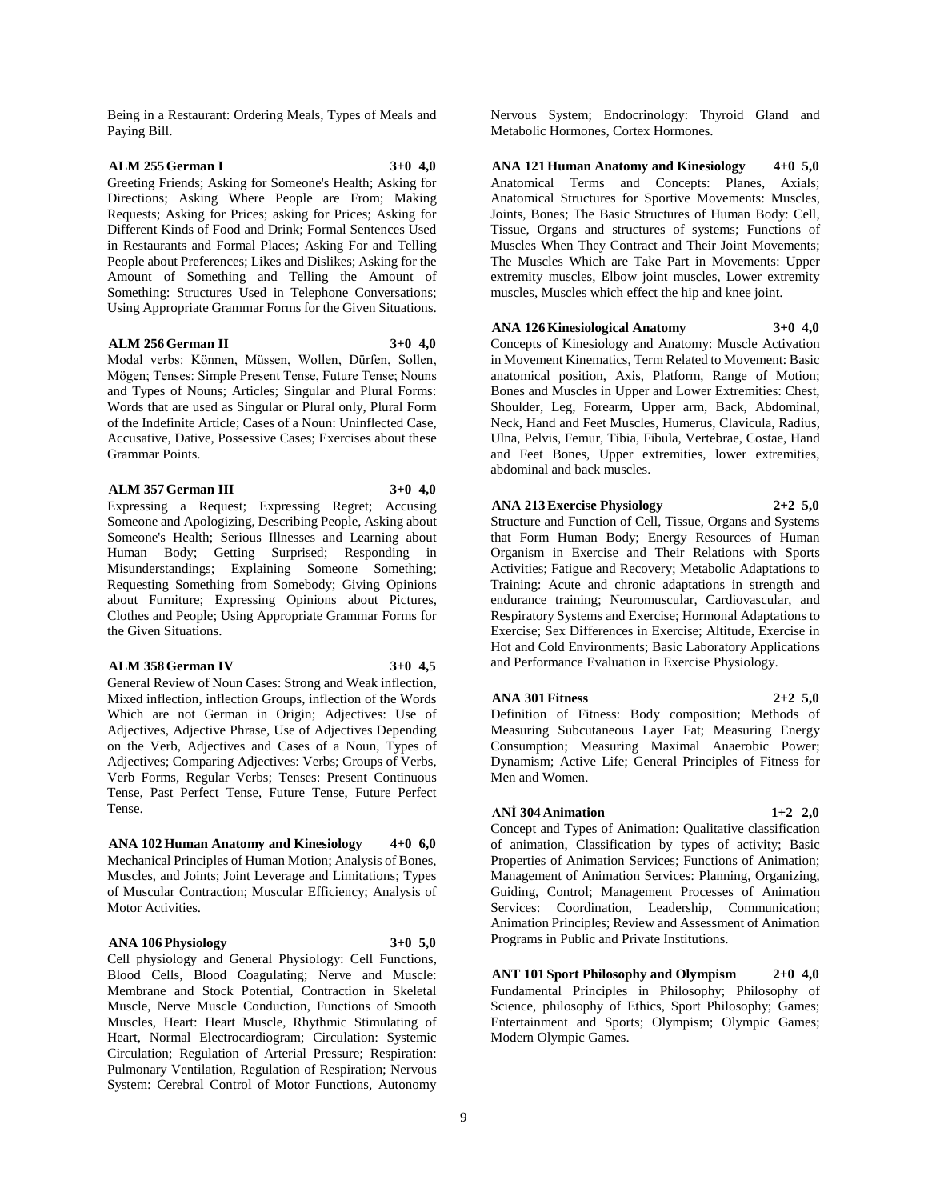Being in a Restaurant: Ordering Meals, Types of Meals and Paying Bill.

**ALM 255 German I 3+0 4,0**

Greeting Friends; Asking for Someone's Health; Asking for Directions; Asking Where People are From; Making Requests; Asking for Prices; asking for Prices; Asking for Different Kinds of Food and Drink; Formal Sentences Used in Restaurants and Formal Places; Asking For and Telling People about Preferences; Likes and Dislikes; Asking for the Amount of Something and Telling the Amount of Something: Structures Used in Telephone Conversations; Using Appropriate Grammar Forms for the Given Situations.

**ALM 256 German II 3+0 4,0**

Modal verbs: Können, Müssen, Wollen, Dürfen, Sollen, Mögen; Tenses: Simple Present Tense, Future Tense; Nouns and Types of Nouns; Articles; Singular and Plural Forms: Words that are used as Singular or Plural only, Plural Form of the Indefinite Article; Cases of a Noun: Uninflected Case, Accusative, Dative, Possessive Cases; Exercises about these Grammar Points.

**ALM 357 German III 3+0 4,0**

Expressing a Request; Expressing Regret; Accusing Someone and Apologizing, Describing People, Asking about Someone's Health; Serious Illnesses and Learning about Human Body; Getting Surprised; Responding in Misunderstandings; Explaining Someone Something; Requesting Something from Somebody; Giving Opinions about Furniture; Expressing Opinions about Pictures, Clothes and People; Using Appropriate Grammar Forms for the Given Situations.

**ALM 358 German IV 3+0 4,5**

General Review of Noun Cases: Strong and Weak inflection, Mixed inflection, inflection Groups, inflection of the Words Which are not German in Origin; Adjectives: Use of Adjectives, Adjective Phrase, Use of Adjectives Depending on the Verb, Adjectives and Cases of a Noun, Types of Adjectives; Comparing Adjectives: Verbs; Groups of Verbs, Verb Forms, Regular Verbs; Tenses: Present Continuous Tense, Past Perfect Tense, Future Tense, Future Perfect Tense.

**ANA 102 Human Anatomy and Kinesiology 4+0 6,0**

Mechanical Principles of Human Motion; Analysis of Bones, Muscles, and Joints; Joint Leverage and Limitations; Types of Muscular Contraction; Muscular Efficiency; Analysis of Motor Activities.

**ANA 106 Physiology 3+0 5,0**

Cell physiology and General Physiology: Cell Functions, Blood Cells, Blood Coagulating; Nerve and Muscle: Membrane and Stock Potential, Contraction in Skeletal Muscle, Nerve Muscle Conduction, Functions of Smooth Muscles, Heart: Heart Muscle, Rhythmic Stimulating of Heart, Normal Electrocardiogram; Circulation: Systemic Circulation; Regulation of Arterial Pressure; Respiration: Pulmonary Ventilation, Regulation of Respiration; Nervous System: Cerebral Control of Motor Functions, Autonomy Nervous System; Endocrinology: Thyroid Gland and Metabolic Hormones, Cortex Hormones.

**ANA 121 Human Anatomy and Kinesiology 4+0 5,0**

Anatomical Terms and Concepts: Planes, Axials; Anatomical Structures for Sportive Movements: Muscles, Joints, Bones; The Basic Structures of Human Body: Cell, Tissue, Organs and structures of systems; Functions of Muscles When They Contract and Their Joint Movements; The Muscles Which are Take Part in Movements: Upper extremity muscles, Elbow joint muscles, Lower extremity muscles, Muscles which effect the hip and knee joint.

**ANA 126 Kinesiological Anatomy 3+0 4,0**

Concepts of Kinesiology and Anatomy: Muscle Activation in Movement Kinematics, Term Related to Movement: Basic anatomical position, Axis, Platform, Range of Motion; Bones and Muscles in Upper and Lower Extremities: Chest, Shoulder, Leg, Forearm, Upper arm, Back, Abdominal, Neck, Hand and Feet Muscles, Humerus, Clavicula, Radius, Ulna, Pelvis, Femur, Tibia, Fibula, Vertebrae, Costae, Hand and Feet Bones, Upper extremities, lower extremities, abdominal and back muscles.

**ANA 213 Exercise Physiology 2+2 5,0**

Structure and Function of Cell, Tissue, Organs and Systems that Form Human Body; Energy Resources of Human Organism in Exercise and Their Relations with Sports Activities; Fatigue and Recovery; Metabolic Adaptations to Training: Acute and chronic adaptations in strength and endurance training; Neuromuscular, Cardiovascular, and Respiratory Systems and Exercise; Hormonal Adaptations to Exercise; Sex Differences in Exercise; Altitude, Exercise in Hot and Cold Environments; Basic Laboratory Applications and Performance Evaluation in Exercise Physiology.

**ANA 301 Fitness 2+2 5,0**

Definition of Fitness: Body composition; Methods of Measuring Subcutaneous Layer Fat; Measuring Energy Consumption; Measuring Maximal Anaerobic Power; Dynamism; Active Life; General Principles of Fitness for Men and Women.

**ANİ 304 Animation 1+2 2,0**

Concept and Types of Animation: Qualitative classification of animation, Classification by types of activity; Basic Properties of Animation Services; Functions of Animation; Management of Animation Services: Planning, Organizing, Guiding, Control; Management Processes of Animation Services: Coordination, Leadership, Communication; Animation Principles; Review and Assessment of Animation Programs in Public and Private Institutions.

**ANT 101 Sport Philosophy and Olympism 2+0 4,0**

Fundamental Principles in Philosophy; Philosophy of Science, philosophy of Ethics, Sport Philosophy; Games; Entertainment and Sports; Olympism; Olympic Games; Modern Olympic Games.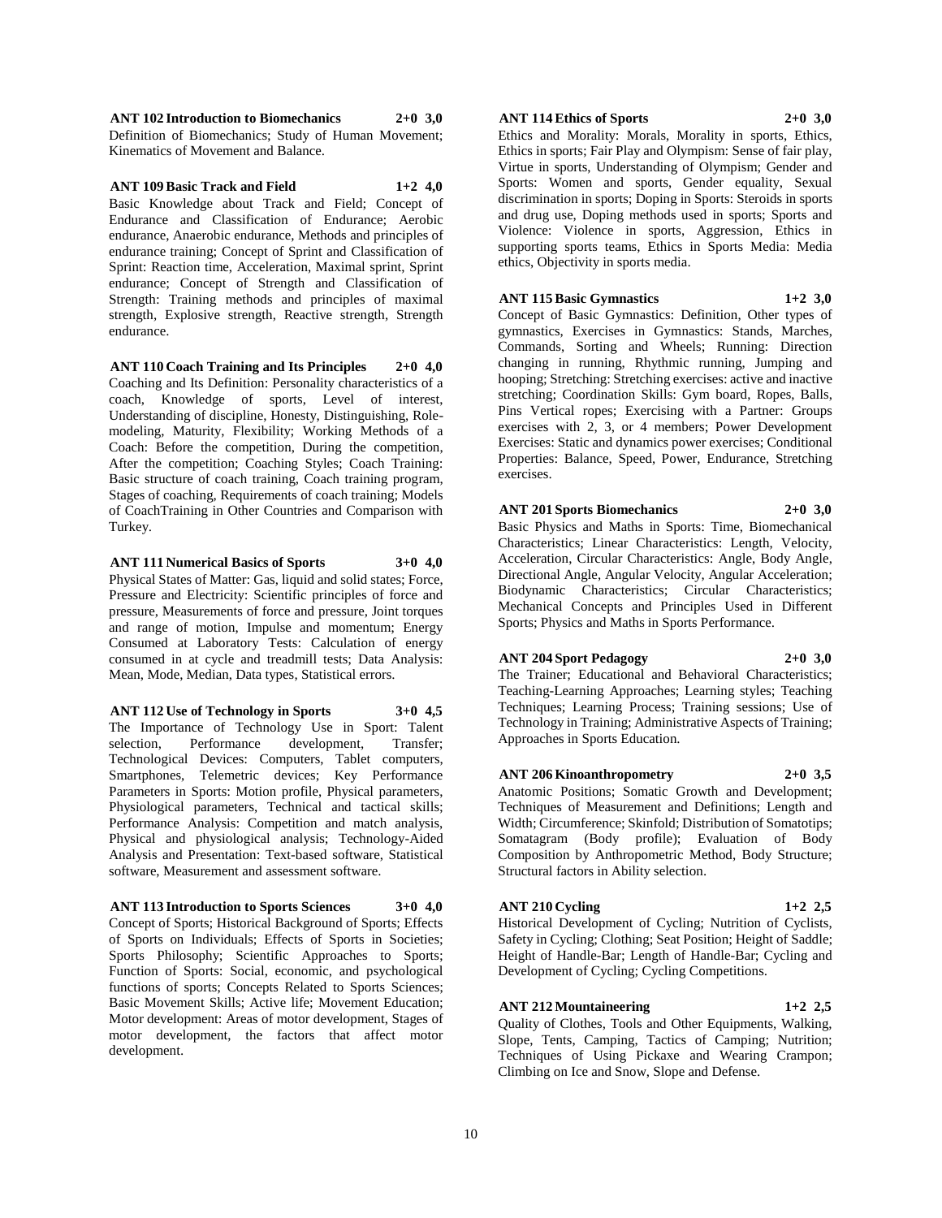**ANT 102 Introduction to Biomechanics 2+0 3,0**

Definition of Biomechanics; Study of Human Movement; Kinematics of Movement and Balance.

**ANT 109 Basic Track and Field 1+2 4,0**

Basic Knowledge about Track and Field; Concept of Endurance and Classification of Endurance; Aerobic endurance, Anaerobic endurance, Methods and principles of endurance training; Concept of Sprint and Classification of Sprint: Reaction time, Acceleration, Maximal sprint, Sprint endurance; Concept of Strength and Classification of Strength: Training methods and principles of maximal strength, Explosive strength, Reactive strength, Strength endurance.

**ANT 110 Coach Training and Its Principles 2+0 4,0**

Coaching and Its Definition: Personality characteristics of a coach, Knowledge of sports, Level of interest, Understanding of discipline, Honesty, Distinguishing, Role-modeling, Maturity, Flexibility; Working Methods of a Coach: Before the competition, During the competition, After the competition; Coaching Styles; Coach Training: Basic structure of coach training, Coach training program, Stages of coaching, Requirements of coach training; Models of CoachTraining in Other Countries and Comparison with Turkey.

**ANT 111 Numerical Basics of Sports 3+0 4,0**

Physical States of Matter: Gas, liquid and solid states; Force, Pressure and Electricity: Scientific principles of force and pressure, Measurements of force and pressure, Joint torques and range of motion, Impulse and momentum; Energy Consumed at Laboratory Tests: Calculation of energy consumed in at cycle and treadmill tests; Data Analysis: Mean, Mode, Median, Data types, Statistical errors.

**ANT 112 Use of Technology in Sports 3+0 4,5**

The Importance of Technology Use in Sport: Talent selection, Performance development, Transfer; Technological Devices: Computers, Tablet computers, Smartphones, Telemetric devices; Key Performance Parameters in Sports: Motion profile, Physical parameters, Physiological parameters, Technical and tactical skills; Performance Analysis: Competition and match analysis, Physical and physiological analysis; Technology-Aided Analysis and Presentation: Text-based software, Statistical software, Measurement and assessment software.

**ANT 113 Introduction to Sports Sciences 3+0 4,0**

Concept of Sports; Historical Background of Sports; Effects of Sports on Individuals; Effects of Sports in Societies; Sports Philosophy; Scientific Approaches to Sports; Function of Sports: Social, economic, and psychological functions of sports; Concepts Related to Sports Sciences; Basic Movement Skills; Active life; Movement Education; Motor development: Areas of motor development, Stages of motor development, the factors that affect motor development.

**ANT 114 Ethics of Sports 2+0 3,0**

Ethics and Morality: Morals, Morality in sports, Ethics, Ethics in sports; Fair Play and Olympism: Sense of fair play, Virtue in sports, Understanding of Olympism; Gender and Sports: Women and sports, Gender equality, Sexual discrimination in sports; Doping in Sports: Steroids in sports and drug use, Doping methods used in sports; Sports and Violence: Violence in sports, Aggression, Ethics in supporting sports teams, Ethics in Sports Media: Media ethics, Objectivity in sports media.

**ANT 115 Basic Gymnastics 1+2 3,0**

Concept of Basic Gymnastics: Definition, Other types of gymnastics, Exercises in Gymnastics: Stands, Marches, Commands, Sorting and Wheels; Running: Direction changing in running, Rhythmic running, Jumping and hooping; Stretching: Stretching exercises: active and inactive stretching; Coordination Skills: Gym board, Ropes, Balls, Pins Vertical ropes; Exercising with a Partner: Groups exercises with 2, 3, or 4 members; Power Development Exercises: Static and dynamics power exercises; Conditional Properties: Balance, Speed, Power, Endurance, Stretching exercises.

**ANT 201 Sports Biomechanics 2+0 3,0**

Basic Physics and Maths in Sports: Time, Biomechanical Characteristics; Linear Characteristics: Length, Velocity, Acceleration, Circular Characteristics: Angle, Body Angle, Directional Angle, Angular Velocity, Angular Acceleration; Biodynamic Characteristics; Circular Characteristics; Mechanical Concepts and Principles Used in Different Sports; Physics and Maths in Sports Performance.

**ANT 204 Sport Pedagogy 2+0 3,0**

The Trainer; Educational and Behavioral Characteristics; Teaching-Learning Approaches; Learning styles; Teaching Techniques; Learning Process; Training sessions; Use of Technology in Training; Administrative Aspects of Training; Approaches in Sports Education.

**ANT 206 Kinoanthropometry 2+0 3,5**

Anatomic Positions; Somatic Growth and Development; Techniques of Measurement and Definitions; Length and Width; Circumference; Skinfold; Distribution of Somatotips; Somatagram (Body profile); Evaluation of Body Composition by Anthropometric Method, Body Structure; Structural factors in Ability selection.

**ANT 210 Cycling 1+2 2,5**

Historical Development of Cycling; Nutrition of Cyclists, Safety in Cycling; Clothing; Seat Position; Height of Saddle; Height of Handle-Bar; Length of Handle-Bar; Cycling and Development of Cycling; Cycling Competitions.

**ANT 212 Mountaineering 1+2 2,5**

Quality of Clothes, Tools and Other Equipments, Walking, Slope, Tents, Camping, Tactics of Camping; Nutrition; Techniques of Using Pickaxe and Wearing Crampon; Climbing on Ice and Snow, Slope and Defense.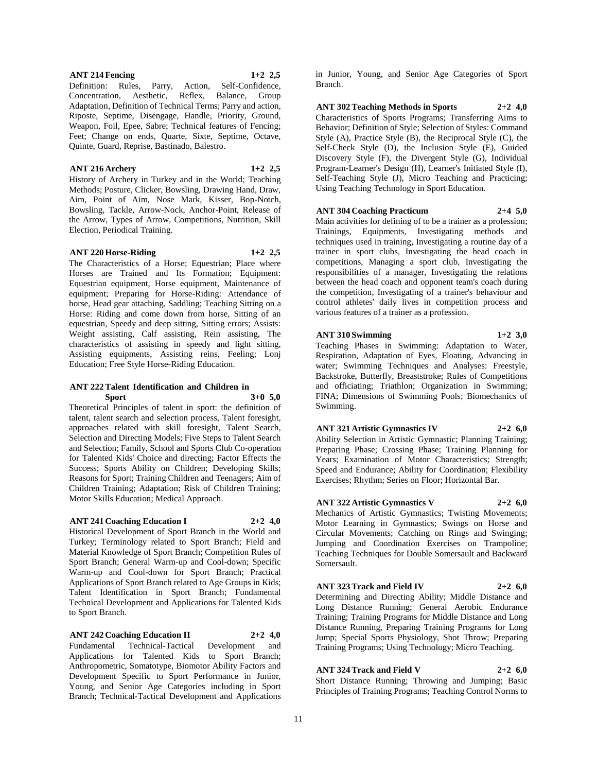**ANT 214 Fencing 1+2 2,5**

Definition: Rules, Parry, Action, Self-Confidence, Concentration, Aesthetic, Reflex, Balance, Group Adaptation, Definition of Technical Terms; Parry and action, Riposte, Septime, Disengage, Handle, Priority, Ground, Weapon, Foil, Epee, Sabre; Technical features of Fencing; Feet; Change on ends, Quarte, Sixte, Septime, Octave, Quinte, Guard, Reprise, Bastinado, Balestro.

**ANT 216 Archery 1+2 2,5**

History of Archery in Turkey and in the World; Teaching Methods; Posture, Clicker, Bowsling, Drawing Hand, Draw, Aim, Point of Aim, Nose Mark, Kisser, Bop-Notch, Bowsling, Tackle, Arrow-Nock, Anchor-Point, Release of the Arrow, Types of Arrow, Competitions, Nutrition, Skill Election, Periodical Training.

**ANT 220 Horse-Riding 1+2 2,5**

The Characteristics of a Horse; Equestrian; Place where Horses are Trained and Its Formation; Equipment: Equestrian equipment, Horse equipment, Maintenance of equipment; Preparing for Horse-Riding: Attendance of horse, Head gear attaching, Saddling; Teaching Sitting on a Horse: Riding and come down from horse, Sitting of an equestrian, Speedy and deep sitting, Sitting errors; Assists: Weight assisting, Calf assisting, Rein assisting, The characteristics of assisting in speedy and light sitting, Assisting equipments, Assisting reins, Feeling; Lonj Education; Free Style Horse-Riding Education.

**ANT 222 Talent Identification and Children in Sport 3+0 5,0**

Theoretical Principles of talent in sport: the definition of talent, talent search and selection process, Talent foresight, approaches related with skill foresight, Talent Search, Selection and Directing Models; Five Steps to Talent Search and Selection; Family, School and Sports Club Co-operation for Talented Kids' Choice and directing; Factor Effects the Success; Sports Ability on Children; Developing Skills; Reasons for Sport; Training Children and Teenagers; Aim of Children Training; Adaptation; Risk of Children Training; Motor Skills Education; Medical Approach.

**ANT 241 Coaching Education I 2+2 4,0**

Historical Development of Sport Branch in the World and Turkey; Terminology related to Sport Branch; Field and Material Knowledge of Sport Branch; Competition Rules of Sport Branch; General Warm-up and Cool-down; Specific Warm-up and Cool-down for Sport Branch; Practical Applications of Sport Branch related to Age Groups in Kids; Talent Identification in Sport Branch; Fundamental Technical Development and Applications for Talented Kids to Sport Branch.

**ANT 242 Coaching Education II 2+2 4,0**

Fundamental Technical-Tactical Development and Applications for Talented Kids to Sport Branch; Anthropometric, Somatotype, Biomotor Ability Factors and Development Specific to Sport Performance in Junior, Young, and Senior Age Categories including in Sport Branch; Technical-Tactical Development and Applications in Junior, Young, and Senior Age Categories of Sport Branch.

**ANT 302 Teaching Methods in Sports 2+2 4,0**

Characteristics of Sports Programs; Transferring Aims to Behavior; Definition of Style; Selection of Styles: Command Style (A), Practice Style (B), the Reciprocal Style (C), the Self-Check Style (D), the Inclusion Style (E), Guided Discovery Style (F), the Divergent Style (G), Individual Program-Learner's Design (H), Learner's Initiated Style (I), Self-Teaching Style (J), Micro Teaching and Practicing; Using Teaching Technology in Sport Education.

**ANT 304 Coaching Practicum 2+4 5,0**

Main activities for defining of to be a trainer as a profession; Trainings, Equipments, Investigating methods and techniques used in training, Investigating a routine day of a trainer in sport clubs, Investigating the head coach in competitions, Managing a sport club, Investigating the responsibilities of a manager, Investigating the relations between the head coach and opponent team's coach during the competition, Investigating of a trainer's behaviour and control athletes' daily lives in competition process and various features of a trainer as a profession.

**ANT 310 Swimming 1+2 3,0**

Teaching Phases in Swimming: Adaptation to Water, Respiration, Adaptation of Eyes, Floating, Advancing in water; Swimming Techniques and Analyses: Freestyle, Backstroke, Butterfly, Breaststroke; Rules of Competitions and officiating; Triathlon; Organization in Swimming; FINA; Dimensions of Swimming Pools; Biomechanics of Swimming.

**ANT 321 Artistic Gymnastics IV 2+2 6,0**

Ability Selection in Artistic Gymnastic; Planning Training; Preparing Phase; Crossing Phase; Training Planning for Years; Examination of Motor Characteristics; Strength; Speed and Endurance; Ability for Coordination; Flexibility Exercises; Rhythm; Series on Floor; Horizontal Bar.

**ANT 322 Artistic Gymnastics V 2+2 6,0**

Mechanics of Artistic Gymnastics; Twisting Movements; Motor Learning in Gymnastics; Swings on Horse and Circular Movements; Catching on Rings and Swinging; Jumping and Coordination Exercises on Trampoline; Teaching Techniques for Double Somersault and Backward Somersault.

**ANT 323 Track and Field IV 2+2 6,0**

Determining and Directing Ability; Middle Distance and Long Distance Running; General Aerobic Endurance Training; Training Programs for Middle Distance and Long Distance Running, Preparing Training Programs for Long Jump; Special Sports Physiology, Shot Throw; Preparing Training Programs; Using Technology; Micro Teaching.

**ANT 324 Track and Field V 2+2 6,0**

Short Distance Running; Throwing and Jumping; Basic Principles of Training Programs; Teaching Control Norms to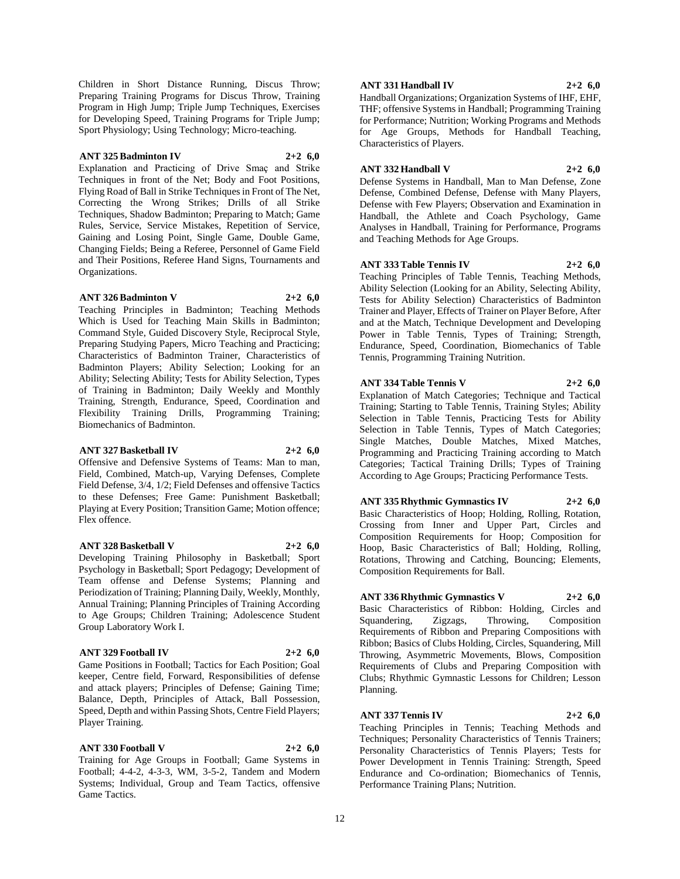Children in Short Distance Running, Discus Throw; Preparing Training Programs for Discus Throw, Training Program in High Jump; Triple Jump Techniques, Exercises for Developing Speed, Training Programs for Triple Jump; Sport Physiology; Using Technology; Micro-teaching.

**ANT 325 Badminton IV 2+2 6,0**

Explanation and Practicing of Drive Smaç and Strike Techniques in front of the Net; Body and Foot Positions, Flying Road of Ball in Strike Techniques in Front of The Net, Correcting the Wrong Strikes; Drills of all Strike Techniques, Shadow Badminton; Preparing to Match; Game Rules, Service, Service Mistakes, Repetition of Service, Gaining and Losing Point, Single Game, Double Game, Changing Fields; Being a Referee, Personnel of Game Field and Their Positions, Referee Hand Signs, Tournaments and Organizations.

**ANT 326 Badminton V 2+2 6,0**

Teaching Principles in Badminton; Teaching Methods Which is Used for Teaching Main Skills in Badminton; Command Style, Guided Discovery Style, Reciprocal Style, Preparing Studying Papers, Micro Teaching and Practicing; Characteristics of Badminton Trainer, Characteristics of Badminton Players; Ability Selection; Looking for an Ability; Selecting Ability; Tests for Ability Selection, Types of Training in Badminton; Daily Weekly and Monthly Training, Strength, Endurance, Speed, Coordination and Flexibility Training Drills, Programming Training; Biomechanics of Badminton.

**ANT 327 Basketball IV 2+2 6,0**

Offensive and Defensive Systems of Teams: Man to man, Field, Combined, Match-up, Varying Defenses, Complete Field Defense, 3/4, 1/2; Field Defenses and offensive Tactics to these Defenses; Free Game: Punishment Basketball; Playing at Every Position; Transition Game; Motion offence; Flex offence.

**ANT 328 Basketball V 2+2 6,0**

Developing Training Philosophy in Basketball; Sport Psychology in Basketball; Sport Pedagogy; Development of Team offense and Defense Systems; Planning and Periodization of Training; Planning Daily, Weekly, Monthly, Annual Training; Planning Principles of Training According to Age Groups; Children Training; Adolescence Student Group Laboratory Work I.

**ANT 329 Football IV 2+2 6,0**

Game Positions in Football; Tactics for Each Position; Goal keeper, Centre field, Forward, Responsibilities of defense and attack players; Principles of Defense; Gaining Time; Balance, Depth, Principles of Attack, Ball Possession, Speed, Depth and within Passing Shots, Centre Field Players; Player Training.

**ANT 330 Football V 2+2 6,0**

Training for Age Groups in Football; Game Systems in Football; 4-4-2, 4-3-3, WM, 3-5-2, Tandem and Modern Systems; Individual, Group and Team Tactics, offensive Game Tactics.

**ANT 331 Handball IV 2+2 6,0**

Handball Organizations; Organization Systems of IHF, EHF, THF; offensive Systems in Handball; Programming Training for Performance; Nutrition; Working Programs and Methods for Age Groups, Methods for Handball Teaching, Characteristics of Players.

**ANT 332 Handball V 2+2 6,0**

Defense Systems in Handball, Man to Man Defense, Zone Defense, Combined Defense, Defense with Many Players, Defense with Few Players; Observation and Examination in Handball, the Athlete and Coach Psychology, Game Analyses in Handball, Training for Performance, Programs and Teaching Methods for Age Groups.

**ANT 333 Table Tennis IV 2+2 6,0**

Teaching Principles of Table Tennis, Teaching Methods, Ability Selection (Looking for an Ability, Selecting Ability, Tests for Ability Selection) Characteristics of Badminton Trainer and Player, Effects of Trainer on Player Before, After and at the Match, Technique Development and Developing Power in Table Tennis, Types of Training; Strength, Endurance, Speed, Coordination, Biomechanics of Table Tennis, Programming Training Nutrition.

**ANT 334 Table Tennis V 2+2 6,0**

Explanation of Match Categories; Technique and Tactical Training; Starting to Table Tennis, Training Styles; Ability Selection in Table Tennis, Practicing Tests for Ability Selection in Table Tennis, Types of Match Categories; Single Matches, Double Matches, Mixed Matches, Programming and Practicing Training according to Match Categories; Tactical Training Drills; Types of Training According to Age Groups; Practicing Performance Tests.

**ANT 335 Rhythmic Gymnastics IV 2+2 6,0**

Basic Characteristics of Hoop; Holding, Rolling, Rotation, Crossing from Inner and Upper Part, Circles and Composition Requirements for Hoop; Composition for Hoop, Basic Characteristics of Ball; Holding, Rolling, Rotations, Throwing and Catching, Bouncing; Elements, Composition Requirements for Ball.

**ANT 336 Rhythmic Gymnastics V 2+2 6,0**

Basic Characteristics of Ribbon: Holding, Circles and Squandering, Zigzags, Throwing, Composition Requirements of Ribbon and Preparing Compositions with Ribbon; Basics of Clubs Holding, Circles, Squandering, Mill Throwing, Asymmetric Movements, Blows, Composition Requirements of Clubs and Preparing Composition with Clubs; Rhythmic Gymnastic Lessons for Children; Lesson Planning.

**ANT 337 Tennis IV 2+2 6,0**

Teaching Principles in Tennis; Teaching Methods and Techniques; Personality Characteristics of Tennis Trainers; Personality Characteristics of Tennis Players; Tests for Power Development in Tennis Training: Strength, Speed Endurance and Co-ordination; Biomechanics of Tennis, Performance Training Plans; Nutrition.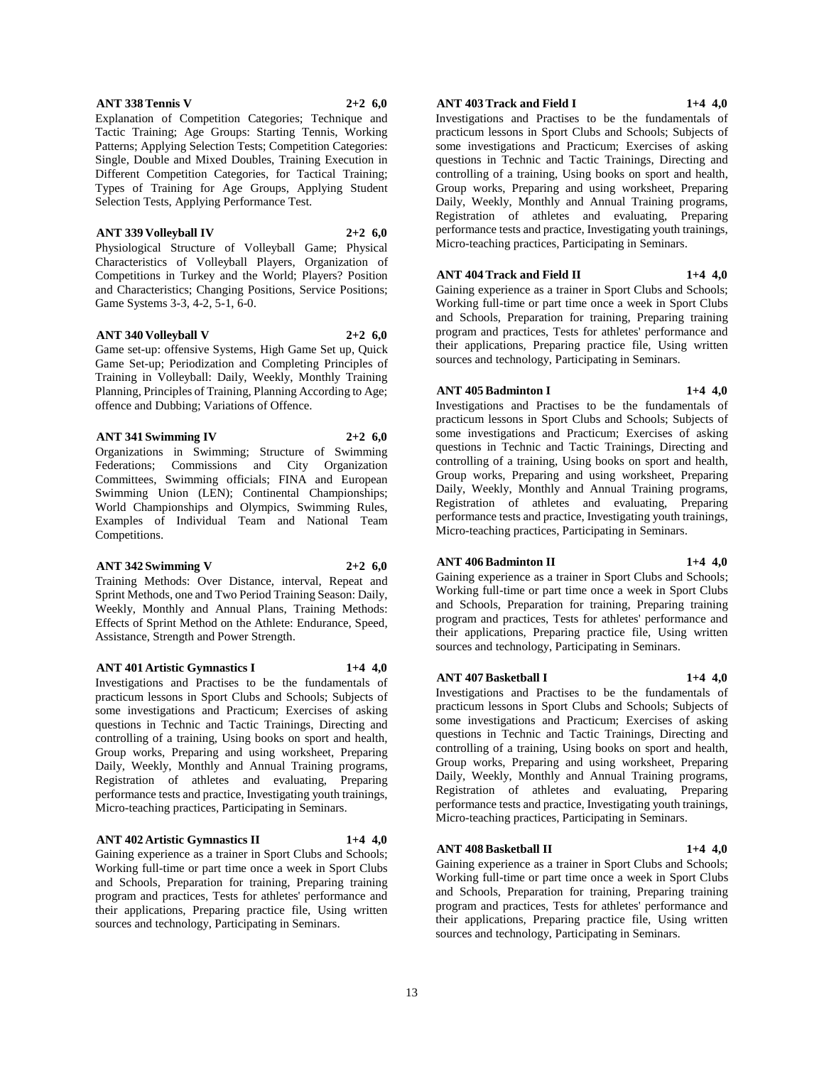**ANT 338 Tennis V** **2+2 6,0**

Explanation of Competition Categories; Technique and Tactic Training; Age Groups: Starting Tennis, Working Patterns; Applying Selection Tests; Competition Categories: Single, Double and Mixed Doubles, Training Execution in Different Competition Categories, for Tactical Training; Types of Training for Age Groups, Applying Student Selection Tests, Applying Performance Test.

**ANT 339 Volleyball IV** **2+2 6,0**

Physiological Structure of Volleyball Game; Physical Characteristics of Volleyball Players, Organization of Competitions in Turkey and the World; Players? Position and Characteristics; Changing Positions, Service Positions; Game Systems 3-3, 4-2, 5-1, 6-0.

**ANT 340 Volleyball V** **2+2 6,0**

Game set-up: offensive Systems, High Game Set up, Quick Game Set-up; Periodization and Completing Principles of Training in Volleyball: Daily, Weekly, Monthly Training Planning, Principles of Training, Planning According to Age; offence and Dubbing; Variations of Offence.

**ANT 341 Swimming IV** **2+2 6,0**

Organizations in Swimming; Structure of Swimming Federations; Commissions and City Organization Committees, Swimming officials; FINA and European Swimming Union (LEN); Continental Championships; World Championships and Olympics, Swimming Rules, Examples of Individual Team and National Team Competitions.

**ANT 342 Swimming V** **2+2 6,0**

Training Methods: Over Distance, interval, Repeat and Sprint Methods, one and Two Period Training Season: Daily, Weekly, Monthly and Annual Plans, Training Methods: Effects of Sprint Method on the Athlete: Endurance, Speed, Assistance, Strength and Power Strength.

**ANT 401 Artistic Gymnastics I** **1+4 4,0**

Investigations and Practises to be the fundamentals of practicum lessons in Sport Clubs and Schools; Subjects of some investigations and Practicum; Exercises of asking questions in Technic and Tactic Trainings, Directing and controlling of a training, Using books on sport and health, Group works, Preparing and using worksheet, Preparing Daily, Weekly, Monthly and Annual Training programs, Registration of athletes and evaluating, Preparing performance tests and practice, Investigating youth trainings, Micro-teaching practices, Participating in Seminars.

**ANT 402 Artistic Gymnastics II** **1+4 4,0**

Gaining experience as a trainer in Sport Clubs and Schools; Working full-time or part time once a week in Sport Clubs and Schools, Preparation for training, Preparing training program and practices, Tests for athletes' performance and their applications, Preparing practice file, Using written sources and technology, Participating in Seminars.

**ANT 403 Track and Field I** **1+4 4,0**

Investigations and Practises to be the fundamentals of practicum lessons in Sport Clubs and Schools; Subjects of some investigations and Practicum; Exercises of asking questions in Technic and Tactic Trainings, Directing and controlling of a training, Using books on sport and health, Group works, Preparing and using worksheet, Preparing Daily, Weekly, Monthly and Annual Training programs, Registration of athletes and evaluating, Preparing performance tests and practice, Investigating youth trainings, Micro-teaching practices, Participating in Seminars.

**ANT 404 Track and Field II** **1+4 4,0**

Gaining experience as a trainer in Sport Clubs and Schools; Working full-time or part time once a week in Sport Clubs and Schools, Preparation for training, Preparing training program and practices, Tests for athletes' performance and their applications, Preparing practice file, Using written sources and technology, Participating in Seminars.

**ANT 405 Badminton I** **1+4 4,0**

Investigations and Practises to be the fundamentals of practicum lessons in Sport Clubs and Schools; Subjects of some investigations and Practicum; Exercises of asking questions in Technic and Tactic Trainings, Directing and controlling of a training, Using books on sport and health, Group works, Preparing and using worksheet, Preparing Daily, Weekly, Monthly and Annual Training programs, Registration of athletes and evaluating, Preparing performance tests and practice, Investigating youth trainings, Micro-teaching practices, Participating in Seminars.

**ANT 406 Badminton II** **1+4 4,0**

Gaining experience as a trainer in Sport Clubs and Schools; Working full-time or part time once a week in Sport Clubs and Schools, Preparation for training, Preparing training program and practices, Tests for athletes' performance and their applications, Preparing practice file, Using written sources and technology, Participating in Seminars.

**ANT 407 Basketball I** **1+4 4,0**

Investigations and Practises to be the fundamentals of practicum lessons in Sport Clubs and Schools; Subjects of some investigations and Practicum; Exercises of asking questions in Technic and Tactic Trainings, Directing and controlling of a training, Using books on sport and health, Group works, Preparing and using worksheet, Preparing Daily, Weekly, Monthly and Annual Training programs, Registration of athletes and evaluating, Preparing performance tests and practice, Investigating youth trainings, Micro-teaching practices, Participating in Seminars.

**ANT 408 Basketball II** **1+4 4,0**

Gaining experience as a trainer in Sport Clubs and Schools; Working full-time or part time once a week in Sport Clubs and Schools, Preparation for training, Preparing training program and practices, Tests for athletes' performance and their applications, Preparing practice file, Using written sources and technology, Participating in Seminars.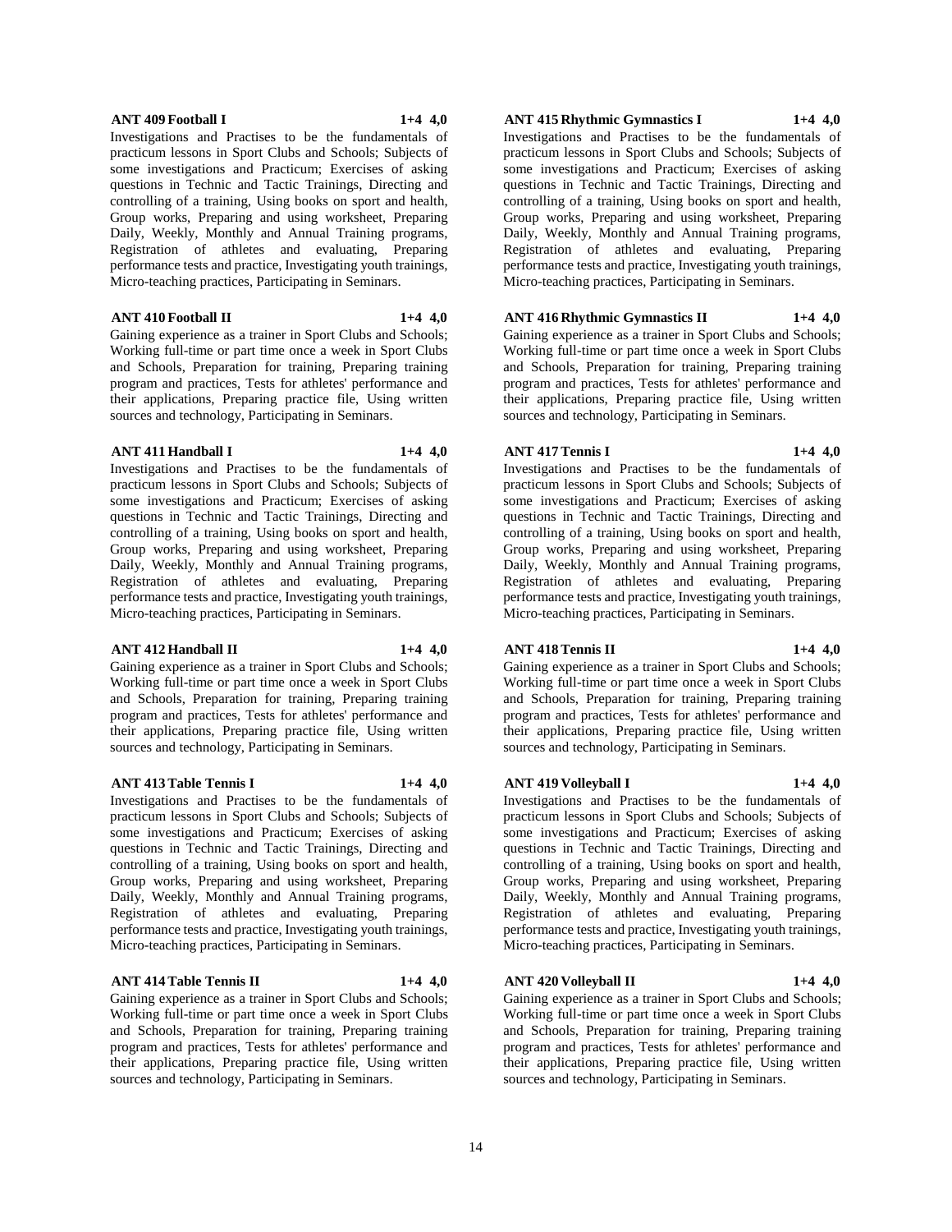**ANT 409 Football I 1+4 4,0**

Investigations and Practises to be the fundamentals of practicum lessons in Sport Clubs and Schools; Subjects of some investigations and Practicum; Exercises of asking questions in Technic and Tactic Trainings, Directing and controlling of a training, Using books on sport and health, Group works, Preparing and using worksheet, Preparing Daily, Weekly, Monthly and Annual Training programs, Registration of athletes and evaluating, Preparing performance tests and practice, Investigating youth trainings, Micro-teaching practices, Participating in Seminars.

**ANT 410 Football II 1+4 4,0**

Gaining experience as a trainer in Sport Clubs and Schools; Working full-time or part time once a week in Sport Clubs and Schools, Preparation for training, Preparing training program and practices, Tests for athletes' performance and their applications, Preparing practice file, Using written sources and technology, Participating in Seminars.

**ANT 411 Handball I 1+4 4,0**

Investigations and Practises to be the fundamentals of practicum lessons in Sport Clubs and Schools; Subjects of some investigations and Practicum; Exercises of asking questions in Technic and Tactic Trainings, Directing and controlling of a training, Using books on sport and health, Group works, Preparing and using worksheet, Preparing Daily, Weekly, Monthly and Annual Training programs, Registration of athletes and evaluating, Preparing performance tests and practice, Investigating youth trainings, Micro-teaching practices, Participating in Seminars.

**ANT 412 Handball II 1+4 4,0**

Gaining experience as a trainer in Sport Clubs and Schools; Working full-time or part time once a week in Sport Clubs and Schools, Preparation for training, Preparing training program and practices, Tests for athletes' performance and their applications, Preparing practice file, Using written sources and technology, Participating in Seminars.

**ANT 413 Table Tennis I 1+4 4,0**

Investigations and Practises to be the fundamentals of practicum lessons in Sport Clubs and Schools; Subjects of some investigations and Practicum; Exercises of asking questions in Technic and Tactic Trainings, Directing and controlling of a training, Using books on sport and health, Group works, Preparing and using worksheet, Preparing Daily, Weekly, Monthly and Annual Training programs, Registration of athletes and evaluating, Preparing performance tests and practice, Investigating youth trainings, Micro-teaching practices, Participating in Seminars.

**ANT 414 Table Tennis II 1+4 4,0**

Gaining experience as a trainer in Sport Clubs and Schools; Working full-time or part time once a week in Sport Clubs and Schools, Preparation for training, Preparing training program and practices, Tests for athletes' performance and their applications, Preparing practice file, Using written sources and technology, Participating in Seminars.

**ANT 415 Rhythmic Gymnastics I 1+4 4,0**

Investigations and Practises to be the fundamentals of practicum lessons in Sport Clubs and Schools; Subjects of some investigations and Practicum; Exercises of asking questions in Technic and Tactic Trainings, Directing and controlling of a training, Using books on sport and health, Group works, Preparing and using worksheet, Preparing Daily, Weekly, Monthly and Annual Training programs, Registration of athletes and evaluating, Preparing performance tests and practice, Investigating youth trainings, Micro-teaching practices, Participating in Seminars.

**ANT 416 Rhythmic Gymnastics II 1+4 4,0**

Gaining experience as a trainer in Sport Clubs and Schools; Working full-time or part time once a week in Sport Clubs and Schools, Preparation for training, Preparing training program and practices, Tests for athletes' performance and their applications, Preparing practice file, Using written sources and technology, Participating in Seminars.

**ANT 417 Tennis I 1+4 4,0**

Investigations and Practises to be the fundamentals of practicum lessons in Sport Clubs and Schools; Subjects of some investigations and Practicum; Exercises of asking questions in Technic and Tactic Trainings, Directing and controlling of a training, Using books on sport and health, Group works, Preparing and using worksheet, Preparing Daily, Weekly, Monthly and Annual Training programs, Registration of athletes and evaluating, Preparing performance tests and practice, Investigating youth trainings, Micro-teaching practices, Participating in Seminars.

**ANT 418 Tennis II 1+4 4,0**

Gaining experience as a trainer in Sport Clubs and Schools; Working full-time or part time once a week in Sport Clubs and Schools, Preparation for training, Preparing training program and practices, Tests for athletes' performance and their applications, Preparing practice file, Using written sources and technology, Participating in Seminars.

**ANT 419 Volleyball I 1+4 4,0**

Investigations and Practises to be the fundamentals of practicum lessons in Sport Clubs and Schools; Subjects of some investigations and Practicum; Exercises of asking questions in Technic and Tactic Trainings, Directing and controlling of a training, Using books on sport and health, Group works, Preparing and using worksheet, Preparing Daily, Weekly, Monthly and Annual Training programs, Registration of athletes and evaluating, Preparing performance tests and practice, Investigating youth trainings, Micro-teaching practices, Participating in Seminars.

**ANT 420 Volleyball II 1+4 4,0**

Gaining experience as a trainer in Sport Clubs and Schools; Working full-time or part time once a week in Sport Clubs and Schools, Preparation for training, Preparing training program and practices, Tests for athletes' performance and their applications, Preparing practice file, Using written sources and technology, Participating in Seminars.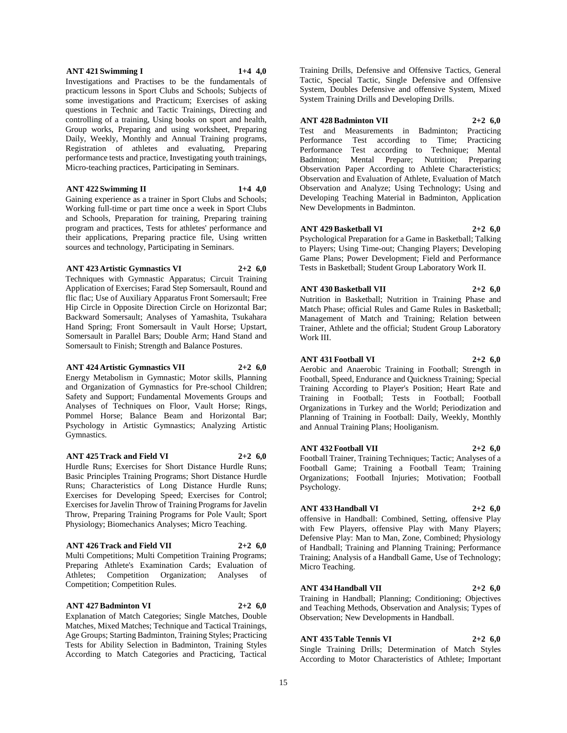**ANT 421 Swimming I 1+4 4,0**

Investigations and Practises to be the fundamentals of practicum lessons in Sport Clubs and Schools; Subjects of some investigations and Practicum; Exercises of asking questions in Technic and Tactic Trainings, Directing and controlling of a training, Using books on sport and health, Group works, Preparing and using worksheet, Preparing Daily, Weekly, Monthly and Annual Training programs, Registration of athletes and evaluating, Preparing performance tests and practice, Investigating youth trainings, Micro-teaching practices, Participating in Seminars.

**ANT 422 Swimming II 1+4 4,0**

Gaining experience as a trainer in Sport Clubs and Schools; Working full-time or part time once a week in Sport Clubs and Schools, Preparation for training, Preparing training program and practices, Tests for athletes' performance and their applications, Preparing practice file, Using written sources and technology, Participating in Seminars.

**ANT 423 Artistic Gymnastics VI 2+2 6,0**

Techniques with Gymnastic Apparatus; Circuit Training Application of Exercises; Farad Step Somersault, Round and flic flac; Use of Auxiliary Apparatus Front Somersault; Free Hip Circle in Opposite Direction Circle on Horizontal Bar; Backward Somersault; Analyses of Yamashita, Tsukahara Hand Spring; Front Somersault in Vault Horse; Upstart, Somersault in Parallel Bars; Double Arm; Hand Stand and Somersault to Finish; Strength and Balance Postures.

**ANT 424 Artistic Gymnastics VII 2+2 6,0**

Energy Metabolism in Gymnastic; Motor skills, Planning and Organization of Gymnastics for Pre-school Children; Safety and Support; Fundamental Movements Groups and Analyses of Techniques on Floor, Vault Horse; Rings, Pommel Horse; Balance Beam and Horizontal Bar; Psychology in Artistic Gymnastics; Analyzing Artistic Gymnastics.

**ANT 425 Track and Field VI 2+2 6,0**

Hurdle Runs; Exercises for Short Distance Hurdle Runs; Basic Principles Training Programs; Short Distance Hurdle Runs; Characteristics of Long Distance Hurdle Runs; Exercises for Developing Speed; Exercises for Control; Exercises for Javelin Throw of Training Programs for Javelin Throw, Preparing Training Programs for Pole Vault; Sport Physiology; Biomechanics Analyses; Micro Teaching.

**ANT 426 Track and Field VII 2+2 6,0**

Multi Competitions; Multi Competition Training Programs; Preparing Athlete's Examination Cards; Evaluation of Athletes; Competition Organization; Analyses of Competition; Competition Rules.

**ANT 427 Badminton VI 2+2 6,0**

Explanation of Match Categories; Single Matches, Double Matches, Mixed Matches; Technique and Tactical Trainings, Age Groups; Starting Badminton, Training Styles; Practicing Tests for Ability Selection in Badminton, Training Styles According to Match Categories and Practicing, Tactical Training Drills, Defensive and Offensive Tactics, General Tactic, Special Tactic, Single Defensive and Offensive System, Doubles Defensive and offensive System, Mixed System Training Drills and Developing Drills.

**ANT 428 Badminton VII 2+2 6,0**

Test and Measurements in Badminton; Practicing Performance Test according to Time; Practicing Performance Test according to Technique; Mental Badminton; Mental Prepare; Nutrition; Preparing Observation Paper According to Athlete Characteristics; Observation and Evaluation of Athlete, Evaluation of Match Observation and Analyze; Using Technology; Using and Developing Teaching Material in Badminton, Application New Developments in Badminton.

**ANT 429 Basketball VI 2+2 6,0**

Psychological Preparation for a Game in Basketball; Talking to Players; Using Time-out; Changing Players; Developing Game Plans; Power Development; Field and Performance Tests in Basketball; Student Group Laboratory Work II.

**ANT 430 Basketball VII 2+2 6,0**

Nutrition in Basketball; Nutrition in Training Phase and Match Phase; official Rules and Game Rules in Basketball; Management of Match and Training; Relation between Trainer, Athlete and the official; Student Group Laboratory Work III.

**ANT 431 Football VI 2+2 6,0**

Aerobic and Anaerobic Training in Football; Strength in Football, Speed, Endurance and Quickness Training; Special Training According to Player's Position; Heart Rate and Training in Football; Tests in Football; Football Organizations in Turkey and the World; Periodization and Planning of Training in Football: Daily, Weekly, Monthly and Annual Training Plans; Hooliganism.

**ANT 432 Football VII 2+2 6,0**

Football Trainer, Training Techniques; Tactic; Analyses of a Football Game; Training a Football Team; Training Organizations; Football Injuries; Motivation; Football Psychology.

**ANT 433 Handball VI 2+2 6,0**

offensive in Handball: Combined, Setting, offensive Play with Few Players, offensive Play with Many Players; Defensive Play: Man to Man, Zone, Combined; Physiology of Handball; Training and Planning Training; Performance Training; Analysis of a Handball Game, Use of Technology; Micro Teaching.

**ANT 434 Handball VII 2+2 6,0**

Training in Handball; Planning; Conditioning; Objectives and Teaching Methods, Observation and Analysis; Types of Observation; New Developments in Handball.

**ANT 435 Table Tennis VI 2+2 6,0**

Single Training Drills; Determination of Match Styles According to Motor Characteristics of Athlete; Important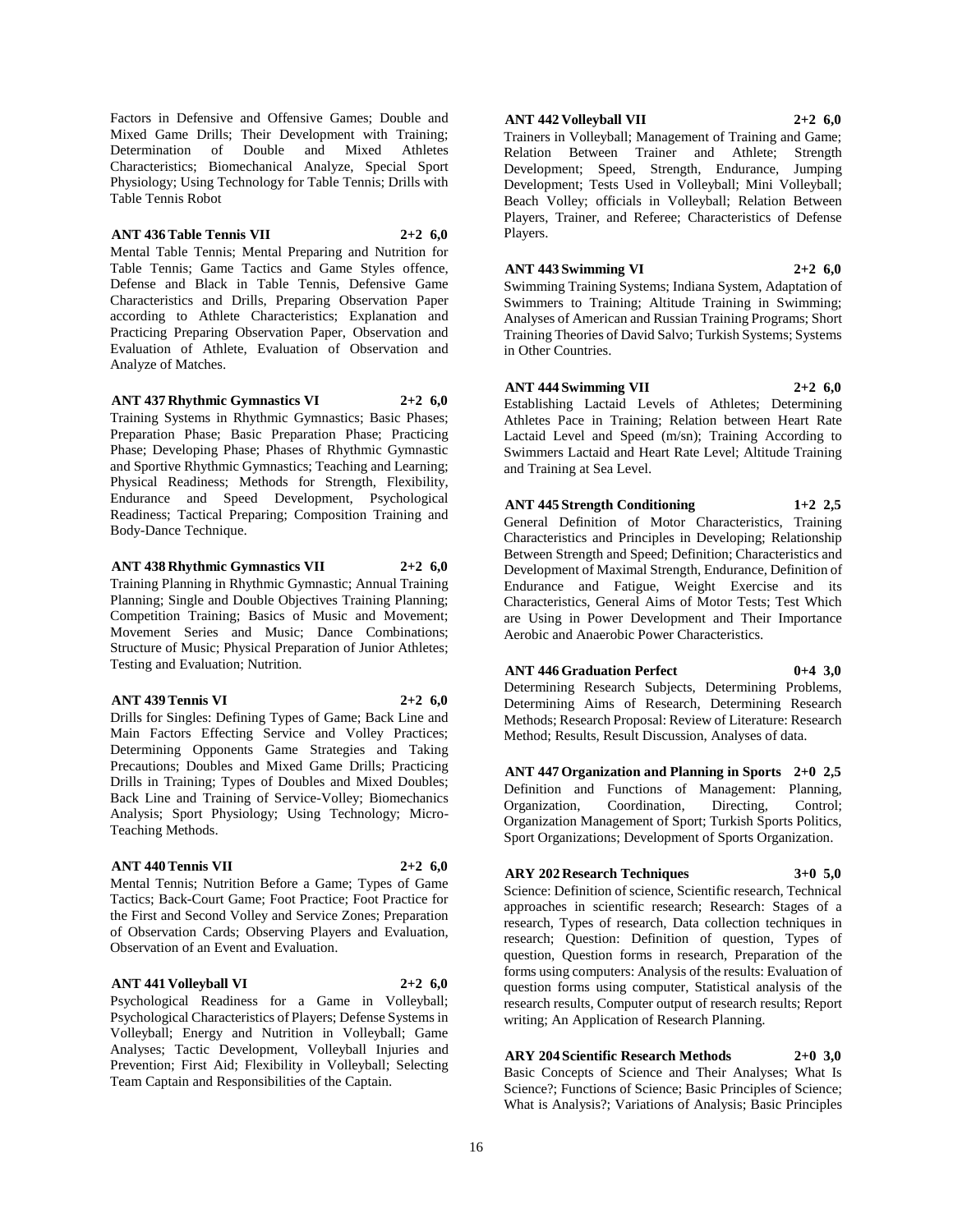Factors in Defensive and Offensive Games; Double and Mixed Game Drills; Their Development with Training; Determination of Double and Mixed Athletes Characteristics; Biomechanical Analyze, Special Sport Physiology; Using Technology for Table Tennis; Drills with Table Tennis Robot

**ANT 436 Table Tennis VII 2+2 6,0**

Mental Table Tennis; Mental Preparing and Nutrition for Table Tennis; Game Tactics and Game Styles offence, Defense and Black in Table Tennis, Defensive Game Characteristics and Drills, Preparing Observation Paper according to Athlete Characteristics; Explanation and Practicing Preparing Observation Paper, Observation and Evaluation of Athlete, Evaluation of Observation and Analyze of Matches.

**ANT 437 Rhythmic Gymnastics VI 2+2 6,0**

Training Systems in Rhythmic Gymnastics; Basic Phases; Preparation Phase; Basic Preparation Phase; Practicing Phase; Developing Phase; Phases of Rhythmic Gymnastic and Sportive Rhythmic Gymnastics; Teaching and Learning; Physical Readiness; Methods for Strength, Flexibility, Endurance and Speed Development, Psychological Readiness; Tactical Preparing; Composition Training and Body-Dance Technique.

**ANT 438 Rhythmic Gymnastics VII 2+2 6,0**

Training Planning in Rhythmic Gymnastic; Annual Training Planning; Single and Double Objectives Training Planning; Competition Training; Basics of Music and Movement; Movement Series and Music; Dance Combinations; Structure of Music; Physical Preparation of Junior Athletes; Testing and Evaluation; Nutrition.

**ANT 439 Tennis VI 2+2 6,0**

Drills for Singles: Defining Types of Game; Back Line and Main Factors Effecting Service and Volley Practices; Determining Opponents Game Strategies and Taking Precautions; Doubles and Mixed Game Drills; Practicing Drills in Training; Types of Doubles and Mixed Doubles; Back Line and Training of Service-Volley; Biomechanics Analysis; Sport Physiology; Using Technology; Micro-Teaching Methods.

**ANT 440 Tennis VII 2+2 6,0**

Mental Tennis; Nutrition Before a Game; Types of Game Tactics; Back-Court Game; Foot Practice; Foot Practice for the First and Second Volley and Service Zones; Preparation of Observation Cards; Observing Players and Evaluation, Observation of an Event and Evaluation.

**ANT 441 Volleyball VI 2+2 6,0**

Psychological Readiness for a Game in Volleyball; Psychological Characteristics of Players; Defense Systems in Volleyball; Energy and Nutrition in Volleyball; Game Analyses; Tactic Development, Volleyball Injuries and Prevention; First Aid; Flexibility in Volleyball; Selecting Team Captain and Responsibilities of the Captain.

**ANT 442 Volleyball VII 2+2 6,0**

Trainers in Volleyball; Management of Training and Game; Relation Between Trainer and Athlete; Strength Development; Speed, Strength, Endurance, Jumping Development; Tests Used in Volleyball; Mini Volleyball; Beach Volley; officials in Volleyball; Relation Between Players, Trainer, and Referee; Characteristics of Defense Players.

**ANT 443 Swimming VI 2+2 6,0**

Swimming Training Systems; Indiana System, Adaptation of Swimmers to Training; Altitude Training in Swimming; Analyses of American and Russian Training Programs; Short Training Theories of David Salvo; Turkish Systems; Systems in Other Countries.

**ANT 444 Swimming VII 2+2 6,0**

Establishing Lactaid Levels of Athletes; Determining Athletes Pace in Training; Relation between Heart Rate Lactaid Level and Speed (m/sn); Training According to Swimmers Lactaid and Heart Rate Level; Altitude Training and Training at Sea Level.

**ANT 445 Strength Conditioning 1+2 2,5**

General Definition of Motor Characteristics, Training Characteristics and Principles in Developing; Relationship Between Strength and Speed; Definition; Characteristics and Development of Maximal Strength, Endurance, Definition of Endurance and Fatigue, Weight Exercise and its Characteristics, General Aims of Motor Tests; Test Which are Using in Power Development and Their Importance Aerobic and Anaerobic Power Characteristics.

**ANT 446 Graduation Perfect 0+4 3,0**

Determining Research Subjects, Determining Problems, Determining Aims of Research, Determining Research Methods; Research Proposal: Review of Literature: Research Method; Results, Result Discussion, Analyses of data.

**ANT 447 Organization and Planning in Sports 2+0 2,5**

Definition and Functions of Management: Planning, Organization, Coordination, Directing, Control; Organization Management of Sport; Turkish Sports Politics, Sport Organizations; Development of Sports Organization.

**ARY 202 Research Techniques 3+0 5,0**

Science: Definition of science, Scientific research, Technical approaches in scientific research; Research: Stages of a research, Types of research, Data collection techniques in research; Question: Definition of question, Types of question, Question forms in research, Preparation of the forms using computers: Analysis of the results: Evaluation of question forms using computer, Statistical analysis of the research results, Computer output of research results; Report writing; An Application of Research Planning.

**ARY 204 Scientific Research Methods 2+0 3,0**

Basic Concepts of Science and Their Analyses; What Is Science?; Functions of Science; Basic Principles of Science; What is Analysis?; Variations of Analysis; Basic Principles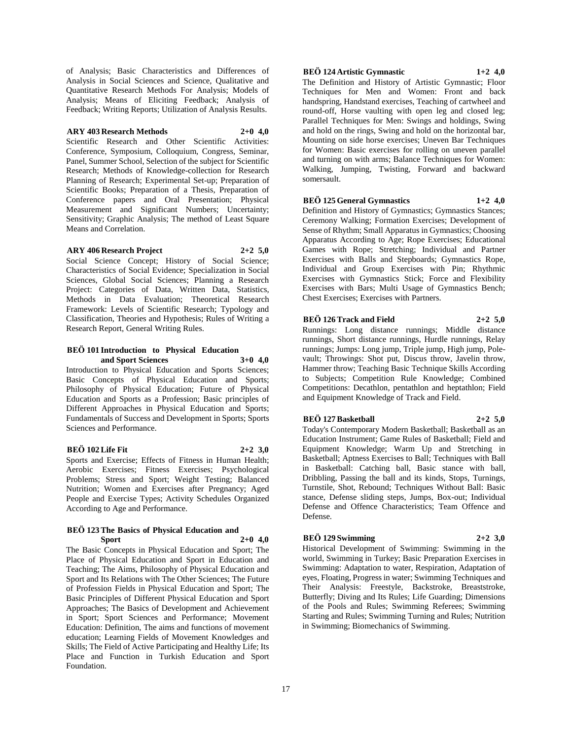of Analysis; Basic Characteristics and Differences of Analysis in Social Sciences and Science, Qualitative and Quantitative Research Methods For Analysis; Models of Analysis; Means of Eliciting Feedback; Analysis of Feedback; Writing Reports; Utilization of Analysis Results.

**ARY 403 Research Methods 2+0 4,0**

Scientific Research and Other Scientific Activities: Conference, Symposium, Colloquium, Congress, Seminar, Panel, Summer School, Selection of the subject for Scientific Research; Methods of Knowledge-collection for Research Planning of Research; Experimental Set-up; Preparation of Scientific Books; Preparation of a Thesis, Preparation of Conference papers and Oral Presentation; Physical Measurement and Significant Numbers; Uncertainty; Sensitivity; Graphic Analysis; The method of Least Square Means and Correlation.

**ARY 406 Research Project 2+2 5,0**

Social Science Concept; History of Social Science; Characteristics of Social Evidence; Specialization in Social Sciences, Global Social Sciences; Planning a Research Project: Categories of Data, Written Data, Statistics, Methods in Data Evaluation; Theoretical Research Framework: Levels of Scientific Research; Typology and Classification, Theories and Hypothesis; Rules of Writing a Research Report, General Writing Rules.

**BEÖ 101 Introduction to Physical Education and Sport Sciences 3+0 4,0**

Introduction to Physical Education and Sports Sciences; Basic Concepts of Physical Education and Sports; Philosophy of Physical Education; Future of Physical Education and Sports as a Profession; Basic principles of Different Approaches in Physical Education and Sports; Fundamentals of Success and Development in Sports; Sports Sciences and Performance.

**BEÖ 102 Life Fit 2+2 3,0**

Sports and Exercise; Effects of Fitness in Human Health; Aerobic Exercises; Fitness Exercises; Psychological Problems; Stress and Sport; Weight Testing; Balanced Nutrition; Women and Exercises after Pregnancy; Aged People and Exercise Types; Activity Schedules Organized According to Age and Performance.

**BEÖ 123 The Basics of Physical Education and Sport 2+0 4,0**

The Basic Concepts in Physical Education and Sport; The Place of Physical Education and Sport in Education and Teaching; The Aims, Philosophy of Physical Education and Sport and Its Relations with The Other Sciences; The Future of Profession Fields in Physical Education and Sport; The Basic Principles of Different Physical Education and Sport Approaches; The Basics of Development and Achievement in Sport; Sport Sciences and Performance; Movement Education: Definition, The aims and functions of movement education; Learning Fields of Movement Knowledges and Skills; The Field of Active Participating and Healthy Life; Its Place and Function in Turkish Education and Sport Foundation.

**BEÖ 124 Artistic Gymnastic 1+2 4,0**

The Definition and History of Artistic Gymnastic; Floor Techniques for Men and Women: Front and back handspring, Handstand exercises, Teaching of cartwheel and round-off, Horse vaulting with open leg and closed leg; Parallel Techniques for Men: Swings and holdings, Swing and hold on the rings, Swing and hold on the horizontal bar, Mounting on side horse exercises; Uneven Bar Techniques for Women: Basic exercises for rolling on uneven parallel and turning on with arms; Balance Techniques for Women: Walking, Jumping, Twisting, Forward and backward somersault.

**BEÖ 125 General Gymnastics 1+2 4,0**

Definition and History of Gymnastics; Gymnastics Stances; Ceremony Walking; Formation Exercises; Development of Sense of Rhythm; Small Apparatus in Gymnastics; Choosing Apparatus According to Age; Rope Exercises; Educational Games with Rope; Stretching; Individual and Partner Exercises with Balls and Stepboards; Gymnastics Rope, Individual and Group Exercises with Pin; Rhythmic Exercises with Gymnastics Stick; Force and Flexibility Exercises with Bars; Multi Usage of Gymnastics Bench; Chest Exercises; Exercises with Partners.

**BEÖ 126 Track and Field 2+2 5,0**

Runnings: Long distance runnings; Middle distance runnings, Short distance runnings, Hurdle runnings, Relay runnings; Jumps: Long jump, Triple jump, High jump, Pole-vault; Throwings: Shot put, Discus throw, Javelin throw, Hammer throw; Teaching Basic Technique Skills According to Subjects; Competition Rule Knowledge; Combined Competitions: Decathlon, pentathlon and heptathlon; Field and Equipment Knowledge of Track and Field.

**BEÖ 127 Basketball 2+2 5,0**

Today's Contemporary Modern Basketball; Basketball as an Education Instrument; Game Rules of Basketball; Field and Equipment Knowledge; Warm Up and Stretching in Basketball; Aptness Exercises to Ball; Techniques with Ball in Basketball: Catching ball, Basic stance with ball, Dribbling, Passing the ball and its kinds, Stops, Turnings, Turnstile, Shot, Rebound; Techniques Without Ball: Basic stance, Defense sliding steps, Jumps, Box-out; Individual Defense and Offence Characteristics; Team Offence and Defense.

**BEÖ 129 Swimming 2+2 3,0**

Historical Development of Swimming: Swimming in the world, Swimming in Turkey; Basic Preparation Exercises in Swimming: Adaptation to water, Respiration, Adaptation of eyes, Floating, Progress in water; Swimming Techniques and Their Analysis: Freestyle, Backstroke, Breaststroke, Butterfly; Diving and Its Rules; Life Guarding; Dimensions of the Pools and Rules; Swimming Referees; Swimming Starting and Rules; Swimming Turning and Rules; Nutrition in Swimming; Biomechanics of Swimming.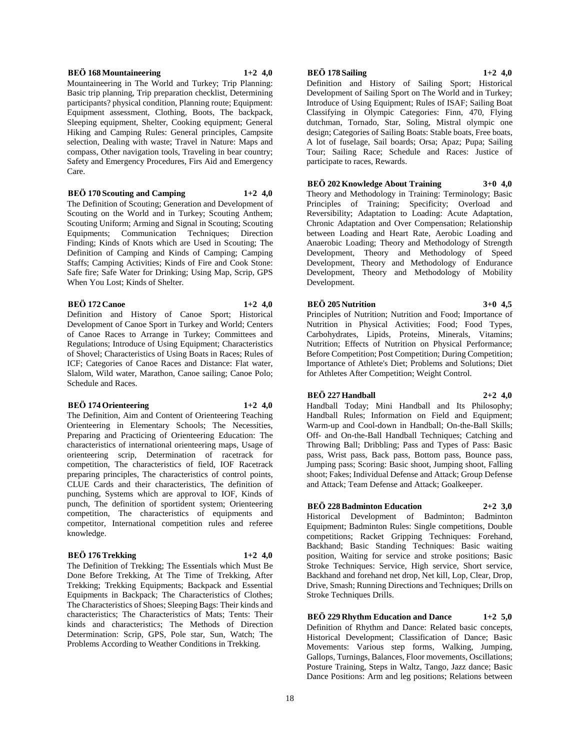**BEÖ 168 Mountaineering 1+2 4,0**

Mountaineering in The World and Turkey; Trip Planning: Basic trip planning, Trip preparation checklist, Determining participants? physical condition, Planning route; Equipment: Equipment assessment, Clothing, Boots, The backpack, Sleeping equipment, Shelter, Cooking equipment; General Hiking and Camping Rules: General principles, Campsite selection, Dealing with waste; Travel in Nature: Maps and compass, Other navigation tools, Traveling in bear country; Safety and Emergency Procedures, Firs Aid and Emergency Care.

**BEÖ 170 Scouting and Camping 1+2 4,0**

The Definition of Scouting; Generation and Development of Scouting on the World and in Turkey; Scouting Anthem; Scouting Uniform; Arming and Signal in Scouting; Scouting Equipments; Communication Techniques; Direction Finding; Kinds of Knots which are Used in Scouting; The Definition of Camping and Kinds of Camping; Camping Staffs; Camping Activities; Kinds of Fire and Cook Stone: Safe fire; Safe Water for Drinking; Using Map, Scrip, GPS When You Lost; Kinds of Shelter.

**BEÖ 172 Canoe 1+2 4,0**

Definition and History of Canoe Sport; Historical Development of Canoe Sport in Turkey and World; Centers of Canoe Races to Arrange in Turkey; Committees and Regulations; Introduce of Using Equipment; Characteristics of Shovel; Characteristics of Using Boats in Races; Rules of ICF; Categories of Canoe Races and Distance: Flat water, Slalom, Wild water, Marathon, Canoe sailing; Canoe Polo; Schedule and Races.

**BEÖ 174 Orienteering 1+2 4,0**

The Definition, Aim and Content of Orienteering Teaching Orienteering in Elementary Schools; The Necessities, Preparing and Practicing of Orienteering Education: The characteristics of international orienteering maps, Usage of orienteering scrip, Determination of racetrack for competition, The characteristics of field, IOF Racetrack preparing principles, The characteristics of control points, CLUE Cards and their characteristics, The definition of punching, Systems which are approval to IOF, Kinds of punch, The definition of sportident system; Orienteering competition, The characteristics of equipments and competitor, International competition rules and referee knowledge.

**BEÖ 176 Trekking 1+2 4,0**

The Definition of Trekking; The Essentials which Must Be Done Before Trekking, At The Time of Trekking, After Trekking; Trekking Equipments; Backpack and Essential Equipments in Backpack; The Characteristics of Clothes; The Characteristics of Shoes; Sleeping Bags: Their kinds and characteristics; The Characteristics of Mats; Tents: Their kinds and characteristics; The Methods of Direction Determination: Scrip, GPS, Pole star, Sun, Watch; The Problems According to Weather Conditions in Trekking.

**BEÖ 178 Sailing 1+2 4,0**

Definition and History of Sailing Sport; Historical Development of Sailing Sport on The World and in Turkey; Introduce of Using Equipment; Rules of ISAF; Sailing Boat Classifying in Olympic Categories: Finn, 470, Flying dutchman, Tornado, Star, Soling, Mistral olympic one design; Categories of Sailing Boats: Stable boats, Free boats, A lot of fuselage, Sail boards; Orsa; Apaz; Pupa; Sailing Tour; Sailing Race; Schedule and Races: Justice of participate to races, Rewards.

**BEÖ 202 Knowledge About Training 3+0 4,0**

Theory and Methodology in Training: Terminology; Basic Principles of Training; Specificity; Overload and Reversibility; Adaptation to Loading: Acute Adaptation, Chronic Adaptation and Over Compensation; Relationship between Loading and Heart Rate, Aerobic Loading and Anaerobic Loading; Theory and Methodology of Strength Development, Theory and Methodology of Speed Development, Theory and Methodology of Endurance Development, Theory and Methodology of Mobility Development.

**BEÖ 205 Nutrition 3+0 4,5**

Principles of Nutrition; Nutrition and Food; Importance of Nutrition in Physical Activities; Food; Food Types, Carbohydrates, Lipids, Proteins, Minerals, Vitamins; Nutrition; Effects of Nutrition on Physical Performance; Before Competition; Post Competition; During Competition; Importance of Athlete's Diet; Problems and Solutions; Diet for Athletes After Competition; Weight Control.

**BEÖ 227 Handball 2+2 4,0**

Handball Today; Mini Handball and Its Philosophy; Handball Rules; Information on Field and Equipment; Warm-up and Cool-down in Handball; On-the-Ball Skills; Off- and On-the-Ball Handball Techniques; Catching and Throwing Ball; Dribbling; Pass and Types of Pass: Basic pass, Wrist pass, Back pass, Bottom pass, Bounce pass, Jumping pass; Scoring: Basic shoot, Jumping shoot, Falling shoot; Fakes; Individual Defense and Attack; Group Defense and Attack; Team Defense and Attack; Goalkeeper.

**BEÖ 228 Badminton Education 2+2 3,0**

Historical Development of Badminton; Badminton Equipment; Badminton Rules: Single competitions, Double competitions; Racket Gripping Techniques: Forehand, Backhand; Basic Standing Techniques: Basic waiting position, Waiting for service and stroke positions; Basic Stroke Techniques: Service, High service, Short service, Backhand and forehand net drop, Net kill, Lop, Clear, Drop, Drive, Smash; Running Directions and Techniques; Drills on Stroke Techniques Drills.

**BEÖ 229 Rhythm Education and Dance 1+2 5,0**

Definition of Rhythm and Dance: Related basic concepts, Historical Development; Classification of Dance; Basic Movements: Various step forms, Walking, Jumping, Gallops, Turnings, Balances, Floor movements, Oscillations; Posture Training, Steps in Waltz, Tango, Jazz dance; Basic Dance Positions: Arm and leg positions; Relations between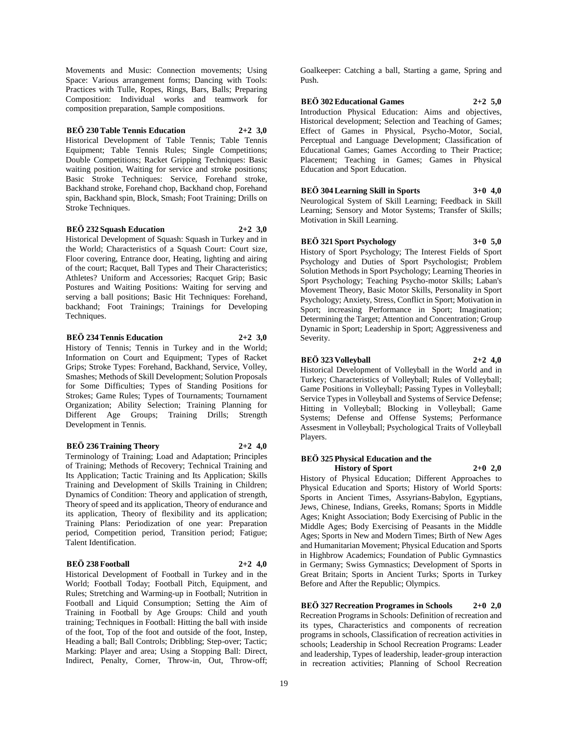Movements and Music: Connection movements; Using Space: Various arrangement forms; Dancing with Tools: Practices with Tulle, Ropes, Rings, Bars, Balls; Preparing Composition: Individual works and teamwork for composition preparation, Sample compositions.

**BEÖ 230 Table Tennis Education 2+2 3,0**

Historical Development of Table Tennis; Table Tennis Equipment; Table Tennis Rules; Single Competitions; Double Competitions; Racket Gripping Techniques: Basic waiting position, Waiting for service and stroke positions; Basic Stroke Techniques: Service, Forehand stroke, Backhand stroke, Forehand chop, Backhand chop, Forehand spin, Backhand spin, Block, Smash; Foot Training; Drills on Stroke Techniques.

**BEÖ 232 Squash Education 2+2 3,0**

Historical Development of Squash: Squash in Turkey and in the World; Characteristics of a Squash Court: Court size, Floor covering, Entrance door, Heating, lighting and airing of the court; Racquet, Ball Types and Their Characteristics; Athletes? Uniform and Accessories; Racquet Grip; Basic Postures and Waiting Positions: Waiting for serving and serving a ball positions; Basic Hit Techniques: Forehand, backhand; Foot Trainings; Trainings for Developing Techniques.

**BEÖ 234 Tennis Education 2+2 3,0**

History of Tennis; Tennis in Turkey and in the World; Information on Court and Equipment; Types of Racket Grips; Stroke Types: Forehand, Backhand, Service, Volley, Smashes; Methods of Skill Development; Solution Proposals for Some Difficulties; Types of Standing Positions for Strokes; Game Rules; Types of Tournaments; Tournament Organization; Ability Selection; Training Planning for Different Age Groups; Training Drills; Strength Development in Tennis.

**BEÖ 236 Training Theory 2+2 4,0**

Terminology of Training; Load and Adaptation; Principles of Training; Methods of Recovery; Technical Training and Its Application; Tactic Training and Its Application; Skills Training and Development of Skills Training in Children; Dynamics of Condition: Theory and application of strength, Theory of speed and its application, Theory of endurance and its application, Theory of flexibility and its application; Training Plans: Periodization of one year: Preparation period, Competition period, Transition period; Fatigue; Talent Identification.

**BEÖ 238 Football 2+2 4,0**

Historical Development of Football in Turkey and in the World; Football Today; Football Pitch, Equipment, and Rules; Stretching and Warming-up in Football; Nutrition in Football and Liquid Consumption; Setting the Aim of Training in Football by Age Groups: Child and youth training; Techniques in Football: Hitting the ball with inside of the foot, Top of the foot and outside of the foot, Instep, Heading a ball; Ball Controls; Dribbling; Step-over; Tactic; Marking: Player and area; Using a Stopping Ball: Direct, Indirect, Penalty, Corner, Throw-in, Out, Throw-off; Goalkeeper: Catching a ball, Starting a game, Spring and Push.

**BEÖ 302 Educational Games 2+2 5,0**

Introduction Physical Education: Aims and objectives, Historical development; Selection and Teaching of Games; Effect of Games in Physical, Psycho-Motor, Social, Perceptual and Language Development; Classification of Educational Games; Games According to Their Practice; Placement; Teaching in Games; Games in Physical Education and Sport Education.

**BEÖ 304 Learning Skill in Sports 3+0 4,0**

Neurological System of Skill Learning; Feedback in Skill Learning; Sensory and Motor Systems; Transfer of Skills; Motivation in Skill Learning.

**BEÖ 321 Sport Psychology 3+0 5,0**

History of Sport Psychology; The Interest Fields of Sport Psychology and Duties of Sport Psychologist; Problem Solution Methods in Sport Psychology; Learning Theories in Sport Psychology; Teaching Psycho-motor Skills; Laban's Movement Theory, Basic Motor Skills, Personality in Sport Psychology; Anxiety, Stress, Conflict in Sport; Motivation in Sport; increasing Performance in Sport; Imagination; Determining the Target; Attention and Concentration; Group Dynamic in Sport; Leadership in Sport; Aggressiveness and Severity.

**BEÖ 323 Volleyball 2+2 4,0**

Historical Development of Volleyball in the World and in Turkey; Characteristics of Volleyball; Rules of Volleyball; Game Positions in Volleyball; Passing Types in Volleyball; Service Types in Volleyball and Systems of Service Defense; Hitting in Volleyball; Blocking in Volleyball; Game Systems; Defense and Offense Systems; Performance Assesment in Volleyball; Psychological Traits of Volleyball Players.

**BEÖ 325 Physical Education and the History of Sport 2+0 2,0**

History of Physical Education; Different Approaches to Physical Education and Sports; History of World Sports: Sports in Ancient Times, Assyrians-Babylon, Egyptians, Jews, Chinese, Indians, Greeks, Romans; Sports in Middle Ages; Knight Association; Body Exercising of Public in the Middle Ages; Body Exercising of Peasants in the Middle Ages; Sports in New and Modern Times; Birth of New Ages and Humanitarian Movement; Physical Education and Sports in Highbrow Academics; Foundation of Public Gymnastics in Germany; Swiss Gymnastics; Development of Sports in Great Britain; Sports in Ancient Turks; Sports in Turkey Before and After the Republic; Olympics.

**BEÖ 327 Recreation Programes in Schools 2+0 2,0**

Recreation Programs in Schools: Definition of recreation and its types, Characteristics and components of recreation programs in schools, Classification of recreation activities in schools; Leadership in School Recreation Programs: Leader and leadership, Types of leadership, leader-group interaction in recreation activities; Planning of School Recreation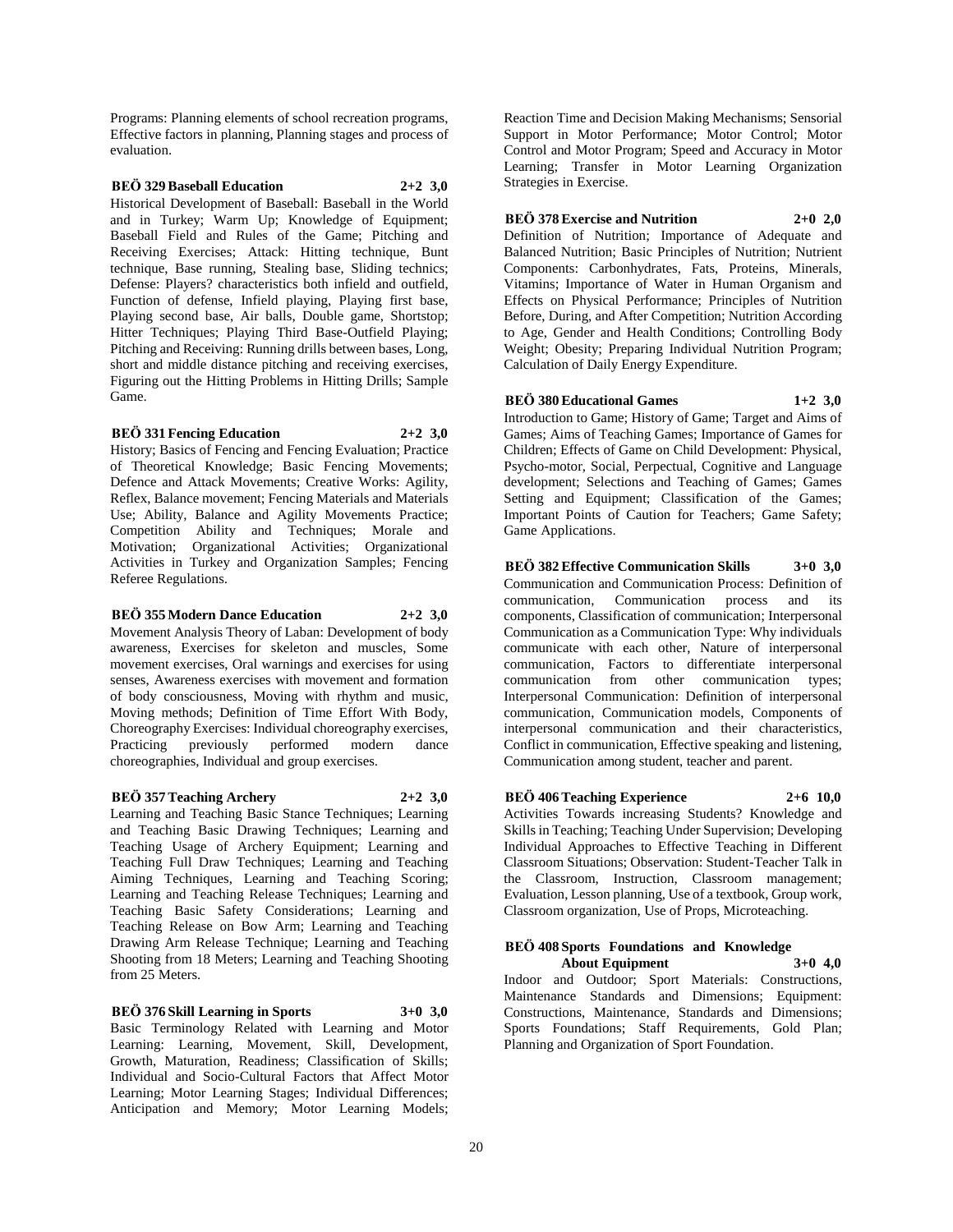Programs: Planning elements of school recreation programs, Effective factors in planning, Planning stages and process of evaluation.

**BEÖ 329 Baseball Education 2+2 3,0**

Historical Development of Baseball: Baseball in the World and in Turkey; Warm Up; Knowledge of Equipment; Baseball Field and Rules of the Game; Pitching and Receiving Exercises; Attack: Hitting technique, Bunt technique, Base running, Stealing base, Sliding technics; Defense: Players? characteristics both infield and outfield, Function of defense, Infield playing, Playing first base, Playing second base, Air balls, Double game, Shortstop; Hitter Techniques; Playing Third Base-Outfield Playing; Pitching and Receiving: Running drills between bases, Long, short and middle distance pitching and receiving exercises, Figuring out the Hitting Problems in Hitting Drills; Sample Game.

**BEÖ 331 Fencing Education 2+2 3,0**

History; Basics of Fencing and Fencing Evaluation; Practice of Theoretical Knowledge; Basic Fencing Movements; Defence and Attack Movements; Creative Works: Agility, Reflex, Balance movement; Fencing Materials and Materials Use; Ability, Balance and Agility Movements Practice; Competition Ability and Techniques; Morale and Motivation; Organizational Activities; Organizational Activities in Turkey and Organization Samples; Fencing Referee Regulations.

**BEÖ 355 Modern Dance Education 2+2 3,0**

Movement Analysis Theory of Laban: Development of body awareness, Exercises for skeleton and muscles, Some movement exercises, Oral warnings and exercises for using senses, Awareness exercises with movement and formation of body consciousness, Moving with rhythm and music, Moving methods; Definition of Time Effort With Body, Choreography Exercises: Individual choreography exercises, Practicing previously performed modern dance choreographies, Individual and group exercises.

**BEÖ 357 Teaching Archery 2+2 3,0**

Learning and Teaching Basic Stance Techniques; Learning and Teaching Basic Drawing Techniques; Learning and Teaching Usage of Archery Equipment; Learning and Teaching Full Draw Techniques; Learning and Teaching Aiming Techniques, Learning and Teaching Scoring; Learning and Teaching Release Techniques; Learning and Teaching Basic Safety Considerations; Learning and Teaching Release on Bow Arm; Learning and Teaching Drawing Arm Release Technique; Learning and Teaching Shooting from 18 Meters; Learning and Teaching Shooting from 25 Meters.

**BEÖ 376 Skill Learning in Sports 3+0 3,0**

Basic Terminology Related with Learning and Motor Learning: Learning, Movement, Skill, Development, Growth, Maturation, Readiness; Classification of Skills; Individual and Socio-Cultural Factors that Affect Motor Learning; Motor Learning Stages; Individual Differences; Anticipation and Memory; Motor Learning Models; Reaction Time and Decision Making Mechanisms; Sensorial Support in Motor Performance; Motor Control; Motor Control and Motor Program; Speed and Accuracy in Motor Learning; Transfer in Motor Learning Organization Strategies in Exercise.

**BEÖ 378 Exercise and Nutrition 2+0 2,0**

Definition of Nutrition; Importance of Adequate and Balanced Nutrition; Basic Principles of Nutrition; Nutrient Components: Carbonhydrates, Fats, Proteins, Minerals, Vitamins; Importance of Water in Human Organism and Effects on Physical Performance; Principles of Nutrition Before, During, and After Competition; Nutrition According to Age, Gender and Health Conditions; Controlling Body Weight; Obesity; Preparing Individual Nutrition Program; Calculation of Daily Energy Expenditure.

**BEÖ 380 Educational Games 1+2 3,0**

Introduction to Game; History of Game; Target and Aims of Games; Aims of Teaching Games; Importance of Games for Children; Effects of Game on Child Development: Physical, Psycho-motor, Social, Perpectual, Cognitive and Language development; Selections and Teaching of Games; Games Setting and Equipment; Classification of the Games; Important Points of Caution for Teachers; Game Safety; Game Applications.

**BEÖ 382 Effective Communication Skills 3+0 3,0**

Communication and Communication Process: Definition of communication, Communication process and its components, Classification of communication; Interpersonal Communication as a Communication Type: Why individuals communicate with each other, Nature of interpersonal communication, Factors to differentiate interpersonal communication from other communication types; Interpersonal Communication: Definition of interpersonal communication, Communication models, Components of interpersonal communication and their characteristics, Conflict in communication, Effective speaking and listening, Communication among student, teacher and parent.

**BEÖ 406 Teaching Experience 2+6 10,0**

Activities Towards increasing Students? Knowledge and Skills in Teaching; Teaching Under Supervision; Developing Individual Approaches to Effective Teaching in Different Classroom Situations; Observation: Student-Teacher Talk in the Classroom, Instruction, Classroom management; Evaluation, Lesson planning, Use of a textbook, Group work, Classroom organization, Use of Props, Microteaching.

**BEÖ 408 Sports Foundations and Knowledge About Equipment 3+0 4,0**

Indoor and Outdoor; Sport Materials: Constructions, Maintenance Standards and Dimensions; Equipment: Constructions, Maintenance, Standards and Dimensions; Sports Foundations; Staff Requirements, Gold Plan; Planning and Organization of Sport Foundation.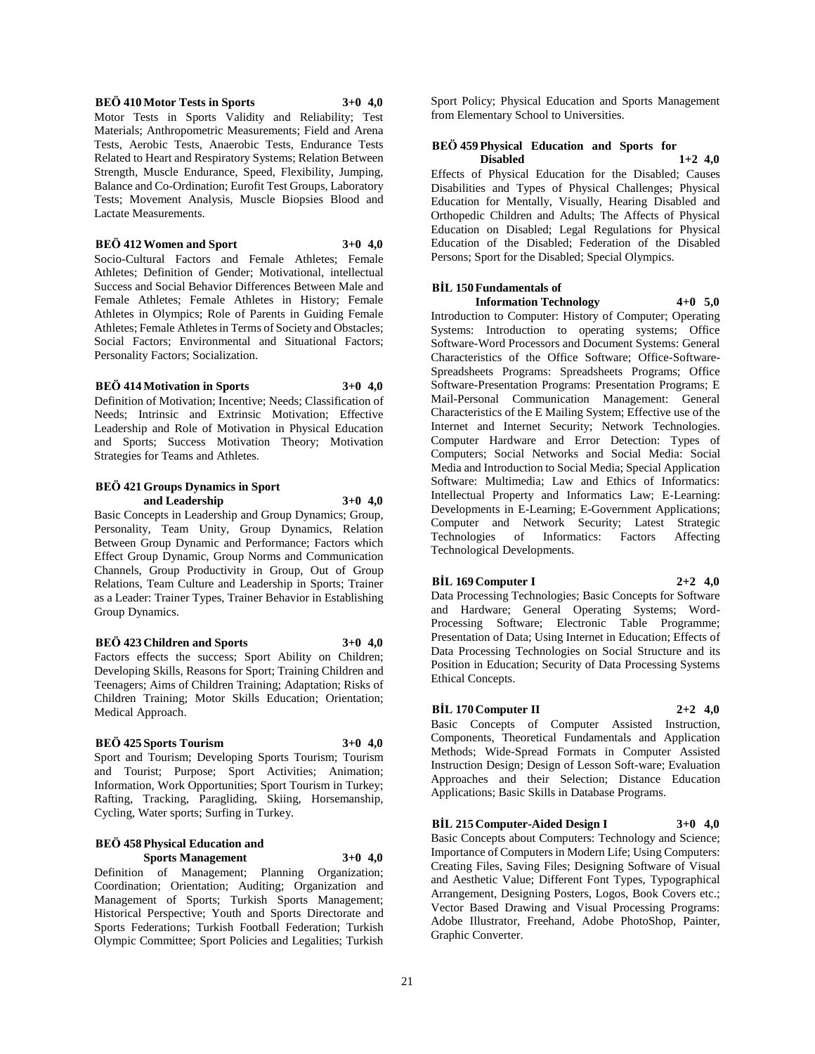**BEÖ 410 Motor Tests in Sports 3+0 4,0**

Motor Tests in Sports Validity and Reliability; Test Materials; Anthropometric Measurements; Field and Arena Tests, Aerobic Tests, Anaerobic Tests, Endurance Tests Related to Heart and Respiratory Systems; Relation Between Strength, Muscle Endurance, Speed, Flexibility, Jumping, Balance and Co-Ordination; Eurofit Test Groups, Laboratory Tests; Movement Analysis, Muscle Biopsies Blood and Lactate Measurements.

**BEÖ 412 Women and Sport 3+0 4,0**

Socio-Cultural Factors and Female Athletes; Female Athletes; Definition of Gender; Motivational, intellectual Success and Social Behavior Differences Between Male and Female Athletes; Female Athletes in History; Female Athletes in Olympics; Role of Parents in Guiding Female Athletes; Female Athletes in Terms of Society and Obstacles; Social Factors; Environmental and Situational Factors; Personality Factors; Socialization.

**BEÖ 414 Motivation in Sports 3+0 4,0**

Definition of Motivation; Incentive; Needs; Classification of Needs; Intrinsic and Extrinsic Motivation; Effective Leadership and Role of Motivation in Physical Education and Sports; Success Motivation Theory; Motivation Strategies for Teams and Athletes.

**BEÖ 421 Groups Dynamics in Sport and Leadership 3+0 4,0**

Basic Concepts in Leadership and Group Dynamics; Group, Personality, Team Unity, Group Dynamics, Relation Between Group Dynamic and Performance; Factors which Effect Group Dynamic, Group Norms and Communication Channels, Group Productivity in Group, Out of Group Relations, Team Culture and Leadership in Sports; Trainer as a Leader: Trainer Types, Trainer Behavior in Establishing Group Dynamics.

**BEÖ 423 Children and Sports 3+0 4,0**

Factors effects the success; Sport Ability on Children; Developing Skills, Reasons for Sport; Training Children and Teenagers; Aims of Children Training; Adaptation; Risks of Children Training; Motor Skills Education; Orientation; Medical Approach.

**BEÖ 425 Sports Tourism 3+0 4,0**

Sport and Tourism; Developing Sports Tourism; Tourism and Tourist; Purpose; Sport Activities; Animation; Information, Work Opportunities; Sport Tourism in Turkey; Rafting, Tracking, Paragliding, Skiing, Horsemanship, Cycling, Water sports; Surfing in Turkey.

**BEÖ 458 Physical Education and Sports Management 3+0 4,0**

Definition of Management; Planning Organization; Coordination; Orientation; Auditing; Organization and Management of Sports; Turkish Sports Management; Historical Perspective; Youth and Sports Directorate and Sports Federations; Turkish Football Federation; Turkish Olympic Committee; Sport Policies and Legalities; Turkish Sport Policy; Physical Education and Sports Management from Elementary School to Universities.

**BEÖ 459 Physical Education and Sports for Disabled 1+2 4,0**

Effects of Physical Education for the Disabled; Causes Disabilities and Types of Physical Challenges; Physical Education for Mentally, Visually, Hearing Disabled and Orthopedic Children and Adults; The Affects of Physical Education on Disabled; Legal Regulations for Physical Education of the Disabled; Federation of the Disabled Persons; Sport for the Disabled; Special Olympics.

**BİL 150 Fundamentals of Information Technology 4+0 5,0**

Introduction to Computer: History of Computer; Operating Systems: Introduction to operating systems; Office Software-Word Processors and Document Systems: General Characteristics of the Office Software; Office-Software-Spreadsheets Programs: Spreadsheets Programs; Office Software-Presentation Programs: Presentation Programs; E Mail-Personal Communication Management: General Characteristics of the E Mailing System; Effective use of the Internet and Internet Security; Network Technologies. Computer Hardware and Error Detection: Types of Computers; Social Networks and Social Media: Social Media and Introduction to Social Media; Special Application Software: Multimedia; Law and Ethics of Informatics: Intellectual Property and Informatics Law; E-Learning: Developments in E-Learning; E-Government Applications; Computer and Network Security; Latest Strategic Technologies of Informatics: Factors Affecting Technological Developments.

**BİL 169 Computer I 2+2 4,0**

Data Processing Technologies; Basic Concepts for Software and Hardware; General Operating Systems; Word-Processing Software; Electronic Table Programme; Presentation of Data; Using Internet in Education; Effects of Data Processing Technologies on Social Structure and its Position in Education; Security of Data Processing Systems Ethical Concepts.

**BİL 170 Computer II 2+2 4,0**

Basic Concepts of Computer Assisted Instruction, Components, Theoretical Fundamentals and Application Methods; Wide-Spread Formats in Computer Assisted Instruction Design; Design of Lesson Soft-ware; Evaluation Approaches and their Selection; Distance Education Applications; Basic Skills in Database Programs.

**BİL 215 Computer-Aided Design I 3+0 4,0**

Basic Concepts about Computers: Technology and Science; Importance of Computers in Modern Life; Using Computers: Creating Files, Saving Files; Designing Software of Visual and Aesthetic Value; Different Font Types, Typographical Arrangement, Designing Posters, Logos, Book Covers etc.; Vector Based Drawing and Visual Processing Programs: Adobe Illustrator, Freehand, Adobe PhotoShop, Painter, Graphic Converter.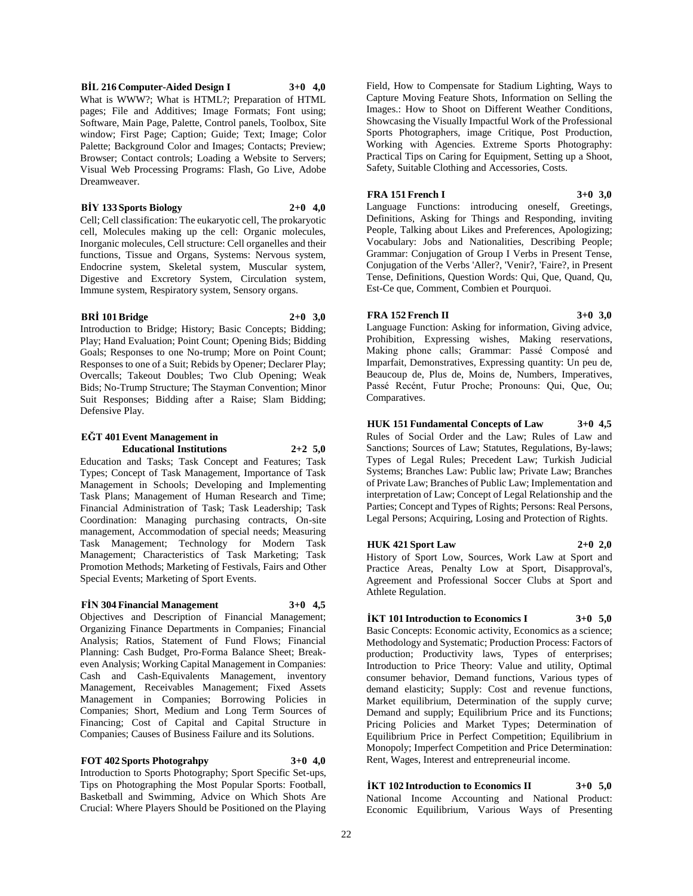**BİL 216 Computer-Aided Design I 3+0 4,0**

What is WWW?; What is HTML?; Preparation of HTML pages; File and Additives; Image Formats; Font using; Software, Main Page, Palette, Control panels, Toolbox, Site window; First Page; Caption; Guide; Text; Image; Color Palette; Background Color and Images; Contacts; Preview; Browser; Contact controls; Loading a Website to Servers; Visual Web Processing Programs: Flash, Go Live, Adobe Dreamweaver.

**BİY 133 Sports Biology 2+0 4,0**

Cell; Cell classification: The eukaryotic cell, The prokaryotic cell, Molecules making up the cell: Organic molecules, Inorganic molecules, Cell structure: Cell organelles and their functions, Tissue and Organs, Systems: Nervous system, Endocrine system, Skeletal system, Muscular system, Digestive and Excretory System, Circulation system, Immune system, Respiratory system, Sensory organs.

**BRİ 101 Bridge 2+0 3,0**

Introduction to Bridge; History; Basic Concepts; Bidding; Play; Hand Evaluation; Point Count; Opening Bids; Bidding Goals; Responses to one No-trump; More on Point Count; Responses to one of a Suit; Rebids by Opener; Declarer Play; Overcalls; Takeout Doubles; Two Club Opening; Weak Bids; No-Trump Structure; The Stayman Convention; Minor Suit Responses; Bidding after a Raise; Slam Bidding; Defensive Play.

**EĞT 401 Event Management in Educational Institutions 2+2 5,0**

Education and Tasks; Task Concept and Features; Task Types; Concept of Task Management, Importance of Task Management in Schools; Developing and Implementing Task Plans; Management of Human Research and Time; Financial Administration of Task; Task Leadership; Task Coordination: Managing purchasing contracts, On-site management, Accommodation of special needs; Measuring Task Management; Technology for Modern Task Management; Characteristics of Task Marketing; Task Promotion Methods; Marketing of Festivals, Fairs and Other Special Events; Marketing of Sport Events.

**FİN 304 Financial Management 3+0 4,5**

Objectives and Description of Financial Management; Organizing Finance Departments in Companies; Financial Analysis; Ratios, Statement of Fund Flows; Financial Planning: Cash Budget, Pro-Forma Balance Sheet; Break-even Analysis; Working Capital Management in Companies: Cash and Cash-Equivalents Management, inventory Management, Receivables Management; Fixed Assets Management in Companies; Borrowing Policies in Companies; Short, Medium and Long Term Sources of Financing; Cost of Capital and Capital Structure in Companies; Causes of Business Failure and its Solutions.

**FOT 402 Sports Photograhpy 3+0 4,0**

Introduction to Sports Photography; Sport Specific Set-ups, Tips on Photographing the Most Popular Sports: Football, Basketball and Swimming, Advice on Which Shots Are Crucial: Where Players Should be Positioned on the Playing Field, How to Compensate for Stadium Lighting, Ways to Capture Moving Feature Shots, Information on Selling the Images.: How to Shoot on Different Weather Conditions, Showcasing the Visually Impactful Work of the Professional Sports Photographers, image Critique, Post Production, Working with Agencies. Extreme Sports Photography: Practical Tips on Caring for Equipment, Setting up a Shoot, Safety, Suitable Clothing and Accessories, Costs.

**FRA 151 French I 3+0 3,0**

Language Functions: introducing oneself, Greetings, Definitions, Asking for Things and Responding, inviting People, Talking about Likes and Preferences, Apologizing; Vocabulary: Jobs and Nationalities, Describing People; Grammar: Conjugation of Group I Verbs in Present Tense, Conjugation of the Verbs 'Aller?, 'Venir?, 'Faire?, in Present Tense, Definitions, Question Words: Qui, Que, Quand, Qu, Est-Ce que, Comment, Combien et Pourquoi.

**FRA 152 French II 3+0 3,0**

Language Function: Asking for information, Giving advice, Prohibition, Expressing wishes, Making reservations, Making phone calls; Grammar: Passé Composé and Imparfait, Demonstratives, Expressing quantity: Un peu de, Beaucoup de, Plus de, Moins de, Numbers, Imperatives, Passé Recént, Futur Proche; Pronouns: Qui, Que, Ou; Comparatives.

**HUK 151 Fundamental Concepts of Law 3+0 4,5**

Rules of Social Order and the Law; Rules of Law and Sanctions; Sources of Law; Statutes, Regulations, By-laws; Types of Legal Rules; Precedent Law; Turkish Judicial Systems; Branches Law: Public law; Private Law; Branches of Private Law; Branches of Public Law; Implementation and interpretation of Law; Concept of Legal Relationship and the Parties; Concept and Types of Rights; Persons: Real Persons, Legal Persons; Acquiring, Losing and Protection of Rights.

**HUK 421 Sport Law 2+0 2,0**

History of Sport Low, Sources, Work Law at Sport and Practice Areas, Penalty Low at Sport, Disapproval's, Agreement and Professional Soccer Clubs at Sport and Athlete Regulation.

**İKT 101 Introduction to Economics I 3+0 5,0**

Basic Concepts: Economic activity, Economics as a science; Methodology and Systematic; Production Process: Factors of production; Productivity laws, Types of enterprises; Introduction to Price Theory: Value and utility, Optimal consumer behavior, Demand functions, Various types of demand elasticity; Supply: Cost and revenue functions, Market equilibrium, Determination of the supply curve; Demand and supply; Equilibrium Price and its Functions; Pricing Policies and Market Types; Determination of Equilibrium Price in Perfect Competition; Equilibrium in Monopoly; Imperfect Competition and Price Determination: Rent, Wages, Interest and entrepreneurial income.

**İKT 102 Introduction to Economics II 3+0 5,0**

National Income Accounting and National Product: Economic Equilibrium, Various Ways of Presenting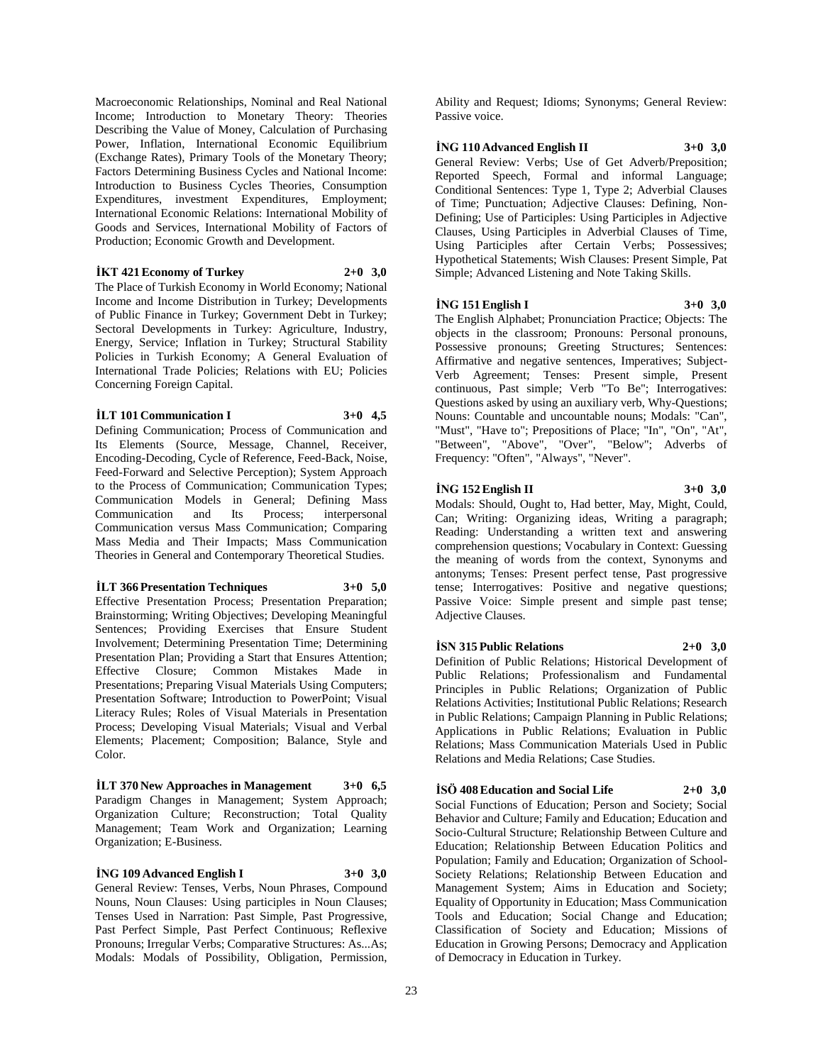Macroeconomic Relationships, Nominal and Real National Income; Introduction to Monetary Theory: Theories Describing the Value of Money, Calculation of Purchasing Power, Inflation, International Economic Equilibrium (Exchange Rates), Primary Tools of the Monetary Theory; Factors Determining Business Cycles and National Income: Introduction to Business Cycles Theories, Consumption Expenditures, investment Expenditures, Employment; International Economic Relations: International Mobility of Goods and Services, International Mobility of Factors of Production; Economic Growth and Development.

**İKT 421 Economy of Turkey 2+0 3,0**

The Place of Turkish Economy in World Economy; National Income and Income Distribution in Turkey; Developments of Public Finance in Turkey; Government Debt in Turkey; Sectoral Developments in Turkey: Agriculture, Industry, Energy, Service; Inflation in Turkey; Structural Stability Policies in Turkish Economy; A General Evaluation of International Trade Policies; Relations with EU; Policies Concerning Foreign Capital.

**İLT 101 Communication I 3+0 4,5**

Defining Communication; Process of Communication and Its Elements (Source, Message, Channel, Receiver, Encoding-Decoding, Cycle of Reference, Feed-Back, Noise, Feed-Forward and Selective Perception); System Approach to the Process of Communication; Communication Types; Communication Models in General; Defining Mass Communication and Its Process; interpersonal Communication versus Mass Communication; Comparing Mass Media and Their Impacts; Mass Communication Theories in General and Contemporary Theoretical Studies.

**İLT 366 Presentation Techniques 3+0 5,0**

Effective Presentation Process; Presentation Preparation; Brainstorming; Writing Objectives; Developing Meaningful Sentences; Providing Exercises that Ensure Student Involvement; Determining Presentation Time; Determining Presentation Plan; Providing a Start that Ensures Attention; Effective Closure; Common Mistakes Made in Presentations; Preparing Visual Materials Using Computers; Presentation Software; Introduction to PowerPoint; Visual Literacy Rules; Roles of Visual Materials in Presentation Process; Developing Visual Materials; Visual and Verbal Elements; Placement; Composition; Balance, Style and Color.

**İLT 370 New Approaches in Management 3+0 6,5**

Paradigm Changes in Management; System Approach; Organization Culture; Reconstruction; Total Quality Management; Team Work and Organization; Learning Organization; E-Business.

**İNG 109 Advanced English I 3+0 3,0**

General Review: Tenses, Verbs, Noun Phrases, Compound Nouns, Noun Clauses: Using participles in Noun Clauses; Tenses Used in Narration: Past Simple, Past Progressive, Past Perfect Simple, Past Perfect Continuous; Reflexive Pronouns; Irregular Verbs; Comparative Structures: As...As; Modals: Modals of Possibility, Obligation, Permission, Ability and Request; Idioms; Synonyms; General Review: Passive voice.

**İNG 110 Advanced English II 3+0 3,0**

General Review: Verbs; Use of Get Adverb/Preposition; Reported Speech, Formal and informal Language; Conditional Sentences: Type 1, Type 2; Adverbial Clauses of Time; Punctuation; Adjective Clauses: Defining, Non-Defining; Use of Participles: Using Participles in Adjective Clauses, Using Participles in Adverbial Clauses of Time, Using Participles after Certain Verbs; Possessives; Hypothetical Statements; Wish Clauses: Present Simple, Pat Simple; Advanced Listening and Note Taking Skills.

**İNG 151 English I 3+0 3,0**

The English Alphabet; Pronunciation Practice; Objects: The objects in the classroom; Pronouns: Personal pronouns, Possessive pronouns; Greeting Structures; Sentences: Affirmative and negative sentences, Imperatives; Subject-Verb Agreement; Tenses: Present simple, Present continuous, Past simple; Verb "To Be"; Interrogatives: Questions asked by using an auxiliary verb, Why-Questions; Nouns: Countable and uncountable nouns; Modals: "Can", "Must", "Have to"; Prepositions of Place; "In", "On", "At", "Between", "Above", "Over", "Below"; Adverbs of Frequency: "Often", "Always", "Never".

**İNG 152 English II 3+0 3,0**

Modals: Should, Ought to, Had better, May, Might, Could, Can; Writing: Organizing ideas, Writing a paragraph; Reading: Understanding a written text and answering comprehension questions; Vocabulary in Context: Guessing the meaning of words from the context, Synonyms and antonyms; Tenses: Present perfect tense, Past progressive tense; Interrogatives: Positive and negative questions; Passive Voice: Simple present and simple past tense; Adjective Clauses.

**İSN 315 Public Relations 2+0 3,0**

Definition of Public Relations; Historical Development of Public Relations; Professionalism and Fundamental Principles in Public Relations; Organization of Public Relations Activities; Institutional Public Relations; Research in Public Relations; Campaign Planning in Public Relations; Applications in Public Relations; Evaluation in Public Relations; Mass Communication Materials Used in Public Relations and Media Relations; Case Studies.

**İSÖ 408 Education and Social Life 2+0 3,0**

Social Functions of Education; Person and Society; Social Behavior and Culture; Family and Education; Education and Socio-Cultural Structure; Relationship Between Culture and Education; Relationship Between Education Politics and Population; Family and Education; Organization of School-Society Relations; Relationship Between Education and Management System; Aims in Education and Society; Equality of Opportunity in Education; Mass Communication Tools and Education; Social Change and Education; Classification of Society and Education; Missions of Education in Growing Persons; Democracy and Application of Democracy in Education in Turkey.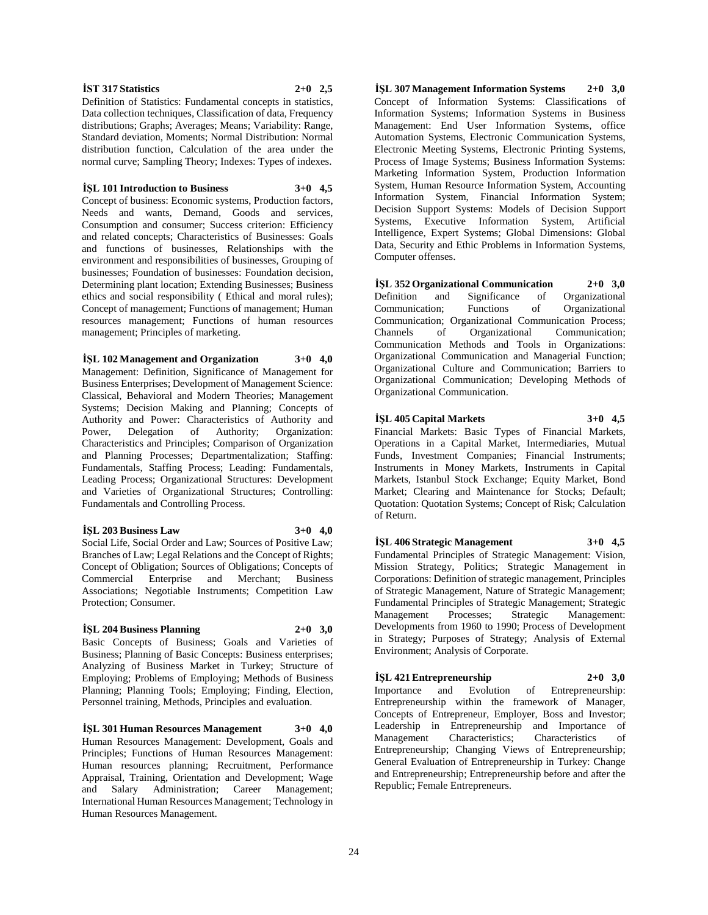**İST 317 Statistics 2+0 2,5**

Definition of Statistics: Fundamental concepts in statistics, Data collection techniques, Classification of data, Frequency distributions; Graphs; Averages; Means; Variability: Range, Standard deviation, Moments; Normal Distribution: Normal distribution function, Calculation of the area under the normal curve; Sampling Theory; Indexes: Types of indexes.

**İŞL 101 Introduction to Business 3+0 4,5**

Concept of business: Economic systems, Production factors, Needs and wants, Demand, Goods and services, Consumption and consumer; Success criterion: Efficiency and related concepts; Characteristics of Businesses: Goals and functions of businesses, Relationships with the environment and responsibilities of businesses, Grouping of businesses; Foundation of businesses: Foundation decision, Determining plant location; Extending Businesses; Business ethics and social responsibility ( Ethical and moral rules); Concept of management; Functions of management; Human resources management; Functions of human resources management; Principles of marketing.

**İŞL 102 Management and Organization 3+0 4,0**

Management: Definition, Significance of Management for Business Enterprises; Development of Management Science: Classical, Behavioral and Modern Theories; Management Systems; Decision Making and Planning; Concepts of Authority and Power: Characteristics of Authority and Power, Delegation of Authority; Organization: Characteristics and Principles; Comparison of Organization and Planning Processes; Departmentalization; Staffing: Fundamentals, Staffing Process; Leading: Fundamentals, Leading Process; Organizational Structures: Development and Varieties of Organizational Structures; Controlling: Fundamentals and Controlling Process.

**İŞL 203 Business Law 3+0 4,0**

Social Life, Social Order and Law; Sources of Positive Law; Branches of Law; Legal Relations and the Concept of Rights; Concept of Obligation; Sources of Obligations; Concepts of Commercial Enterprise and Merchant; Business Associations; Negotiable Instruments; Competition Law Protection; Consumer.

**İŞL 204 Business Planning 2+0 3,0**

Basic Concepts of Business; Goals and Varieties of Business; Planning of Basic Concepts: Business enterprises; Analyzing of Business Market in Turkey; Structure of Employing; Problems of Employing; Methods of Business Planning; Planning Tools; Employing; Finding, Election, Personnel training, Methods, Principles and evaluation.

**İŞL 301 Human Resources Management 3+0 4,0**

Human Resources Management: Development, Goals and Principles; Functions of Human Resources Management: Human resources planning; Recruitment, Performance Appraisal, Training, Orientation and Development; Wage and Salary Administration; Career Management; International Human Resources Management; Technology in Human Resources Management.

**İŞL 307 Management Information Systems 2+0 3,0**

Concept of Information Systems: Classifications of Information Systems; Information Systems in Business Management: End User Information Systems, office Automation Systems, Electronic Communication Systems, Electronic Meeting Systems, Electronic Printing Systems, Process of Image Systems; Business Information Systems: Marketing Information System, Production Information System, Human Resource Information System, Accounting Information System, Financial Information System; Decision Support Systems: Models of Decision Support Systems, Executive Information System, Artificial Intelligence, Expert Systems; Global Dimensions: Global Data, Security and Ethic Problems in Information Systems, Computer offenses.

**İŞL 352 Organizational Communication 2+0 3,0**

Definition and Significance of Organizational Communication; Functions of Organizational Communication; Organizational Communication Process; Channels of Organizational Communication; Communication Methods and Tools in Organizations: Organizational Communication and Managerial Function; Organizational Culture and Communication; Barriers to Organizational Communication; Developing Methods of Organizational Communication.

**İŞL 405 Capital Markets 3+0 4,5**

Financial Markets: Basic Types of Financial Markets, Operations in a Capital Market, Intermediaries, Mutual Funds, Investment Companies; Financial Instruments; Instruments in Money Markets, Instruments in Capital Markets, Istanbul Stock Exchange; Equity Market, Bond Market; Clearing and Maintenance for Stocks; Default; Quotation: Quotation Systems; Concept of Risk; Calculation of Return.

**İŞL 406 Strategic Management 3+0 4,5**

Fundamental Principles of Strategic Management: Vision, Mission Strategy, Politics; Strategic Management in Corporations: Definition of strategic management, Principles of Strategic Management, Nature of Strategic Management; Fundamental Principles of Strategic Management; Strategic Management Processes; Strategic Management: Developments from 1960 to 1990; Process of Development in Strategy; Purposes of Strategy; Analysis of External Environment; Analysis of Corporate.

**İŞL 421 Entrepreneurship 2+0 3,0**

Importance and Evolution of Entrepreneurship: Entrepreneurship within the framework of Manager, Concepts of Entrepreneur, Employer, Boss and Investor; Leadership in Entrepreneurship and Importance of Management Characteristics; Characteristics of Entrepreneurship; Changing Views of Entrepreneurship; General Evaluation of Entrepreneurship in Turkey: Change and Entrepreneurship; Entrepreneurship before and after the Republic; Female Entrepreneurs.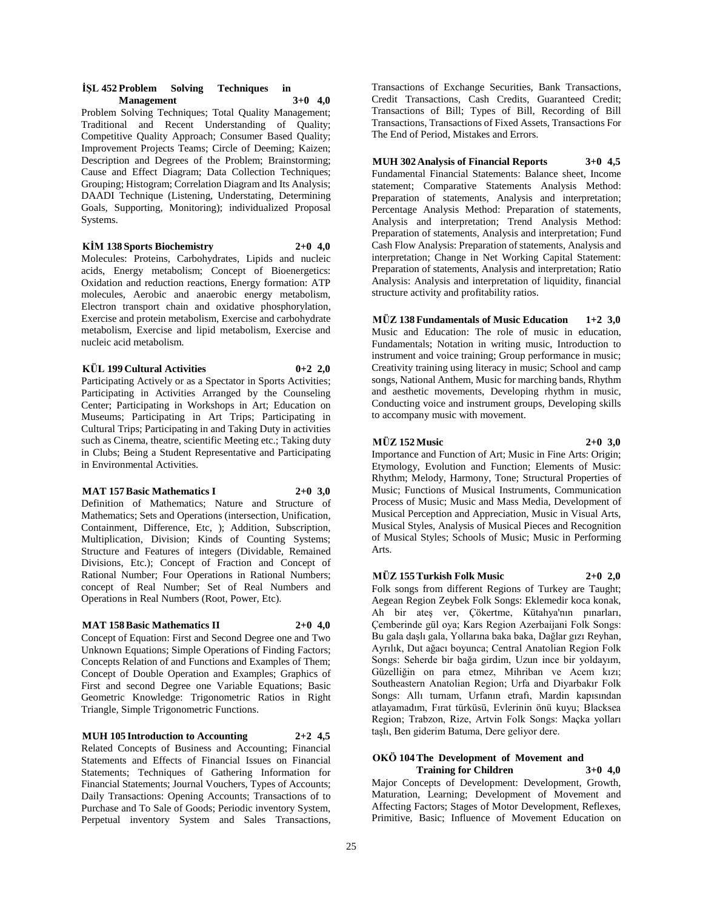**İŞL 452 Problem Solving Techniques in Management 3+0 4,0**

Problem Solving Techniques; Total Quality Management; Traditional and Recent Understanding of Quality; Competitive Quality Approach; Consumer Based Quality; Improvement Projects Teams; Circle of Deeming; Kaizen; Description and Degrees of the Problem; Brainstorming; Cause and Effect Diagram; Data Collection Techniques; Grouping; Histogram; Correlation Diagram and Its Analysis; DAADI Technique (Listening, Understating, Determining Goals, Supporting, Monitoring); individualized Proposal Systems.

**KİM 138 Sports Biochemistry 2+0 4,0**

Molecules: Proteins, Carbohydrates, Lipids and nucleic acids, Energy metabolism; Concept of Bioenergetics: Oxidation and reduction reactions, Energy formation: ATP molecules, Aerobic and anaerobic energy metabolism, Electron transport chain and oxidative phosphorylation, Exercise and protein metabolism, Exercise and carbohydrate metabolism, Exercise and lipid metabolism, Exercise and nucleic acid metabolism.

**KÜL 199 Cultural Activities 0+2 2,0**

Participating Actively or as a Spectator in Sports Activities; Participating in Activities Arranged by the Counseling Center; Participating in Workshops in Art; Education on Museums; Participating in Art Trips; Participating in Cultural Trips; Participating in and Taking Duty in activities such as Cinema, theatre, scientific Meeting etc.; Taking duty in Clubs; Being a Student Representative and Participating in Environmental Activities.

**MAT 157 Basic Mathematics I 2+0 3,0**

Definition of Mathematics; Nature and Structure of Mathematics; Sets and Operations (intersection, Unification, Containment, Difference, Etc, ); Addition, Subscription, Multiplication, Division; Kinds of Counting Systems; Structure and Features of integers (Dividable, Remained Divisions, Etc.); Concept of Fraction and Concept of Rational Number; Four Operations in Rational Numbers; concept of Real Number; Set of Real Numbers and Operations in Real Numbers (Root, Power, Etc).

**MAT 158 Basic Mathematics II 2+0 4,0**

Concept of Equation: First and Second Degree one and Two Unknown Equations; Simple Operations of Finding Factors; Concepts Relation of and Functions and Examples of Them; Concept of Double Operation and Examples; Graphics of First and second Degree one Variable Equations; Basic Geometric Knowledge: Trigonometric Ratios in Right Triangle, Simple Trigonometric Functions.

**MUH 105 Introduction to Accounting 2+2 4,5**

Related Concepts of Business and Accounting; Financial Statements and Effects of Financial Issues on Financial Statements; Techniques of Gathering Information for Financial Statements; Journal Vouchers, Types of Accounts; Daily Transactions: Opening Accounts; Transactions of to Purchase and To Sale of Goods; Periodic inventory System, Perpetual inventory System and Sales Transactions, Transactions of Exchange Securities, Bank Transactions, Credit Transactions, Cash Credits, Guaranteed Credit; Transactions of Bill; Types of Bill, Recording of Bill Transactions, Transactions of Fixed Assets, Transactions For The End of Period, Mistakes and Errors.

**MUH 302 Analysis of Financial Reports 3+0 4,5**

Fundamental Financial Statements: Balance sheet, Income statement; Comparative Statements Analysis Method: Preparation of statements, Analysis and interpretation; Percentage Analysis Method: Preparation of statements, Analysis and interpretation; Trend Analysis Method: Preparation of statements, Analysis and interpretation; Fund Cash Flow Analysis: Preparation of statements, Analysis and interpretation; Change in Net Working Capital Statement: Preparation of statements, Analysis and interpretation; Ratio Analysis: Analysis and interpretation of liquidity, financial structure activity and profitability ratios.

**MÜZ 138 Fundamentals of Music Education 1+2 3,0**

Music and Education: The role of music in education, Fundamentals; Notation in writing music, Introduction to instrument and voice training; Group performance in music; Creativity training using literacy in music; School and camp songs, National Anthem, Music for marching bands, Rhythm and aesthetic movements, Developing rhythm in music, Conducting voice and instrument groups, Developing skills to accompany music with movement.

**MÜZ 152 Music 2+0 3,0**

Importance and Function of Art; Music in Fine Arts: Origin; Etymology, Evolution and Function; Elements of Music: Rhythm; Melody, Harmony, Tone; Structural Properties of Music; Functions of Musical Instruments, Communication Process of Music; Music and Mass Media, Development of Musical Perception and Appreciation, Music in Visual Arts, Musical Styles, Analysis of Musical Pieces and Recognition of Musical Styles; Schools of Music; Music in Performing Arts.

**MÜZ 155 Turkish Folk Music 2+0 2,0**

Folk songs from different Regions of Turkey are Taught; Aegean Region Zeybek Folk Songs: Eklemedir koca konak, Ah bir ateş ver, Çökertme, Kütahya'nın pınarları, Çemberinde gül oya; Kars Region Azerbaijani Folk Songs: Bu gala daşlı gala, Yollarına baka baka, Dağlar gızı Reyhan, Ayrılık, Dut ağacı boyunca; Central Anatolian Region Folk Songs: Seherde bir bağa girdim, Uzun ince bir yoldayım, Güzelliğin on para etmez, Mihriban ve Acem kızı; Southeastern Anatolian Region; Urfa and Diyarbakır Folk Songs: Allı turnam, Urfanın etrafı, Mardin kapısından atlayamadım, Fırat türküsü, Evlerinin önü kuyu; Blacksea Region; Trabzon, Rize, Artvin Folk Songs: Maçka yolları taşlı, Ben giderim Batuma, Dere geliyor dere.

**OKÖ 104 The Development of Movement and Training for Children 3+0 4,0**

Major Concepts of Development: Development, Growth, Maturation, Learning; Development of Movement and Affecting Factors; Stages of Motor Development, Reflexes, Primitive, Basic; Influence of Movement Education on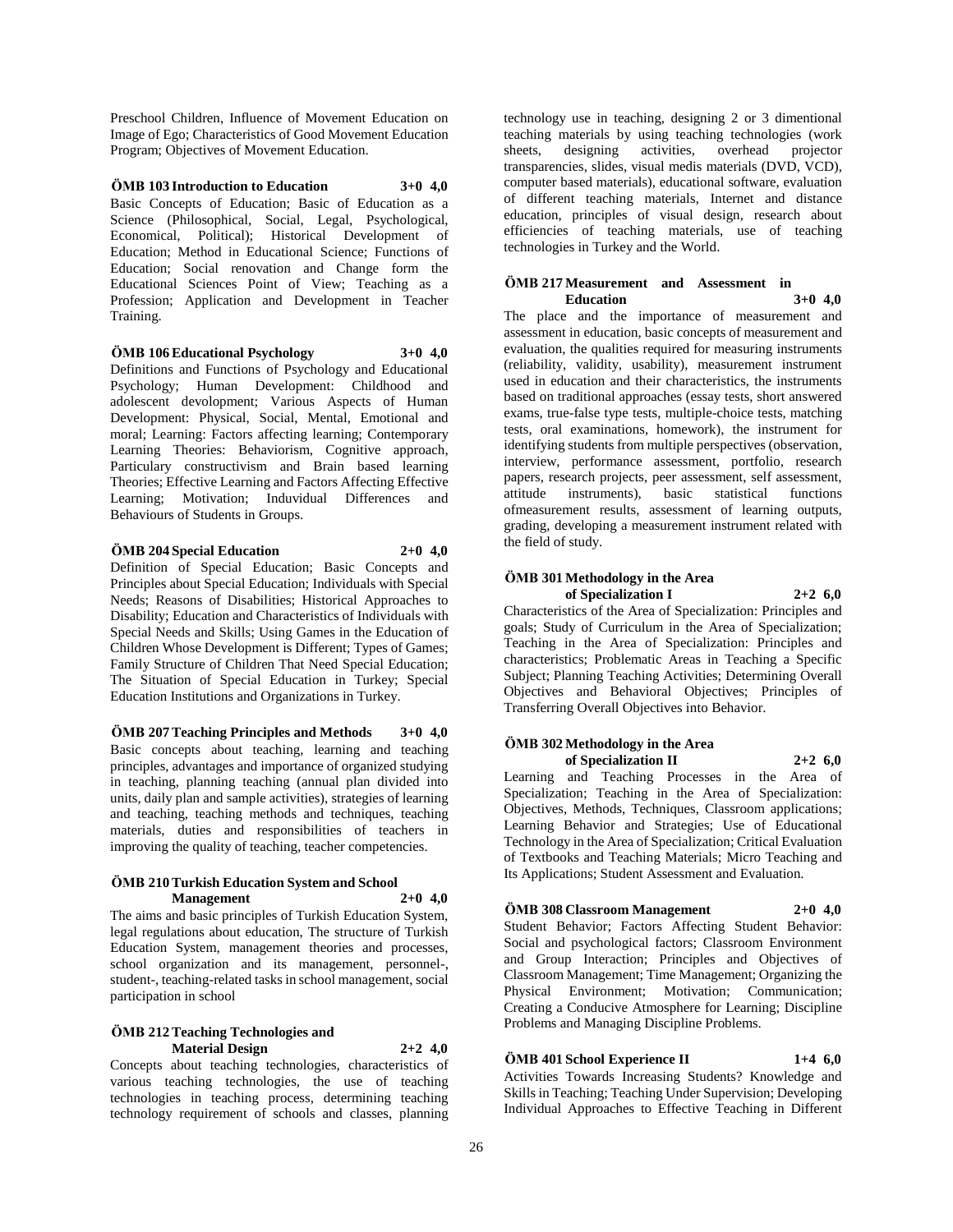Preschool Children, Influence of Movement Education on Image of Ego; Characteristics of Good Movement Education Program; Objectives of Movement Education.

**ÖMB 103 Introduction to Education 3+0 4,0**

Basic Concepts of Education; Basic of Education as a Science (Philosophical, Social, Legal, Psychological, Economical, Political); Historical Development of Education; Method in Educational Science; Functions of Education; Social renovation and Change form the Educational Sciences Point of View; Teaching as a Profession; Application and Development in Teacher Training.

**ÖMB 106 Educational Psychology 3+0 4,0**

Definitions and Functions of Psychology and Educational Psychology; Human Development: Childhood and adolescent devolopment; Various Aspects of Human Development: Physical, Social, Mental, Emotional and moral; Learning: Factors affecting learning; Contemporary Learning Theories: Behaviorism, Cognitive approach, Particulary constructivism and Brain based learning Theories; Effective Learning and Factors Affecting Effective Learning; Motivation; Induvidual Differences and Behaviours of Students in Groups.

**ÖMB 204 Special Education 2+0 4,0**

Definition of Special Education; Basic Concepts and Principles about Special Education; Individuals with Special Needs; Reasons of Disabilities; Historical Approaches to Disability; Education and Characteristics of Individuals with Special Needs and Skills; Using Games in the Education of Children Whose Development is Different; Types of Games; Family Structure of Children That Need Special Education; The Situation of Special Education in Turkey; Special Education Institutions and Organizations in Turkey.

**ÖMB 207 Teaching Principles and Methods 3+0 4,0**

Basic concepts about teaching, learning and teaching principles, advantages and importance of organized studying in teaching, planning teaching (annual plan divided into units, daily plan and sample activities), strategies of learning and teaching, teaching methods and techniques, teaching materials, duties and responsibilities of teachers in improving the quality of teaching, teacher competencies.

**ÖMB 210 Turkish Education System and School Management 2+0 4,0**

The aims and basic principles of Turkish Education System, legal regulations about education, The structure of Turkish Education System, management theories and processes, school organization and its management, personnel-, student-, teaching-related tasks in school management, social participation in school

**ÖMB 212 Teaching Technologies and Material Design 2+2 4,0**

Concepts about teaching technologies, characteristics of various teaching technologies, the use of teaching technologies in teaching process, determining teaching technology requirement of schools and classes, planning technology use in teaching, designing 2 or 3 dimentional teaching materials by using teaching technologies (work sheets, designing activities, overhead projector transparencies, slides, visual medis materials (DVD, VCD), computer based materials), educational software, evaluation of different teaching materials, Internet and distance education, principles of visual design, research about efficiencies of teaching materials, use of teaching technologies in Turkey and the World.

**ÖMB 217 Measurement and Assessment in Education 3+0 4,0**

The place and the importance of measurement and assessment in education, basic concepts of measurement and evaluation, the qualities required for measuring instruments (reliability, validity, usability), measurement instrument used in education and their characteristics, the instruments based on traditional approaches (essay tests, short answered exams, true-false type tests, multiple-choice tests, matching tests, oral examinations, homework), the instrument for identifying students from multiple perspectives (observation, interview, performance assessment, portfolio, research papers, research projects, peer assessment, self assessment, attitude instruments), basic statistical functions ofmeasurement results, assessment of learning outputs, grading, developing a measurement instrument related with the field of study.

**ÖMB 301 Methodology in the Area of Specialization I 2+2 6,0**

Characteristics of the Area of Specialization: Principles and goals; Study of Curriculum in the Area of Specialization; Teaching in the Area of Specialization: Principles and characteristics; Problematic Areas in Teaching a Specific Subject; Planning Teaching Activities; Determining Overall Objectives and Behavioral Objectives; Principles of Transferring Overall Objectives into Behavior.

**ÖMB 302 Methodology in the Area of Specialization II 2+2 6,0**

Learning and Teaching Processes in the Area of Specialization; Teaching in the Area of Specialization: Objectives, Methods, Techniques, Classroom applications; Learning Behavior and Strategies; Use of Educational Technology in the Area of Specialization; Critical Evaluation of Textbooks and Teaching Materials; Micro Teaching and Its Applications; Student Assessment and Evaluation.

**ÖMB 308 Classroom Management 2+0 4,0**

Student Behavior; Factors Affecting Student Behavior: Social and psychological factors; Classroom Environment and Group Interaction; Principles and Objectives of Classroom Management; Time Management; Organizing the Physical Environment; Motivation; Communication; Creating a Conducive Atmosphere for Learning; Discipline Problems and Managing Discipline Problems.

**ÖMB 401 School Experience II 1+4 6,0**

Activities Towards Increasing Students? Knowledge and Skills in Teaching; Teaching Under Supervision; Developing Individual Approaches to Effective Teaching in Different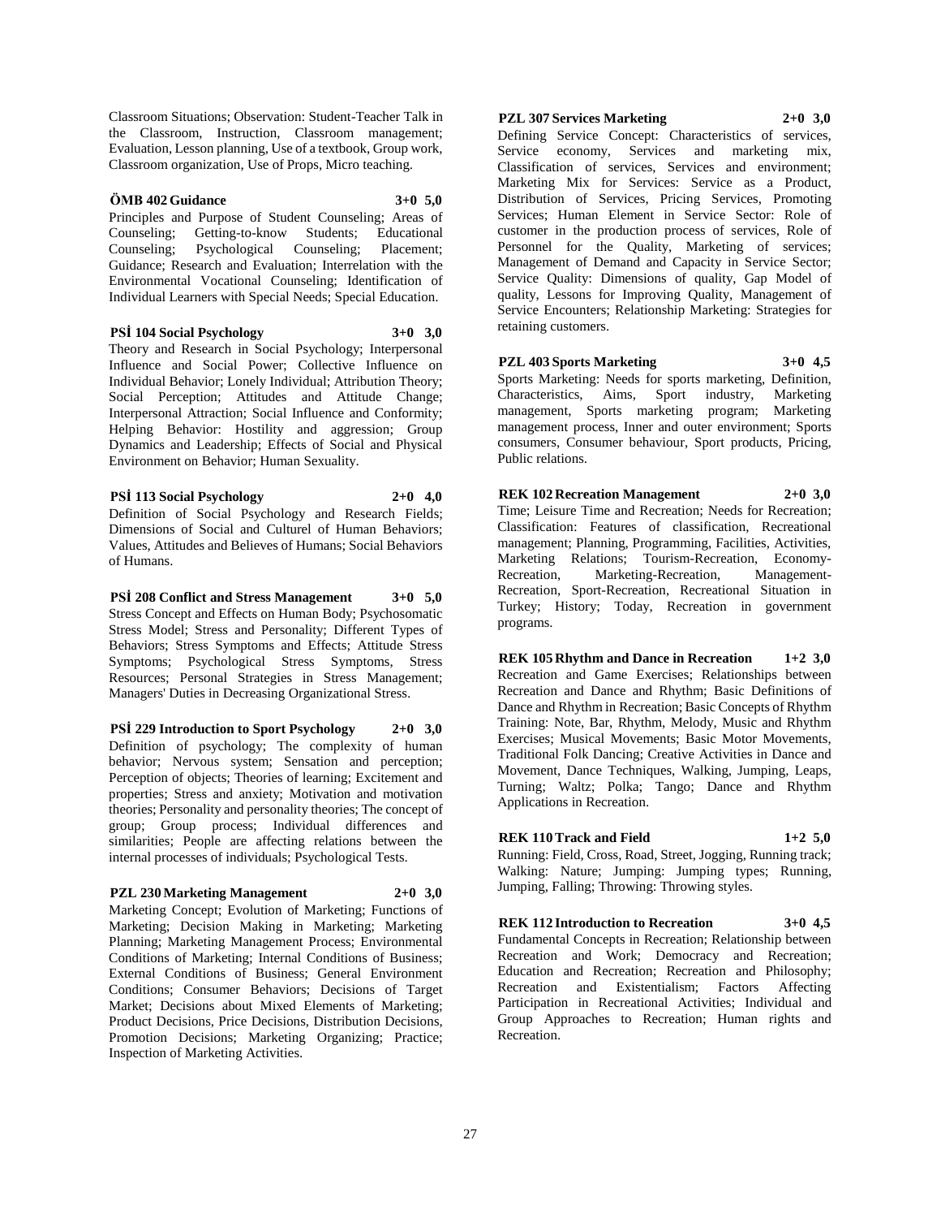Classroom Situations; Observation: Student-Teacher Talk in the Classroom, Instruction, Classroom management; Evaluation, Lesson planning, Use of a textbook, Group work, Classroom organization, Use of Props, Micro teaching.

**ÖMB 402 Guidance 3+0 5,0**

Principles and Purpose of Student Counseling; Areas of Counseling; Getting-to-know Students; Educational Counseling; Psychological Counseling; Placement; Guidance; Research and Evaluation; Interrelation with the Environmental Vocational Counseling; Identification of Individual Learners with Special Needs; Special Education.

**PSİ 104 Social Psychology 3+0 3,0**

Theory and Research in Social Psychology; Interpersonal Influence and Social Power; Collective Influence on Individual Behavior; Lonely Individual; Attribution Theory; Social Perception; Attitudes and Attitude Change; Interpersonal Attraction; Social Influence and Conformity; Helping Behavior: Hostility and aggression; Group Dynamics and Leadership; Effects of Social and Physical Environment on Behavior; Human Sexuality.

**PSİ 113 Social Psychology 2+0 4,0**

Definition of Social Psychology and Research Fields; Dimensions of Social and Culturel of Human Behaviors; Values, Attitudes and Believes of Humans; Social Behaviors of Humans.

**PSİ 208 Conflict and Stress Management 3+0 5,0**

Stress Concept and Effects on Human Body; Psychosomatic Stress Model; Stress and Personality; Different Types of Behaviors; Stress Symptoms and Effects; Attitude Stress Symptoms; Psychological Stress Symptoms, Stress Resources; Personal Strategies in Stress Management; Managers' Duties in Decreasing Organizational Stress.

**PSİ 229 Introduction to Sport Psychology 2+0 3,0**

Definition of psychology; The complexity of human behavior; Nervous system; Sensation and perception; Perception of objects; Theories of learning; Excitement and properties; Stress and anxiety; Motivation and motivation theories; Personality and personality theories; The concept of group; Group process; Individual differences and similarities; People are affecting relations between the internal processes of individuals; Psychological Tests.

**PZL 230 Marketing Management 2+0 3,0**

Marketing Concept; Evolution of Marketing; Functions of Marketing; Decision Making in Marketing; Marketing Planning; Marketing Management Process; Environmental Conditions of Marketing; Internal Conditions of Business; External Conditions of Business; General Environment Conditions; Consumer Behaviors; Decisions of Target Market; Decisions about Mixed Elements of Marketing; Product Decisions, Price Decisions, Distribution Decisions, Promotion Decisions; Marketing Organizing; Practice; Inspection of Marketing Activities.

**PZL 307 Services Marketing 2+0 3,0**

Defining Service Concept: Characteristics of services, Service economy, Services and marketing mix, Classification of services, Services and environment; Marketing Mix for Services: Service as a Product, Distribution of Services, Pricing Services, Promoting Services; Human Element in Service Sector: Role of customer in the production process of services, Role of Personnel for the Quality, Marketing of services; Management of Demand and Capacity in Service Sector; Service Quality: Dimensions of quality, Gap Model of quality, Lessons for Improving Quality, Management of Service Encounters; Relationship Marketing: Strategies for retaining customers.

**PZL 403 Sports Marketing 3+0 4,5**

Sports Marketing: Needs for sports marketing, Definition, Characteristics, Aims, Sport industry, Marketing management, Sports marketing program; Marketing management process, Inner and outer environment; Sports consumers, Consumer behaviour, Sport products, Pricing, Public relations.

**REK 102 Recreation Management 2+0 3,0**

Time; Leisure Time and Recreation; Needs for Recreation; Classification: Features of classification, Recreational management; Planning, Programming, Facilities, Activities, Marketing Relations; Tourism-Recreation, Economy-Recreation, Marketing-Recreation, Management-Recreation, Sport-Recreation, Recreational Situation in Turkey; History; Today, Recreation in government programs.

**REK 105 Rhythm and Dance in Recreation 1+2 3,0**

Recreation and Game Exercises; Relationships between Recreation and Dance and Rhythm; Basic Definitions of Dance and Rhythm in Recreation; Basic Concepts of Rhythm Training: Note, Bar, Rhythm, Melody, Music and Rhythm Exercises; Musical Movements; Basic Motor Movements, Traditional Folk Dancing; Creative Activities in Dance and Movement, Dance Techniques, Walking, Jumping, Leaps, Turning; Waltz; Polka; Tango; Dance and Rhythm Applications in Recreation.

**REK 110 Track and Field 1+2 5,0**

Running: Field, Cross, Road, Street, Jogging, Running track; Walking: Nature; Jumping: Jumping types; Running, Jumping, Falling; Throwing: Throwing styles.

**REK 112 Introduction to Recreation 3+0 4,5**

Fundamental Concepts in Recreation; Relationship between Recreation and Work; Democracy and Recreation; Education and Recreation; Recreation and Philosophy; Recreation and Existentialism; Factors Affecting Participation in Recreational Activities; Individual and Group Approaches to Recreation; Human rights and Recreation.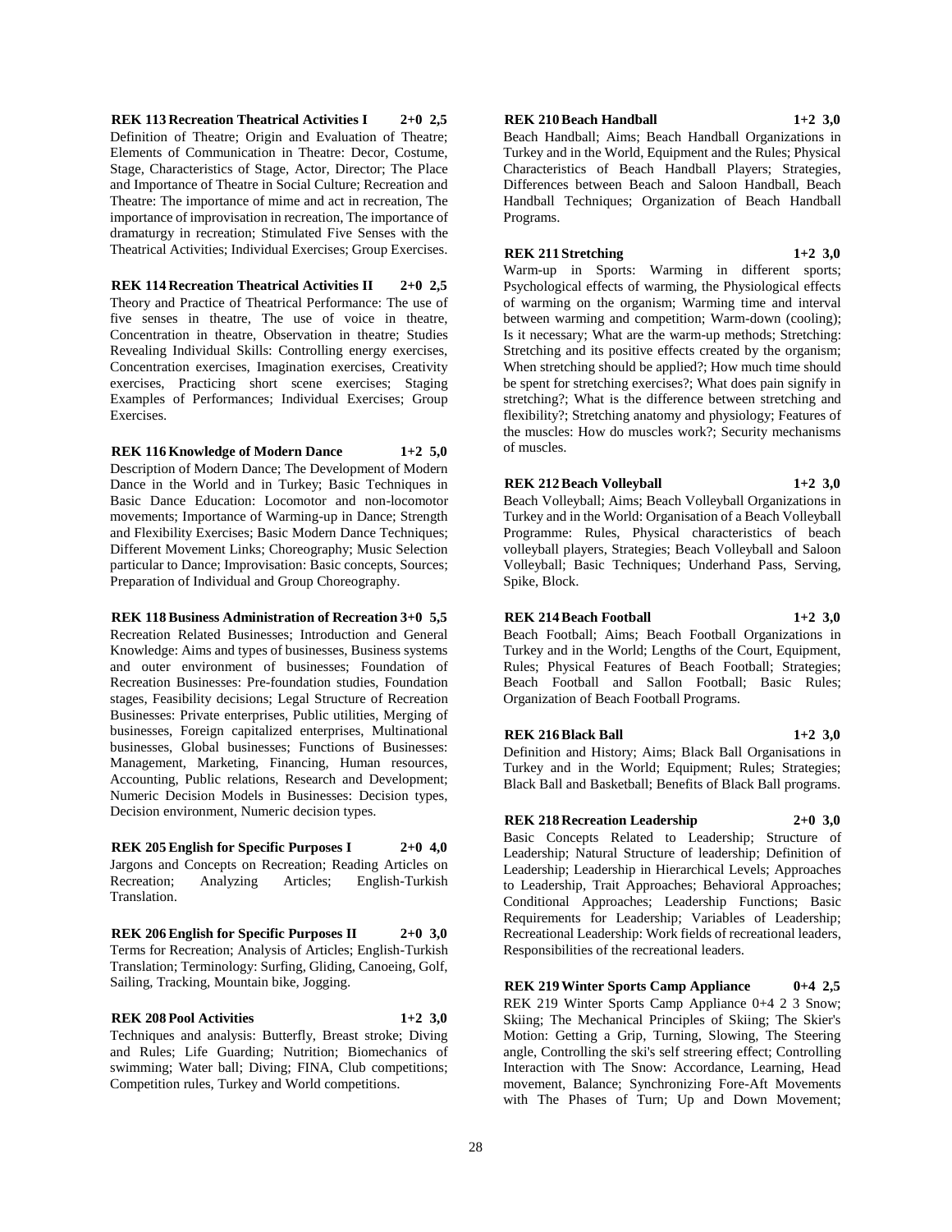**REK 113 Recreation Theatrical Activities I 2+0 2,5**

Definition of Theatre; Origin and Evaluation of Theatre; Elements of Communication in Theatre: Decor, Costume, Stage, Characteristics of Stage, Actor, Director; The Place and Importance of Theatre in Social Culture; Recreation and Theatre: The importance of mime and act in recreation, The importance of improvisation in recreation, The importance of dramaturgy in recreation; Stimulated Five Senses with the Theatrical Activities; Individual Exercises; Group Exercises.

**REK 114 Recreation Theatrical Activities II 2+0 2,5**

Theory and Practice of Theatrical Performance: The use of five senses in theatre, The use of voice in theatre, Concentration in theatre, Observation in theatre; Studies Revealing Individual Skills: Controlling energy exercises, Concentration exercises, Imagination exercises, Creativity exercises, Practicing short scene exercises; Staging Examples of Performances; Individual Exercises; Group Exercises.

**REK 116 Knowledge of Modern Dance 1+2 5,0**

Description of Modern Dance; The Development of Modern Dance in the World and in Turkey; Basic Techniques in Basic Dance Education: Locomotor and non-locomotor movements; Importance of Warming-up in Dance; Strength and Flexibility Exercises; Basic Modern Dance Techniques; Different Movement Links; Choreography; Music Selection particular to Dance; Improvisation: Basic concepts, Sources; Preparation of Individual and Group Choreography.

**REK 118 Business Administration of Recreation 3+0 5,5**

Recreation Related Businesses; Introduction and General Knowledge: Aims and types of businesses, Business systems and outer environment of businesses; Foundation of Recreation Businesses: Pre-foundation studies, Foundation stages, Feasibility decisions; Legal Structure of Recreation Businesses: Private enterprises, Public utilities, Merging of businesses, Foreign capitalized enterprises, Multinational businesses, Global businesses; Functions of Businesses: Management, Marketing, Financing, Human resources, Accounting, Public relations, Research and Development; Numeric Decision Models in Businesses: Decision types, Decision environment, Numeric decision types.

**REK 205 English for Specific Purposes I 2+0 4,0**

Jargons and Concepts on Recreation; Reading Articles on Recreation; Analyzing Articles; English-Turkish Translation.

**REK 206 English for Specific Purposes II 2+0 3,0**

Terms for Recreation; Analysis of Articles; English-Turkish Translation; Terminology: Surfing, Gliding, Canoeing, Golf, Sailing, Tracking, Mountain bike, Jogging.

**REK 208 Pool Activities 1+2 3,0**

Techniques and analysis: Butterfly, Breast stroke; Diving and Rules; Life Guarding; Nutrition; Biomechanics of swimming; Water ball; Diving; FINA, Club competitions; Competition rules, Turkey and World competitions.

**REK 210 Beach Handball 1+2 3,0**

Beach Handball; Aims; Beach Handball Organizations in Turkey and in the World, Equipment and the Rules; Physical Characteristics of Beach Handball Players; Strategies, Differences between Beach and Saloon Handball, Beach Handball Techniques; Organization of Beach Handball Programs.

**REK 211 Stretching 1+2 3,0**

Warm-up in Sports: Warming in different sports; Psychological effects of warming, the Physiological effects of warming on the organism; Warming time and interval between warming and competition; Warm-down (cooling); Is it necessary; What are the warm-up methods; Stretching: Stretching and its positive effects created by the organism; When stretching should be applied?; How much time should be spent for stretching exercises?; What does pain signify in stretching?; What is the difference between stretching and flexibility?; Stretching anatomy and physiology; Features of the muscles: How do muscles work?; Security mechanisms of muscles.

**REK 212 Beach Volleyball 1+2 3,0**

Beach Volleyball; Aims; Beach Volleyball Organizations in Turkey and in the World: Organisation of a Beach Volleyball Programme: Rules, Physical characteristics of beach volleyball players, Strategies; Beach Volleyball and Saloon Volleyball; Basic Techniques; Underhand Pass, Serving, Spike, Block.

**REK 214 Beach Football 1+2 3,0**

Beach Football; Aims; Beach Football Organizations in Turkey and in the World; Lengths of the Court, Equipment, Rules; Physical Features of Beach Football; Strategies; Beach Football and Sallon Football; Basic Rules; Organization of Beach Football Programs.

**REK 216 Black Ball 1+2 3,0**

Definition and History; Aims; Black Ball Organisations in Turkey and in the World; Equipment; Rules; Strategies; Black Ball and Basketball; Benefits of Black Ball programs.

**REK 218 Recreation Leadership 2+0 3,0**

Basic Concepts Related to Leadership; Structure of Leadership; Natural Structure of leadership; Definition of Leadership; Leadership in Hierarchical Levels; Approaches to Leadership, Trait Approaches; Behavioral Approaches; Conditional Approaches; Leadership Functions; Basic Requirements for Leadership; Variables of Leadership; Recreational Leadership: Work fields of recreational leaders, Responsibilities of the recreational leaders.

**REK 219 Winter Sports Camp Appliance 0+4 2,5**

REK 219 Winter Sports Camp Appliance 0+4 2 3 Snow; Skiing; The Mechanical Principles of Skiing; The Skier's Motion: Getting a Grip, Turning, Slowing, The Steering angle, Controlling the ski's self streering effect; Controlling Interaction with The Snow: Accordance, Learning, Head movement, Balance; Synchronizing Fore-Aft Movements with The Phases of Turn; Up and Down Movement;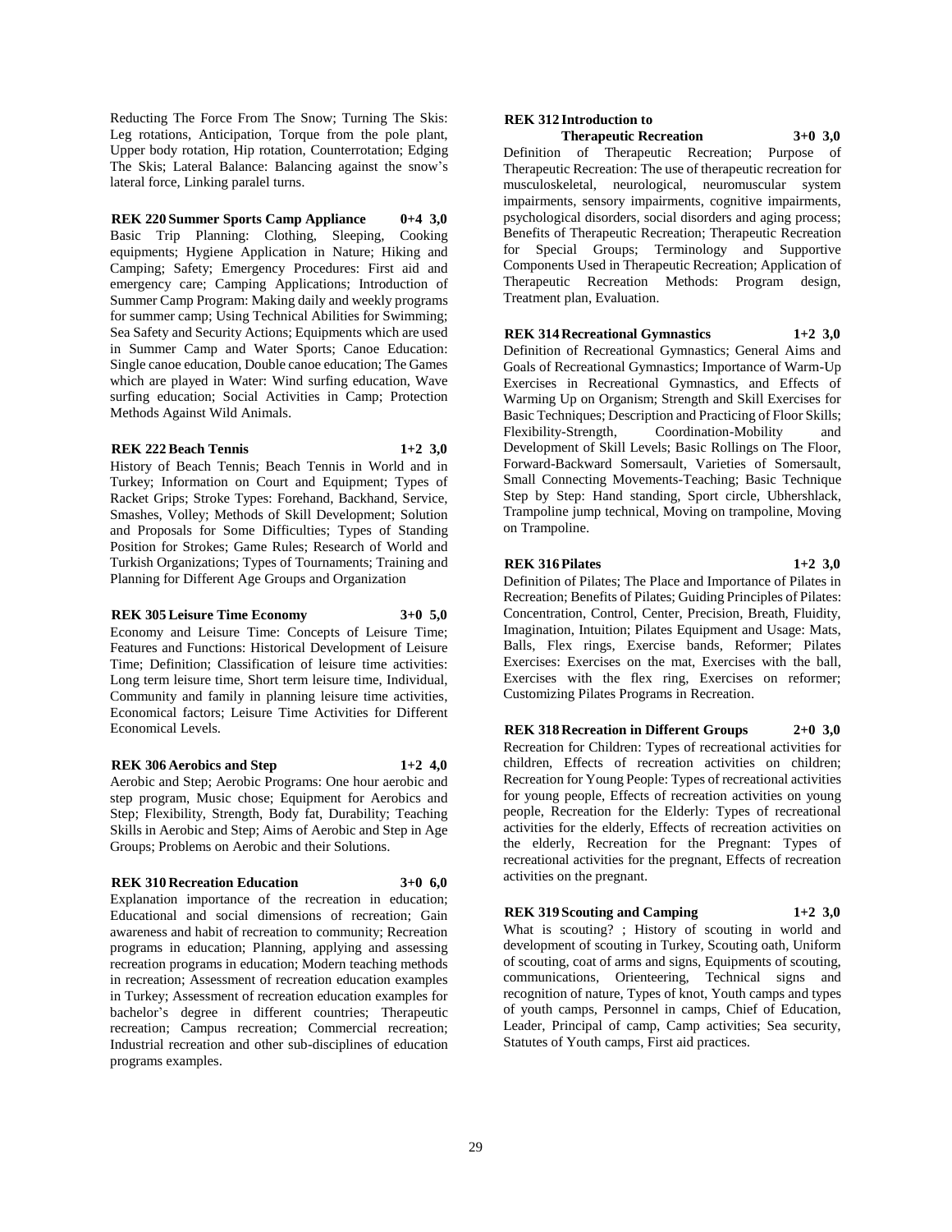Reducting The Force From The Snow; Turning The Skis: Leg rotations, Anticipation, Torque from the pole plant, Upper body rotation, Hip rotation, Counterrotation; Edging The Skis; Lateral Balance: Balancing against the snow's lateral force, Linking paralel turns.

**REK 220 Summer Sports Camp Appliance 0+4 3,0**
Basic Trip Planning: Clothing, Sleeping, Cooking equipments; Hygiene Application in Nature; Hiking and Camping; Safety; Emergency Procedures: First aid and emergency care; Camping Applications; Introduction of Summer Camp Program: Making daily and weekly programs for summer camp; Using Technical Abilities for Swimming; Sea Safety and Security Actions; Equipments which are used in Summer Camp and Water Sports; Canoe Education: Single canoe education, Double canoe education; The Games which are played in Water: Wind surfing education, Wave surfing education; Social Activities in Camp; Protection Methods Against Wild Animals.

**REK 222 Beach Tennis 1+2 3,0**
History of Beach Tennis; Beach Tennis in World and in Turkey; Information on Court and Equipment; Types of Racket Grips; Stroke Types: Forehand, Backhand, Service, Smashes, Volley; Methods of Skill Development; Solution and Proposals for Some Difficulties; Types of Standing Position for Strokes; Game Rules; Research of World and Turkish Organizations; Types of Tournaments; Training and Planning for Different Age Groups and Organization

**REK 305 Leisure Time Economy 3+0 5,0**
Economy and Leisure Time: Concepts of Leisure Time; Features and Functions: Historical Development of Leisure Time; Definition; Classification of leisure time activities: Long term leisure time, Short term leisure time, Individual, Community and family in planning leisure time activities, Economical factors; Leisure Time Activities for Different Economical Levels.

**REK 306 Aerobics and Step 1+2 4,0**
Aerobic and Step; Aerobic Programs: One hour aerobic and step program, Music chose; Equipment for Aerobics and Step; Flexibility, Strength, Body fat, Durability; Teaching Skills in Aerobic and Step; Aims of Aerobic and Step in Age Groups; Problems on Aerobic and their Solutions.

**REK 310 Recreation Education 3+0 6,0**
Explanation importance of the recreation in education; Educational and social dimensions of recreation; Gain awareness and habit of recreation to community; Recreation programs in education; Planning, applying and assessing recreation programs in education; Modern teaching methods in recreation; Assessment of recreation education examples in Turkey; Assessment of recreation education examples for bachelor's degree in different countries; Therapeutic recreation; Campus recreation; Commercial recreation; Industrial recreation and other sub-disciplines of education programs examples.

**REK 312 Introduction to Therapeutic Recreation 3+0 3,0**
Definition of Therapeutic Recreation; Purpose of Therapeutic Recreation: The use of therapeutic recreation for musculoskeletal, neurological, neuromuscular system impairments, sensory impairments, cognitive impairments, psychological disorders, social disorders and aging process; Benefits of Therapeutic Recreation; Therapeutic Recreation for Special Groups; Terminology and Supportive Components Used in Therapeutic Recreation; Application of Therapeutic Recreation Methods: Program design, Treatment plan, Evaluation.

**REK 314 Recreational Gymnastics 1+2 3,0**
Definition of Recreational Gymnastics; General Aims and Goals of Recreational Gymnastics; Importance of Warm-Up Exercises in Recreational Gymnastics, and Effects of Warming Up on Organism; Strength and Skill Exercises for Basic Techniques; Description and Practicing of Floor Skills; Flexibility-Strength, Coordination-Mobility and Development of Skill Levels; Basic Rollings on The Floor, Forward-Backward Somersault, Varieties of Somersault, Small Connecting Movements-Teaching; Basic Technique Step by Step: Hand standing, Sport circle, Ubhershlack, Trampoline jump technical, Moving on trampoline, Moving on Trampoline.

**REK 316 Pilates 1+2 3,0**
Definition of Pilates; The Place and Importance of Pilates in Recreation; Benefits of Pilates; Guiding Principles of Pilates: Concentration, Control, Center, Precision, Breath, Fluidity, Imagination, Intuition; Pilates Equipment and Usage: Mats, Balls, Flex rings, Exercise bands, Reformer; Pilates Exercises: Exercises on the mat, Exercises with the ball, Exercises with the flex ring, Exercises on reformer; Customizing Pilates Programs in Recreation.

**REK 318 Recreation in Different Groups 2+0 3,0**
Recreation for Children: Types of recreational activities for children, Effects of recreation activities on children; Recreation for Young People: Types of recreational activities for young people, Effects of recreation activities on young people, Recreation for the Elderly: Types of recreational activities for the elderly, Effects of recreation activities on the elderly, Recreation for the Pregnant: Types of recreational activities for the pregnant, Effects of recreation activities on the pregnant.

**REK 319 Scouting and Camping 1+2 3,0**
What is scouting? ; History of scouting in world and development of scouting in Turkey, Scouting oath, Uniform of scouting, coat of arms and signs, Equipments of scouting, communications, Orienteering, Technical signs and recognition of nature, Types of knot, Youth camps and types of youth camps, Personnel in camps, Chief of Education, Leader, Principal of camp, Camp activities; Sea security, Statutes of Youth camps, First aid practices.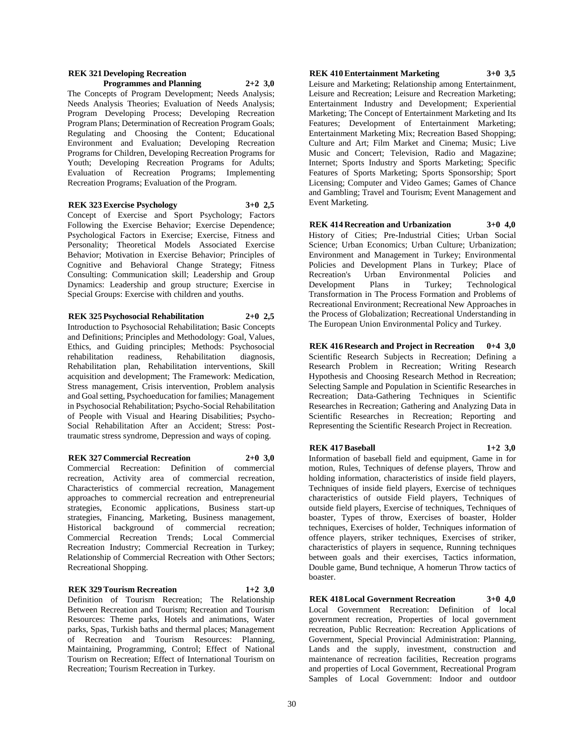**REK 321 Developing Recreation Programmes and Planning 2+2 3,0**

The Concepts of Program Development; Needs Analysis; Needs Analysis Theories; Evaluation of Needs Analysis; Program Developing Process; Developing Recreation Program Plans; Determination of Recreation Program Goals; Regulating and Choosing the Content; Educational Environment and Evaluation; Developing Recreation Programs for Children, Developing Recreation Programs for Youth; Developing Recreation Programs for Adults; Evaluation of Recreation Programs; Implementing Recreation Programs; Evaluation of the Program.

**REK 323 Exercise Psychology 3+0 2,5**

Concept of Exercise and Sport Psychology; Factors Following the Exercise Behavior; Exercise Dependence; Psychological Factors in Exercise; Exercise, Fitness and Personality; Theoretical Models Associated Exercise Behavior; Motivation in Exercise Behavior; Principles of Cognitive and Behavioral Change Strategy; Fitness Consulting: Communication skill; Leadership and Group Dynamics: Leadership and group structure; Exercise in Special Groups: Exercise with children and youths.

**REK 325 Psychosocial Rehabilitation 2+0 2,5**

Introduction to Psychosocial Rehabilitation; Basic Concepts and Definitions; Principles and Methodology: Goal, Values, Ethics, and Guiding principles; Methods: Psychosocial rehabilitation readiness, Rehabilitation diagnosis, Rehabilitation plan, Rehabilitation interventions, Skill acquisition and development; The Framework: Medication, Stress management, Crisis intervention, Problem analysis and Goal setting, Psychoeducation for families; Management in Psychosocial Rehabilitation; Psycho-Social Rehabilitation of People with Visual and Hearing Disabilities; Psycho-Social Rehabilitation After an Accident; Stress: Post-traumatic stress syndrome, Depression and ways of coping.

**REK 327 Commercial Recreation 2+0 3,0**

Commercial Recreation: Definition of commercial recreation, Activity area of commercial recreation, Characteristics of commercial recreation, Management approaches to commercial recreation and entrepreneurial strategies, Economic applications, Business start-up strategies, Financing, Marketing, Business management, Historical background of commercial recreation; Commercial Recreation Trends; Local Commercial Recreation Industry; Commercial Recreation in Turkey; Relationship of Commercial Recreation with Other Sectors; Recreational Shopping.

**REK 329 Tourism Recreation 1+2 3,0**

Definition of Tourism Recreation; The Relationship Between Recreation and Tourism; Recreation and Tourism Resources: Theme parks, Hotels and animations, Water parks, Spas, Turkish baths and thermal places; Management of Recreation and Tourism Resources: Planning, Maintaining, Programming, Control; Effect of National Tourism on Recreation; Effect of International Tourism on Recreation; Tourism Recreation in Turkey.

**REK 410 Entertainment Marketing 3+0 3,5**

Leisure and Marketing; Relationship among Entertainment, Leisure and Recreation; Leisure and Recreation Marketing; Entertainment Industry and Development; Experiential Marketing; The Concept of Entertainment Marketing and Its Features; Development of Entertainment Marketing; Entertainment Marketing Mix; Recreation Based Shopping; Culture and Art; Film Market and Cinema; Music; Live Music and Concert; Television, Radio and Magazine; Internet; Sports Industry and Sports Marketing; Specific Features of Sports Marketing; Sports Sponsorship; Sport Licensing; Computer and Video Games; Games of Chance and Gambling; Travel and Tourism; Event Management and Event Marketing.

**REK 414 Recreation and Urbanization 3+0 4,0**

History of Cities; Pre-Industrial Cities; Urban Social Science; Urban Economics; Urban Culture; Urbanization; Environment and Management in Turkey; Environmental Policies and Development Plans in Turkey; Place of Recreation's Urban Environmental Policies and Development Plans in Turkey; Technological Transformation in The Process Formation and Problems of Recreational Environment; Recreational New Approaches in the Process of Globalization; Recreational Understanding in The European Union Environmental Policy and Turkey.

**REK 416 Research and Project in Recreation 0+4 3,0**

Scientific Research Subjects in Recreation; Defining a Research Problem in Recreation; Writing Research Hypothesis and Choosing Research Method in Recreation; Selecting Sample and Population in Scientific Researches in Recreation; Data-Gathering Techniques in Scientific Researches in Recreation; Gathering and Analyzing Data in Scientific Researches in Recreation; Reporting and Representing the Scientific Research Project in Recreation.

**REK 417 Baseball 1+2 3,0**

Information of baseball field and equipment, Game in for motion, Rules, Techniques of defense players, Throw and holding information, characteristics of inside field players, Techniques of inside field players, Exercise of techniques characteristics of outside Field players, Techniques of outside field players, Exercise of techniques, Techniques of boaster, Types of throw, Exercises of boaster, Holder techniques, Exercises of holder, Techniques information of offence players, striker techniques, Exercises of striker, characteristics of players in sequence, Running techniques between goals and their exercises, Tactics information, Double game, Bund technique, A homerun Throw tactics of boaster.

**REK 418 Local Government Recreation 3+0 4,0**

Local Government Recreation: Definition of local government recreation, Properties of local government recreation, Public Recreation: Recreation Applications of Government, Special Provincial Administration: Planning, Lands and the supply, investment, construction and maintenance of recreation facilities, Recreation programs and properties of Local Government, Recreational Program Samples of Local Government: Indoor and outdoor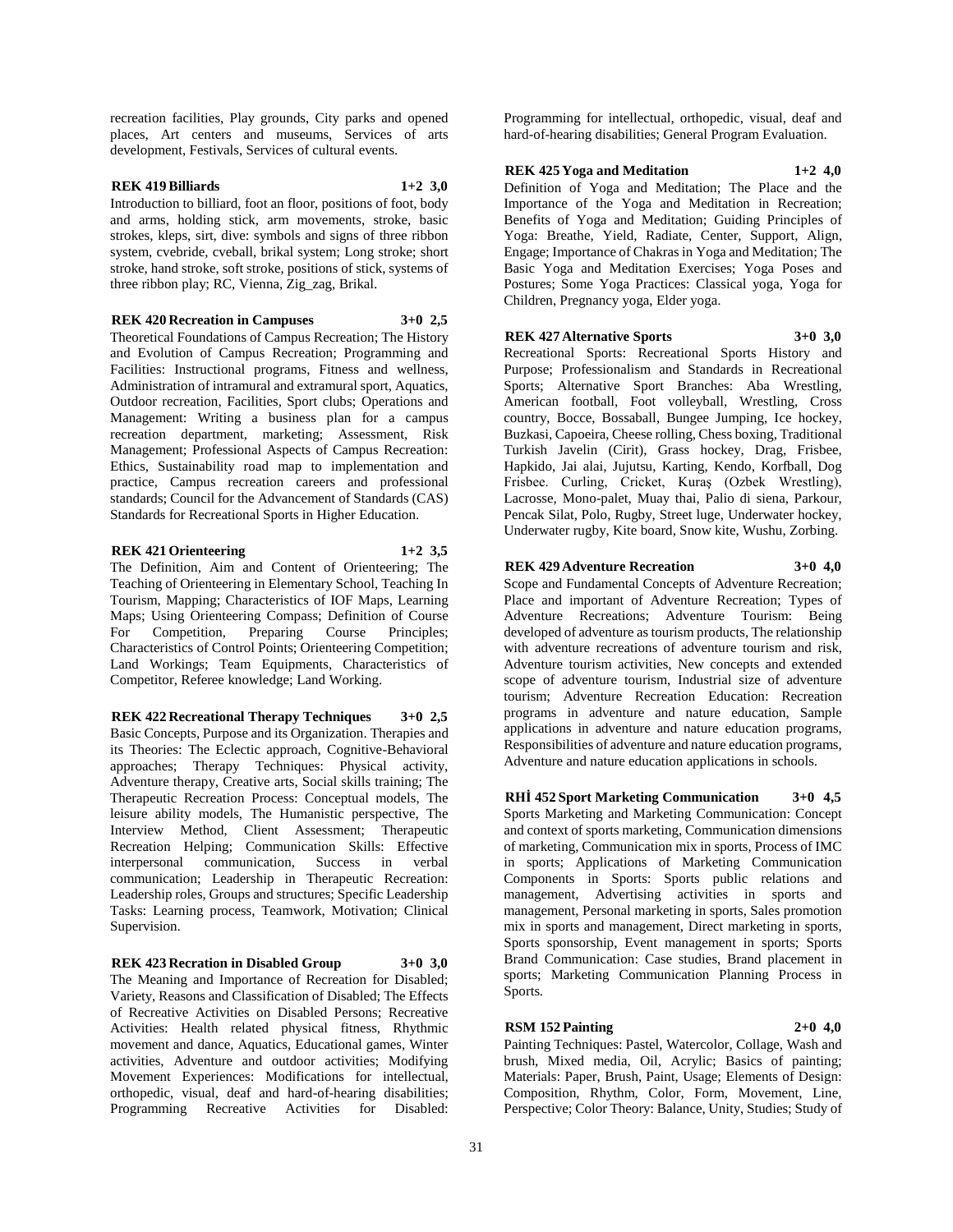recreation facilities, Play grounds, City parks and opened places, Art centers and museums, Services of arts development, Festivals, Services of cultural events.

**REK 419 Billiards 1+2 3,0**

Introduction to billiard, foot an floor, positions of foot, body and arms, holding stick, arm movements, stroke, basic strokes, kleps, sirt, dive: symbols and signs of three ribbon system, cvebride, cveball, brikal system; Long stroke; short stroke, hand stroke, soft stroke, positions of stick, systems of three ribbon play; RC, Vienna, Zig_zag, Brikal.

**REK 420 Recreation in Campuses 3+0 2,5**

Theoretical Foundations of Campus Recreation; The History and Evolution of Campus Recreation; Programming and Facilities: Instructional programs, Fitness and wellness, Administration of intramural and extramural sport, Aquatics, Outdoor recreation, Facilities, Sport clubs; Operations and Management: Writing a business plan for a campus recreation department, marketing; Assessment, Risk Management; Professional Aspects of Campus Recreation: Ethics, Sustainability road map to implementation and practice, Campus recreation careers and professional standards; Council for the Advancement of Standards (CAS) Standards for Recreational Sports in Higher Education.

**REK 421 Orienteering 1+2 3,5**

The Definition, Aim and Content of Orienteering; The Teaching of Orienteering in Elementary School, Teaching In Tourism, Mapping; Characteristics of IOF Maps, Learning Maps; Using Orienteering Compass; Definition of Course For Competition, Preparing Course Principles; Characteristics of Control Points; Orienteering Competition; Land Workings; Team Equipments, Characteristics of Competitor, Referee knowledge; Land Working.

**REK 422 Recreational Therapy Techniques 3+0 2,5**

Basic Concepts, Purpose and its Organization. Therapies and its Theories: The Eclectic approach, Cognitive-Behavioral approaches; Therapy Techniques: Physical activity, Adventure therapy, Creative arts, Social skills training; The Therapeutic Recreation Process: Conceptual models, The leisure ability models, The Humanistic perspective, The Interview Method, Client Assessment; Therapeutic Recreation Helping; Communication Skills: Effective interpersonal communication, Success in verbal communication; Leadership in Therapeutic Recreation: Leadership roles, Groups and structures; Specific Leadership Tasks: Learning process, Teamwork, Motivation; Clinical Supervision.

**REK 423 Recration in Disabled Group 3+0 3,0**

The Meaning and Importance of Recreation for Disabled; Variety, Reasons and Classification of Disabled; The Effects of Recreative Activities on Disabled Persons; Recreative Activities: Health related physical fitness, Rhythmic movement and dance, Aquatics, Educational games, Winter activities, Adventure and outdoor activities; Modifying Movement Experiences: Modifications for intellectual, orthopedic, visual, deaf and hard-of-hearing disabilities; Programming Recreative Activities for Disabled: Programming for intellectual, orthopedic, visual, deaf and hard-of-hearing disabilities; General Program Evaluation.

**REK 425 Yoga and Meditation 1+2 4,0**

Definition of Yoga and Meditation; The Place and the Importance of the Yoga and Meditation in Recreation; Benefits of Yoga and Meditation; Guiding Principles of Yoga: Breathe, Yield, Radiate, Center, Support, Align, Engage; Importance of Chakras in Yoga and Meditation; The Basic Yoga and Meditation Exercises; Yoga Poses and Postures; Some Yoga Practices: Classical yoga, Yoga for Children, Pregnancy yoga, Elder yoga.

**REK 427 Alternative Sports 3+0 3,0**

Recreational Sports: Recreational Sports History and Purpose; Professionalism and Standards in Recreational Sports; Alternative Sport Branches: Aba Wrestling, American football, Foot volleyball, Wrestling, Cross country, Bocce, Bossaball, Bungee Jumping, Ice hockey, Buzkasi, Capoeira, Cheese rolling, Chess boxing, Traditional Turkish Javelin (Cirit), Grass hockey, Drag, Frisbee, Hapkido, Jai alai, Jujutsu, Karting, Kendo, Korfball, Dog Frisbee. Curling, Cricket, Kuraş (Ozbek Wrestling), Lacrosse, Mono-palet, Muay thai, Palio di siena, Parkour, Pencak Silat, Polo, Rugby, Street luge, Underwater hockey, Underwater rugby, Kite board, Snow kite, Wushu, Zorbing.

**REK 429 Adventure Recreation 3+0 4,0**

Scope and Fundamental Concepts of Adventure Recreation; Place and important of Adventure Recreation; Types of Adventure Recreations; Adventure Tourism: Being developed of adventure as tourism products, The relationship with adventure recreations of adventure tourism and risk, Adventure tourism activities, New concepts and extended scope of adventure tourism, Industrial size of adventure tourism; Adventure Recreation Education: Recreation programs in adventure and nature education, Sample applications in adventure and nature education programs, Responsibilities of adventure and nature education programs, Adventure and nature education applications in schools.

**RHİ 452 Sport Marketing Communication 3+0 4,5**

Sports Marketing and Marketing Communication: Concept and context of sports marketing, Communication dimensions of marketing, Communication mix in sports, Process of IMC in sports; Applications of Marketing Communication Components in Sports: Sports public relations and management, Advertising activities in sports and management, Personal marketing in sports, Sales promotion mix in sports and management, Direct marketing in sports, Sports sponsorship, Event management in sports; Sports Brand Communication: Case studies, Brand placement in sports; Marketing Communication Planning Process in Sports.

**RSM 152 Painting 2+0 4,0**

Painting Techniques: Pastel, Watercolor, Collage, Wash and brush, Mixed media, Oil, Acrylic; Basics of painting; Materials: Paper, Brush, Paint, Usage; Elements of Design: Composition, Rhythm, Color, Form, Movement, Line, Perspective; Color Theory: Balance, Unity, Studies; Study of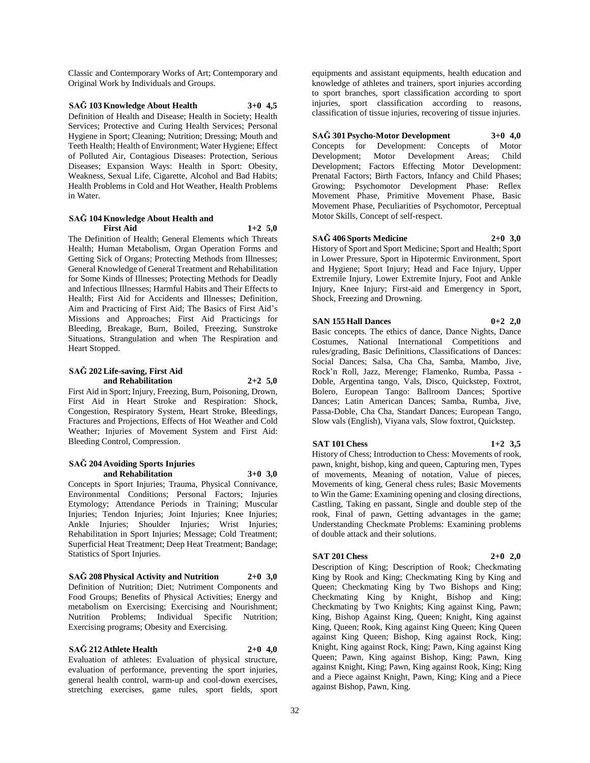Classic and Contemporary Works of Art; Contemporary and Original Work by Individuals and Groups.

**SAĞ 103 Knowledge About Health 3+0 4,5**

Definition of Health and Disease; Health in Society; Health Services; Protective and Curing Health Services; Personal Hygiene in Sport; Cleaning; Nutrition; Dressing; Mouth and Teeth Health; Health of Environment; Water Hygiene; Effect of Polluted Air, Contagious Diseases: Protection, Serious Diseases; Expansion Ways: Health in Sport: Obesity, Weakness, Sexual Life, Cigarette, Alcohol and Bad Habits; Health Problems in Cold and Hot Weather, Health Problems in Water.

**SAĞ 104 Knowledge About Health and First Aid 1+2 5,0**

The Definition of Health; General Elements which Threats Health; Human Metabolism, Organ Operation Forms and Getting Sick of Organs; Protecting Methods from Illnesses; General Knowledge of General Treatment and Rehabilitation for Some Kinds of Illnesses; Protecting Methods for Deadly and Infectious Illnesses; Harmful Habits and Their Effects to Health; First Aid for Accidents and Illnesses; Definition, Aim and Practicing of First Aid; The Basics of First Aid's Missions and Approaches; First Aid Practicings for Bleeding, Breakage, Burn, Boiled, Freezing, Sunstroke Situations, Strangulation and when The Respiration and Heart Stopped.

**SAĞ 202 Life-saving, First Aid and Rehabilitation 2+2 5,0**

First Aid in Sport; Injury, Freezing, Burn, Poisoning, Drown, First Aid in Heart Stroke and Respiration: Shock, Congestion, Respiratory System, Heart Stroke, Bleedings, Fractures and Projections, Effects of Hot Weather and Cold Weather; Injuries of Movement System and First Aid: Bleeding Control, Compression.

**SAĞ 204 Avoiding Sports Injuries and Rehabilitation 3+0 3,0**

Concepts in Sport Injuries; Trauma, Physical Connivance, Environmental Conditions; Personal Factors; Injuries Etymology; Attendance Periods in Training; Muscular Injuries; Tendon Injuries; Joint Injuries; Knee Injuries; Ankle Injuries; Shoulder Injuries; Wrist Injuries; Rehabilitation in Sport Injuries; Message; Cold Treatment; Superficial Heat Treatment; Deep Heat Treatment; Bandage; Statistics of Sport Injuries.

**SAĞ 208 Physical Activity and Nutrition 2+0 3,0**

Definition of Nutrition; Diet; Nutriment Components and Food Groups; Benefits of Physical Activities; Energy and metabolism on Exercising; Exercising and Nourishment; Nutrition Problems; Individual Specific Nutrition; Exercising programs; Obesity and Exercising.

**SAĞ 212 Athlete Health 2+0 4,0**

Evaluation of athletes: Evaluation of physical structure, evaluation of performance, preventing the sport injuries, general health control, warm-up and cool-down exercises, stretching exercises, game rules, sport fields, sport equipments and assistant equipments, health education and knowledge of athletes and trainers, sport injuries according to sport branches, sport classification according to sport injuries, sport classification according to reasons, classification of tissue injuries, recovering of tissue injuries.

**SAĞ 301 Psycho-Motor Development 3+0 4,0**

Concepts for Development: Concepts of Motor Development; Motor Development Areas; Child Development; Factors Effecting Motor Development: Prenatal Factors; Birth Factors, Infancy and Child Phases; Growing; Psychomotor Development Phase: Reflex Movement Phase, Primitive Movement Phase, Basic Movement Phase, Peculiarities of Psychomotor, Perceptual Motor Skills, Concept of self-respect.

**SAĞ 406 Sports Medicine 2+0 3,0**

History of Sport and Sport Medicine; Sport and Health; Sport in Lower Pressure, Sport in Hipotermic Environment, Sport and Hygiene; Sport Injury; Head and Face Injury, Upper Extremile Injury, Lower Extremite Injury, Foot and Ankle Injury, Knee Injury; First-aid and Emergency in Sport, Shock, Freezing and Drowning.

**SAN 155 Hall Dances 0+2 2,0**

Basic concepts. The ethics of dance, Dance Nights, Dance Costumes, National International Competitions and rules/grading, Basic Definitions, Classifications of Dances: Social Dances; Salsa, Cha Cha, Samba, Mambo, Jive, Rock'n Roll, Jazz, Merenge; Flamenko, Rumba, Passa - Doble, Argentina tango, Vals, Disco, Quickstep, Foxtrot, Bolero, European Tango: Ballroom Dances; Sportive Dances; Latin American Dances; Samba, Rumba, Jive, Passa-Doble, Cha Cha, Standart Dances; European Tango, Slow vals (English), Viyana vals, Slow foxtrot, Quickstep.

**SAT 101 Chess 1+2 3,5**

History of Chess; Introduction to Chess: Movements of rook, pawn, knight, bishop, king and queen, Capturing men, Types of movements, Meaning of notation, Value of pieces, Movements of king, General chess rules; Basic Movements to Win the Game: Examining opening and closing directions, Castling, Taking en passant, Single and double step of the rook, Final of pawn, Getting advantages in the game; Understanding Checkmate Problems: Examining problems of double attack and their solutions.

**SAT 201 Chess 2+0 2,0**

Description of King; Description of Rook; Checkmating King by Rook and King; Checkmating King by King and Queen; Checkmating King by Two Bishops and King; Checkmating King by Knight, Bishop and King; Checkmating by Two Knights; King against King, Pawn; King, Bishop Against King, Queen; Knight, King against King, Queen; Rook, King against King Queen; King Queen against King Queen; Bishop, King against Rock, King; Knight, King against Rock, King; Pawn, King against King Queen; Pawn, King against Bishop, King; Pawn, King against Knight, King; Pawn, King against Rook, King; King and a Piece against Knight, Pawn, King; King and a Piece against Bishop, Pawn, King.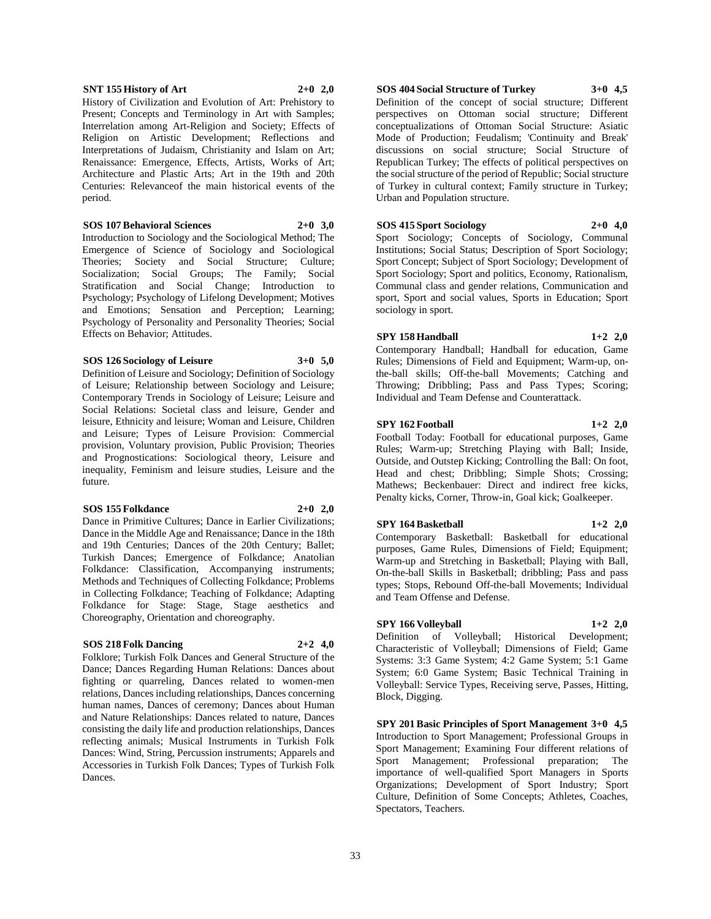**SNT 155 History of Art 2+0 2,0**

History of Civilization and Evolution of Art: Prehistory to Present; Concepts and Terminology in Art with Samples; Interrelation among Art-Religion and Society; Effects of Religion on Artistic Development; Reflections and Interpretations of Judaism, Christianity and Islam on Art; Renaissance: Emergence, Effects, Artists, Works of Art; Architecture and Plastic Arts; Art in the 19th and 20th Centuries: Relevanceof the main historical events of the period.

**SOS 107 Behavioral Sciences 2+0 3,0**

Introduction to Sociology and the Sociological Method; The Emergence of Science of Sociology and Sociological Theories; Society and Social Structure; Culture; Socialization; Social Groups; The Family; Social Stratification and Social Change; Introduction to Psychology; Psychology of Lifelong Development; Motives and Emotions; Sensation and Perception; Learning; Psychology of Personality and Personality Theories; Social Effects on Behavior; Attitudes.

**SOS 126 Sociology of Leisure 3+0 5,0**

Definition of Leisure and Sociology; Definition of Sociology of Leisure; Relationship between Sociology and Leisure; Contemporary Trends in Sociology of Leisure; Leisure and Social Relations: Societal class and leisure, Gender and leisure, Ethnicity and leisure; Woman and Leisure, Children and Leisure; Types of Leisure Provision: Commercial provision, Voluntary provision, Public Provision; Theories and Prognostications: Sociological theory, Leisure and inequality, Feminism and leisure studies, Leisure and the future.

**SOS 155 Folkdance 2+0 2,0**

Dance in Primitive Cultures; Dance in Earlier Civilizations; Dance in the Middle Age and Renaissance; Dance in the 18th and 19th Centuries; Dances of the 20th Century; Ballet; Turkish Dances; Emergence of Folkdance; Anatolian Folkdance: Classification, Accompanying instruments; Methods and Techniques of Collecting Folkdance; Problems in Collecting Folkdance; Teaching of Folkdance; Adapting Folkdance for Stage: Stage, Stage aesthetics and Choreography, Orientation and choreography.

**SOS 218 Folk Dancing 2+2 4,0**

Folklore; Turkish Folk Dances and General Structure of the Dance; Dances Regarding Human Relations: Dances about fighting or quarreling, Dances related to women-men relations, Dances including relationships, Dances concerning human names, Dances of ceremony; Dances about Human and Nature Relationships: Dances related to nature, Dances consisting the daily life and production relationships, Dances reflecting animals; Musical Instruments in Turkish Folk Dances: Wind, String, Percussion instruments; Apparels and Accessories in Turkish Folk Dances; Types of Turkish Folk Dances.

**SOS 404 Social Structure of Turkey 3+0 4,5**

Definition of the concept of social structure; Different perspectives on Ottoman social structure; Different conceptualizations of Ottoman Social Structure: Asiatic Mode of Production; Feudalism; 'Continuity and Break' discussions on social structure; Social Structure of Republican Turkey; The effects of political perspectives on the social structure of the period of Republic; Social structure of Turkey in cultural context; Family structure in Turkey; Urban and Population structure.

**SOS 415 Sport Sociology 2+0 4,0**

Sport Sociology; Concepts of Sociology, Communal Institutions; Social Status; Description of Sport Sociology; Sport Concept; Subject of Sport Sociology; Development of Sport Sociology; Sport and politics, Economy, Rationalism, Communal class and gender relations, Communication and sport, Sport and social values, Sports in Education; Sport sociology in sport.

**SPY 158 Handball 1+2 2,0**

Contemporary Handball; Handball for education, Game Rules; Dimensions of Field and Equipment; Warm-up, on-the-ball skills; Off-the-ball Movements; Catching and Throwing; Dribbling; Pass and Pass Types; Scoring; Individual and Team Defense and Counterattack.

**SPY 162 Football 1+2 2,0**

Football Today: Football for educational purposes, Game Rules; Warm-up; Stretching Playing with Ball; Inside, Outside, and Outstep Kicking; Controlling the Ball: On foot, Head and chest; Dribbling; Simple Shots; Crossing; Mathews; Beckenbauer: Direct and indirect free kicks, Penalty kicks, Corner, Throw-in, Goal kick; Goalkeeper.

**SPY 164 Basketball 1+2 2,0**

Contemporary Basketball: Basketball for educational purposes, Game Rules, Dimensions of Field; Equipment; Warm-up and Stretching in Basketball; Playing with Ball, On-the-ball Skills in Basketball; dribbling; Pass and pass types; Stops, Rebound Off-the-ball Movements; Individual and Team Offense and Defense.

**SPY 166 Volleyball 1+2 2,0**

Definition of Volleyball; Historical Development; Characteristic of Volleyball; Dimensions of Field; Game Systems: 3:3 Game System; 4:2 Game System; 5:1 Game System; 6:0 Game System; Basic Technical Training in Volleyball: Service Types, Receiving serve, Passes, Hitting, Block, Digging.

**SPY 201 Basic Principles of Sport Management 3+0 4,5**

Introduction to Sport Management; Professional Groups in Sport Management; Examining Four different relations of Sport Management; Professional preparation; The importance of well-qualified Sport Managers in Sports Organizations; Development of Sport Industry; Sport Culture, Definition of Some Concepts; Athletes, Coaches, Spectators, Teachers.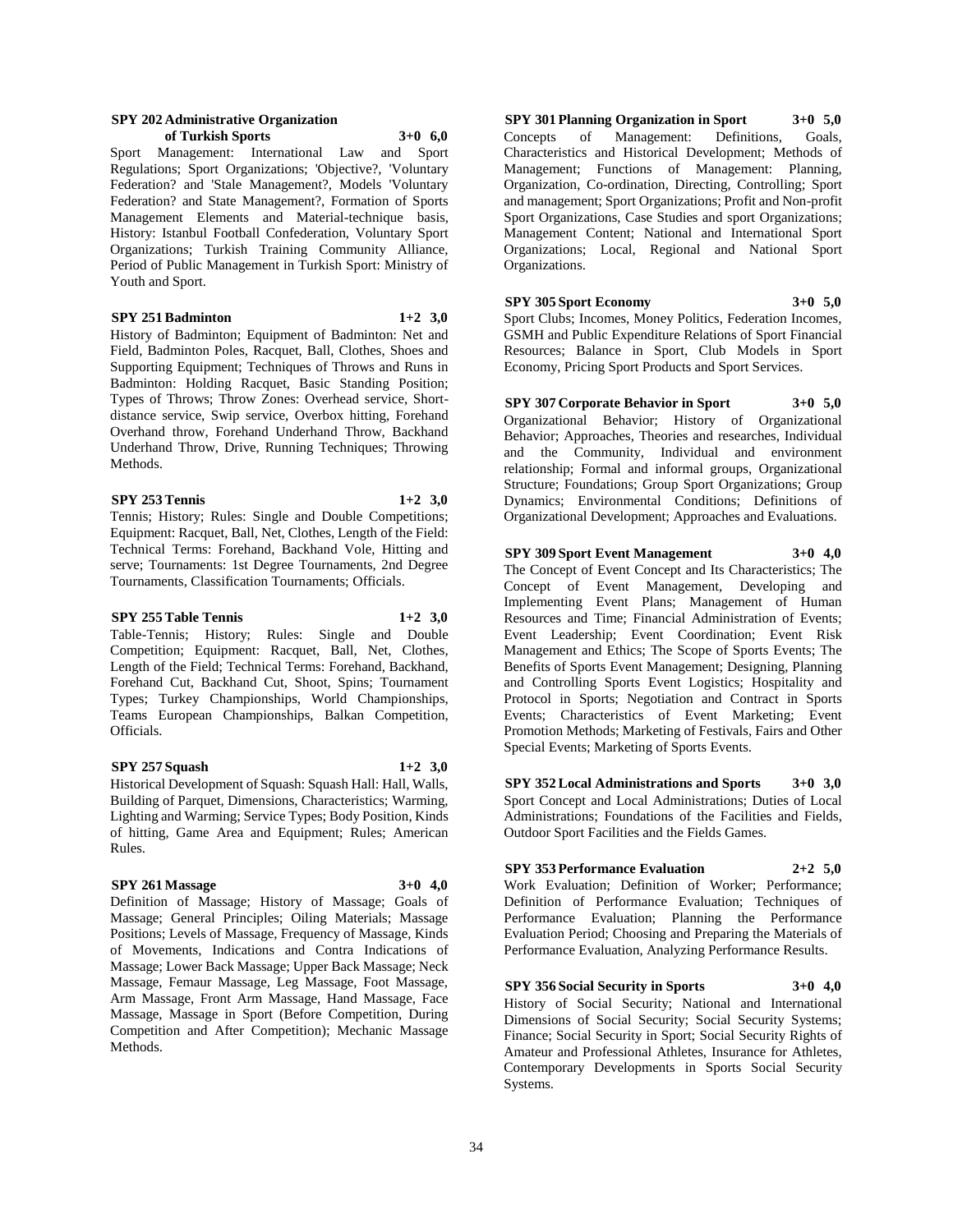**SPY 202 Administrative Organization of Turkish Sports 3+0 6,0**

Sport Management: International Law and Sport Regulations; Sport Organizations; 'Objective?, 'Voluntary Federation? and 'Stale Management?, Models 'Voluntary Federation? and State Management?, Formation of Sports Management Elements and Material-technique basis, History: Istanbul Football Confederation, Voluntary Sport Organizations; Turkish Training Community Alliance, Period of Public Management in Turkish Sport: Ministry of Youth and Sport.

**SPY 251 Badminton 1+2 3,0**

History of Badminton; Equipment of Badminton: Net and Field, Badminton Poles, Racquet, Ball, Clothes, Shoes and Supporting Equipment; Techniques of Throws and Runs in Badminton: Holding Racquet, Basic Standing Position; Types of Throws; Throw Zones: Overhead service, Short-distance service, Swip service, Overbox hitting, Forehand Overhand throw, Forehand Underhand Throw, Backhand Underhand Throw, Drive, Running Techniques; Throwing Methods.

**SPY 253 Tennis 1+2 3,0**

Tennis; History; Rules: Single and Double Competitions; Equipment: Racquet, Ball, Net, Clothes, Length of the Field: Technical Terms: Forehand, Backhand Vole, Hitting and serve; Tournaments: 1st Degree Tournaments, 2nd Degree Tournaments, Classification Tournaments; Officials.

**SPY 255 Table Tennis 1+2 3,0**

Table-Tennis; History; Rules: Single and Double Competition; Equipment: Racquet, Ball, Net, Clothes, Length of the Field; Technical Terms: Forehand, Backhand, Forehand Cut, Backhand Cut, Shoot, Spins; Tournament Types; Turkey Championships, World Championships, Teams European Championships, Balkan Competition, Officials.

**SPY 257 Squash 1+2 3,0**

Historical Development of Squash: Squash Hall: Hall, Walls, Building of Parquet, Dimensions, Characteristics; Warming, Lighting and Warming; Service Types; Body Position, Kinds of hitting, Game Area and Equipment; Rules; American Rules.

**SPY 261 Massage 3+0 4,0**

Definition of Massage; History of Massage; Goals of Massage; General Principles; Oiling Materials; Massage Positions; Levels of Massage, Frequency of Massage, Kinds of Movements, Indications and Contra Indications of Massage; Lower Back Massage; Upper Back Massage; Neck Massage, Femaur Massage, Leg Massage, Foot Massage, Arm Massage, Front Arm Massage, Hand Massage, Face Massage, Massage in Sport (Before Competition, During Competition and After Competition); Mechanic Massage Methods.

**SPY 301 Planning Organization in Sport 3+0 5,0**

Concepts of Management: Definitions, Goals, Characteristics and Historical Development; Methods of Management; Functions of Management: Planning, Organization, Co-ordination, Directing, Controlling; Sport and management; Sport Organizations; Profit and Non-profit Sport Organizations, Case Studies and sport Organizations; Management Content; National and International Sport Organizations; Local, Regional and National Sport Organizations.

**SPY 305 Sport Economy 3+0 5,0**

Sport Clubs; Incomes, Money Politics, Federation Incomes, GSMH and Public Expenditure Relations of Sport Financial Resources; Balance in Sport, Club Models in Sport Economy, Pricing Sport Products and Sport Services.

**SPY 307 Corporate Behavior in Sport 3+0 5,0**

Organizational Behavior; History of Organizational Behavior; Approaches, Theories and researches, Individual and the Community, Individual and environment relationship; Formal and informal groups, Organizational Structure; Foundations; Group Sport Organizations; Group Dynamics; Environmental Conditions; Definitions of Organizational Development; Approaches and Evaluations.

**SPY 309 Sport Event Management 3+0 4,0**

The Concept of Event Concept and Its Characteristics; The Concept of Event Management, Developing and Implementing Event Plans; Management of Human Resources and Time; Financial Administration of Events; Event Leadership; Event Coordination; Event Risk Management and Ethics; The Scope of Sports Events; The Benefits of Sports Event Management; Designing, Planning and Controlling Sports Event Logistics; Hospitality and Protocol in Sports; Negotiation and Contract in Sports Events; Characteristics of Event Marketing; Event Promotion Methods; Marketing of Festivals, Fairs and Other Special Events; Marketing of Sports Events.

**SPY 352 Local Administrations and Sports 3+0 3,0**

Sport Concept and Local Administrations; Duties of Local Administrations; Foundations of the Facilities and Fields, Outdoor Sport Facilities and the Fields Games.

**SPY 353 Performance Evaluation 2+2 5,0**

Work Evaluation; Definition of Worker; Performance; Definition of Performance Evaluation; Techniques of Performance Evaluation; Planning the Performance Evaluation Period; Choosing and Preparing the Materials of Performance Evaluation, Analyzing Performance Results.

**SPY 356 Social Security in Sports 3+0 4,0**

History of Social Security; National and International Dimensions of Social Security; Social Security Systems; Finance; Social Security in Sport; Social Security Rights of Amateur and Professional Athletes, Insurance for Athletes, Contemporary Developments in Sports Social Security Systems.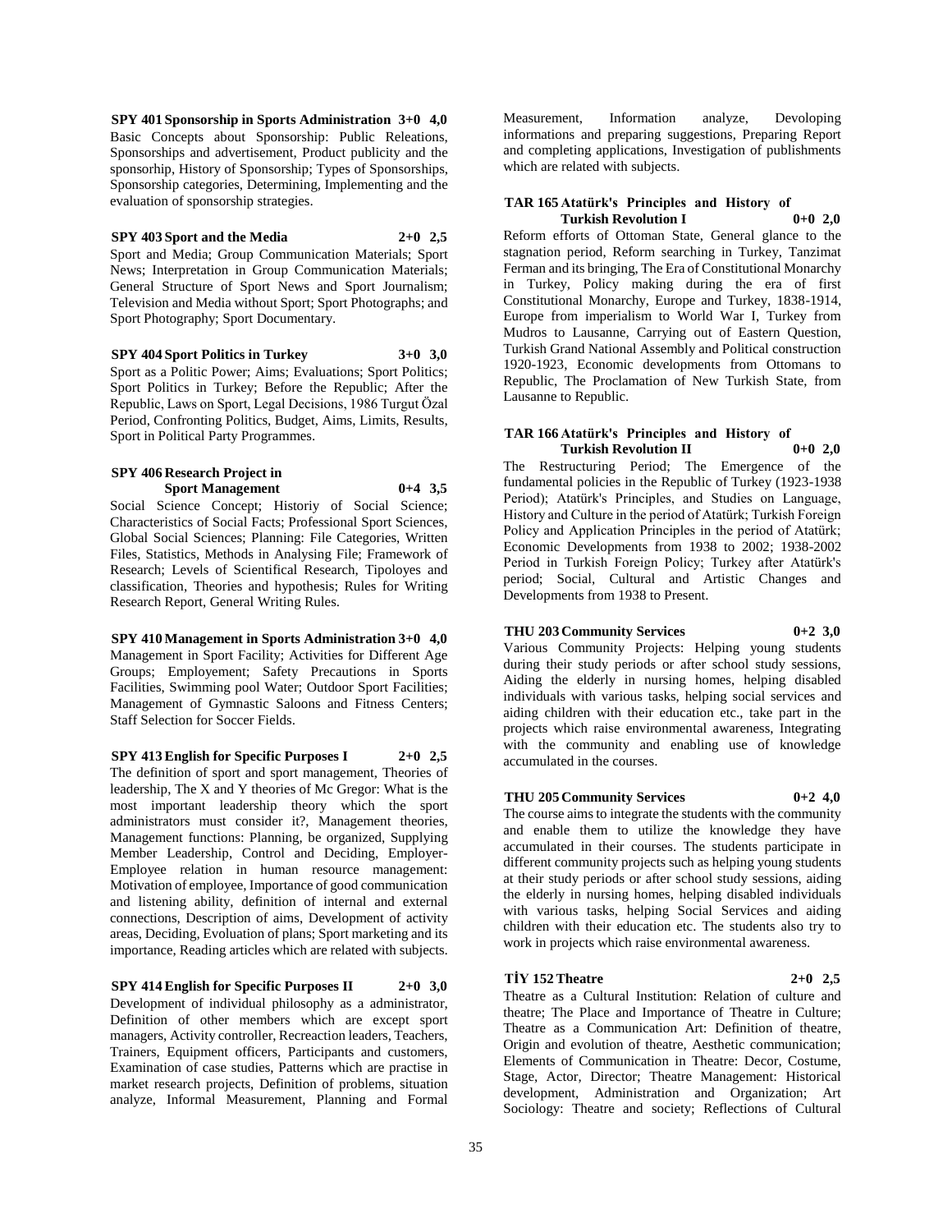**SPY 401 Sponsorship in Sports Administration 3+0 4,0**

Basic Concepts about Sponsorship: Public Releations, Sponsorships and advertisement, Product publicity and the sponsorhip, History of Sponsorship; Types of Sponsorships, Sponsorship categories, Determining, Implementing and the evaluation of sponsorship strategies.

**SPY 403 Sport and the Media 2+0 2,5**

Sport and Media; Group Communication Materials; Sport News; Interpretation in Group Communication Materials; General Structure of Sport News and Sport Journalism; Television and Media without Sport; Sport Photographs; and Sport Photography; Sport Documentary.

**SPY 404 Sport Politics in Turkey 3+0 3,0**

Sport as a Politic Power; Aims; Evaluations; Sport Politics; Sport Politics in Turkey; Before the Republic; After the Republic, Laws on Sport, Legal Decisions, 1986 Turgut Özal Period, Confronting Politics, Budget, Aims, Limits, Results, Sport in Political Party Programmes.

**SPY 406 Research Project in Sport Management 0+4 3,5**

Social Science Concept; Historiy of Social Science; Characteristics of Social Facts; Professional Sport Sciences, Global Social Sciences; Planning: File Categories, Written Files, Statistics, Methods in Analysing File; Framework of Research; Levels of Scientifical Research, Tipoloyes and classification, Theories and hypothesis; Rules for Writing Research Report, General Writing Rules.

**SPY 410 Management in Sports Administration 3+0 4,0**

Management in Sport Facility; Activities for Different Age Groups; Employement; Safety Precautions in Sports Facilities, Swimming pool Water; Outdoor Sport Facilities; Management of Gymnastic Saloons and Fitness Centers; Staff Selection for Soccer Fields.

**SPY 413 English for Specific Purposes I 2+0 2,5**

The definition of sport and sport management, Theories of leadership, The X and Y theories of Mc Gregor: What is the most important leadership theory which the sport administrators must consider it?, Management theories, Management functions: Planning, be organized, Supplying Member Leadership, Control and Deciding, Employer-Employee relation in human resource management: Motivation of employee, Importance of good communication and listening ability, definition of internal and external connections, Description of aims, Development of activity areas, Deciding, Evoluation of plans; Sport marketing and its importance, Reading articles which are related with subjects.

**SPY 414 English for Specific Purposes II 2+0 3,0**

Development of individual philosophy as a administrator, Definition of other members which are except sport managers, Activity controller, Recreaction leaders, Teachers, Trainers, Equipment officers, Participants and customers, Examination of case studies, Patterns which are practise in market research projects, Definition of problems, situation analyze, Informal Measurement, Planning and Formal Measurement, Information analyze, Devoloping informations and preparing suggestions, Preparing Report and completing applications, Investigation of publishments which are related with subjects.

**TAR 165 Atatürk's Principles and History of Turkish Revolution I 0+0 2,0**

Reform efforts of Ottoman State, General glance to the stagnation period, Reform searching in Turkey, Tanzimat Ferman and its bringing, The Era of Constitutional Monarchy in Turkey, Policy making during the era of first Constitutional Monarchy, Europe and Turkey, 1838-1914, Europe from imperialism to World War I, Turkey from Mudros to Lausanne, Carrying out of Eastern Question, Turkish Grand National Assembly and Political construction 1920-1923, Economic developments from Ottomans to Republic, The Proclamation of New Turkish State, from Lausanne to Republic.

**TAR 166 Atatürk's Principles and History of Turkish Revolution II 0+0 2,0**

The Restructuring Period; The Emergence of the fundamental policies in the Republic of Turkey (1923-1938 Period); Atatürk's Principles, and Studies on Language, History and Culture in the period of Atatürk; Turkish Foreign Policy and Application Principles in the period of Atatürk; Economic Developments from 1938 to 2002; 1938-2002 Period in Turkish Foreign Policy; Turkey after Atatürk's period; Social, Cultural and Artistic Changes and Developments from 1938 to Present.

**THU 203 Community Services 0+2 3,0**

Various Community Projects: Helping young students during their study periods or after school study sessions, Aiding the elderly in nursing homes, helping disabled individuals with various tasks, helping social services and aiding children with their education etc., take part in the projects which raise environmental awareness, Integrating with the community and enabling use of knowledge accumulated in the courses.

**THU 205 Community Services 0+2 4,0**

The course aims to integrate the students with the community and enable them to utilize the knowledge they have accumulated in their courses. The students participate in different community projects such as helping young students at their study periods or after school study sessions, aiding the elderly in nursing homes, helping disabled individuals with various tasks, helping Social Services and aiding children with their education etc. The students also try to work in projects which raise environmental awareness.

**TİY 152 Theatre 2+0 2,5**

Theatre as a Cultural Institution: Relation of culture and theatre; The Place and Importance of Theatre in Culture; Theatre as a Communication Art: Definition of theatre, Origin and evolution of theatre, Aesthetic communication; Elements of Communication in Theatre: Decor, Costume, Stage, Actor, Director; Theatre Management: Historical development, Administration and Organization; Art Sociology: Theatre and society; Reflections of Cultural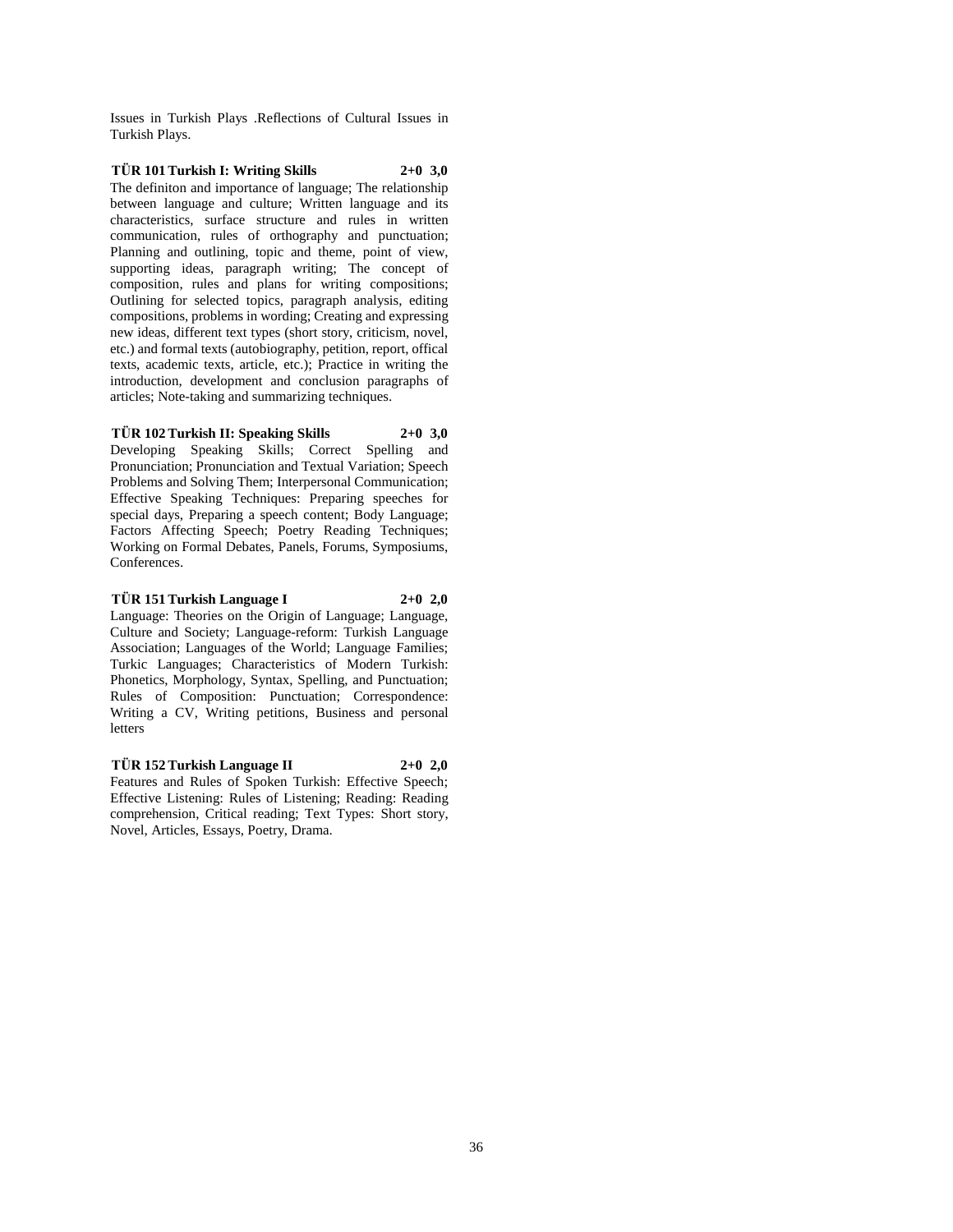Issues in Turkish Plays .Reflections of Cultural Issues in Turkish Plays.

**TÜR 101 Turkish I: Writing Skills 2+0 3,0**

The definiton and importance of language; The relationship between language and culture; Written language and its characteristics, surface structure and rules in written communication, rules of orthography and punctuation; Planning and outlining, topic and theme, point of view, supporting ideas, paragraph writing; The concept of composition, rules and plans for writing compositions; Outlining for selected topics, paragraph analysis, editing compositions, problems in wording; Creating and expressing new ideas, different text types (short story, criticism, novel, etc.) and formal texts (autobiography, petition, report, offical texts, academic texts, article, etc.); Practice in writing the introduction, development and conclusion paragraphs of articles; Note-taking and summarizing techniques.

**TÜR 102 Turkish II: Speaking Skills 2+0 3,0**

Developing Speaking Skills; Correct Spelling and Pronunciation; Pronunciation and Textual Variation; Speech Problems and Solving Them; Interpersonal Communication; Effective Speaking Techniques: Preparing speeches for special days, Preparing a speech content; Body Language; Factors Affecting Speech; Poetry Reading Techniques; Working on Formal Debates, Panels, Forums, Symposiums, Conferences.

**TÜR 151 Turkish Language I 2+0 2,0**

Language: Theories on the Origin of Language; Language, Culture and Society; Language-reform: Turkish Language Association; Languages of the World; Language Families; Turkic Languages; Characteristics of Modern Turkish: Phonetics, Morphology, Syntax, Spelling, and Punctuation; Rules of Composition: Punctuation; Correspondence: Writing a CV, Writing petitions, Business and personal letters

**TÜR 152 Turkish Language II 2+0 2,0**

Features and Rules of Spoken Turkish: Effective Speech; Effective Listening: Rules of Listening; Reading: Reading comprehension, Critical reading; Text Types: Short story, Novel, Articles, Essays, Poetry, Drama.